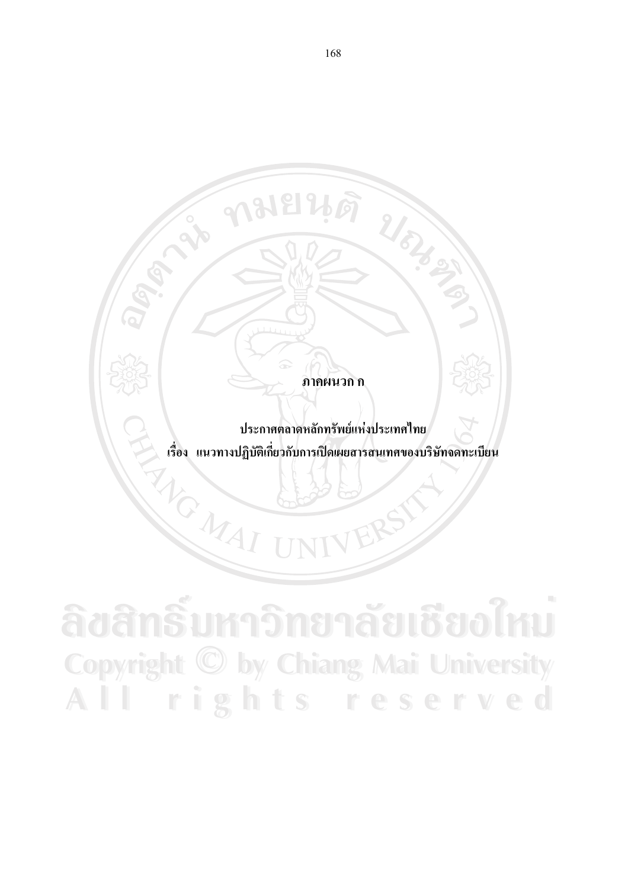# ภาคผนวก ก

## ประกาศตลาดหลักทรัพย์แห่งประเทศไทย

## เรื่อง แนวทางปฏิบัติเกี่ยวกับการเปิดเผยสารสนเทศของบริษัทจดทะเบียน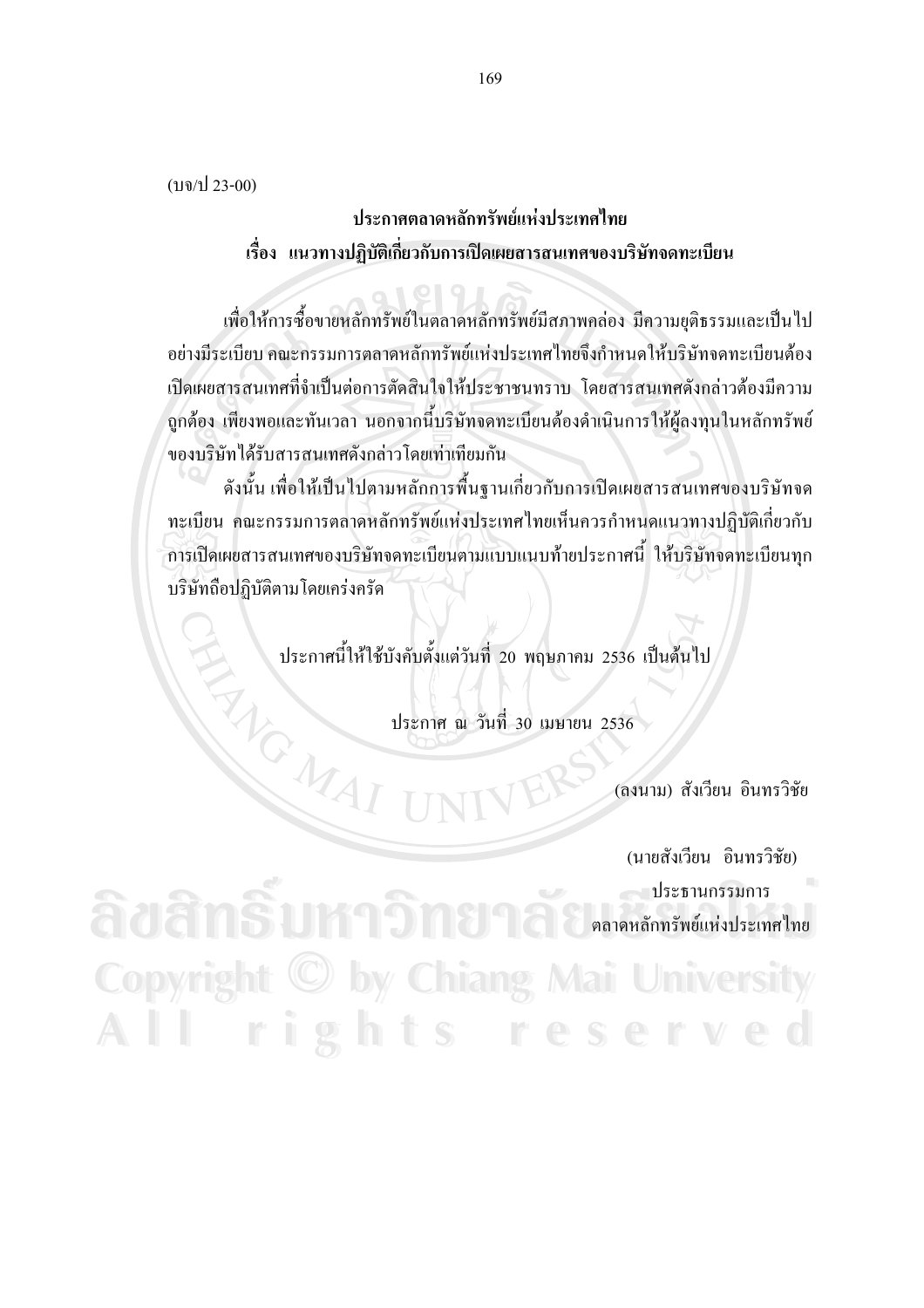(บจ/ป 23-00)

**ประกาศตลาดหลักทรัพย์แห่งประเทศไทย**

**เรื่อง แนวทางปฏิบัติเกี่ยวกับการเปิดเผยสารสนเทศของบริษัทจดทะเบียน**

เพื่อให้การซื้อขายหลักทรัพย์ในตลาดหลักทรัพย์มีสภาพคล่อง มีความยุติธรรมและเป็นไปอย่างมีระเบียบ คณะกรรมการตลาดหลักทรัพย์แห่งประเทศไทยจึงกำหนดให้บริษัทจดทะเบียนต้องเปิดเผยสารสนเทศที่จำเป็นต่อการตัดสินใจให้ประชาชนทราบ โดยสารสนเทศดังกล่าวต้องมีความถูกต้อง เพียงพอและทันเวลา นอกจากนี้บริษัทจดทะเบียนต้องดำเนินการให้ผู้ลงทุนในหลักทรัพย์ของบริษัทได้รับสารสนเทศดังกล่าวโดยเท่าเทียมกัน

ดังนั้น เพื่อให้เป็นไปตามหลักการพื้นฐานเกี่ยวกับการเปิดเผยสารสนเทศของบริษัทจดทะเบียน คณะกรรมการตลาดหลักทรัพย์แห่งประเทศไทยเห็นควรกำหนดแนวทางปฏิบัติเกี่ยวกับการเปิดเผยสารสนเทศของบริษัทจดทะเบียนตามแบบแนบท้ายประกาศนี้ ให้บริษัทจดทะเบียนทุกบริษัทถือปฏิบัติตามโดยเคร่งครัด

ประกาศนี้ให้ใช้บังคับตั้งแต่วันที่ 20 พฤษภาคม 2536 เป็นต้นไป

ประกาศ ณ วันที่ 30 เมษายน 2536

(ลงนาม) สังเวียน อินทรวิชัย

(นายสังเวียน อินทรวิชัย)

ประธานกรรมการ

ตลาดหลักทรัพย์แห่งประเทศไทย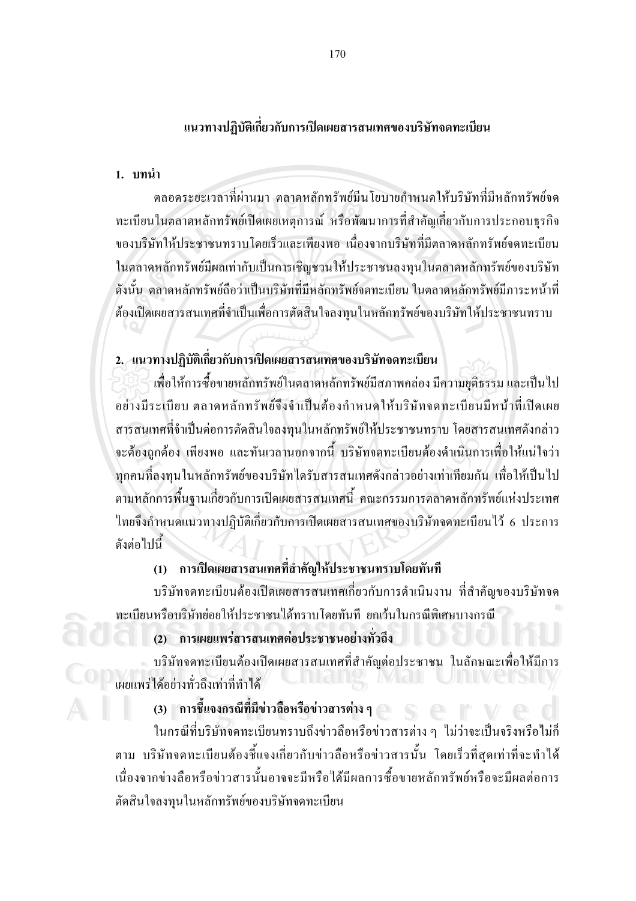## แนวทางปฏิบัติเกี่ยวกับการเปิดเผยสารสนเทศของบริษัทจดทะเบียน

**1. บทนำ**

ตลอดระยะเวลาที่ผ่านมา ตลาดหลักทรัพย์มีนโยบายกำหนดให้บริษัทที่มีหลักทรัพย์จดทะเบียนในตลาดหลักทรัพย์เปิดเผยเหตุการณ์ หรือพัฒนาการที่สำคัญเกี่ยวกับการประกอบธุรกิจของบริษัทให้ประชาชนทราบโดยเร็วและเพียงพอ เนื่องจากบริษัทที่มีตลาดหลักทรัพย์จดทะเบียนในตลาดหลักทรัพย์มีผลเท่ากับเป็นการเชิญชวนให้ประชาชนลงทุนในตลาดหลักทรัพย์ของบริษัท ดังนั้น ตลาดหลักทรัพย์ถือว่าเป็นบริษัทที่มีหลักทรัพย์จดทะเบียน ในตลาดหลักทรัพย์มีภาระหน้าที่ต้องเปิดเผยสารสนเทศที่จำเป็นเพื่อการตัดสินใจลงทุนในหลักทรัพย์ของบริษัทให้ประชาชนทราบ

**2. แนวทางปฏิบัติเกี่ยวกับการเปิดเผยสารสนเทศของบริษัทจดทะเบียน**

เพื่อให้การซื้อขายหลักทรัพย์ในตลาดหลักทรัพย์มีสภาพคล่อง มีความยุติธรรม และเป็นไปอย่างมีระเบียบ ตลาดหลักทรัพย์จึงจำเป็นต้องกำหนดให้บริษัทจดทะเบียนมีหน้าที่เปิดเผยสารสนเทศที่จำเป็นต่อการตัดสินใจลงทุนในหลักทรัพย์ให้ประชาชนทราบ โดยสารสนเทศดังกล่าวจะต้องถูกต้อง เพียงพอ และทันเวลานอกจากนี้ บริษัทจดทะเบียนต้องดำเนินการเพื่อให้แน่ใจว่าทุกคนที่ลงทุนในหลักทรัพย์ของบริษัทได้รับสารสนเทศดังกล่าวอย่างเท่าเทียมกัน เพื่อให้เป็นไปตามหลักการพื้นฐานเกี่ยวกับการเปิดเผยสารสนเทศนี้ คณะกรรมการตลาดหลักทรัพย์แห่งประเทศไทยจึงกำหนดแนวทางปฏิบัติเกี่ยวกับการเปิดเผยสารสนเทศของบริษัทจดทะเบียนไว้ 6 ประการ ดังต่อไปนี้

**(1) การเปิดเผยสารสนเทศที่สำคัญให้ประชาชนทราบโดยทันที**

บริษัทจดทะเบียนต้องเปิดเผยสารสนเทศเกี่ยวกับการดำเนินงาน ที่สำคัญของบริษัทจดทะเบียนหรือบริษัทย่อยให้ประชาชนได้ทราบโดยทันที ยกเว้นในกรณีพิเศษบางกรณี

**(2) การเผยแพร่สารสนเทศต่อประชาชนอย่างทั่วถึง**

บริษัทจดทะเบียนต้องเปิดเผยสารสนเทศที่สำคัญต่อประชาชน ในลักษณะเพื่อให้มีการเผยแพร่ได้อย่างทั่วถึงเท่าที่ทำได้

**(3) การชี้แจงกรณีที่มีข่าวลือหรือข่าวสารต่าง ๆ**

ในกรณีที่บริษัทจดทะเบียนทราบถึงข่าวลือหรือข่าวสารต่าง ๆ ไม่ว่าจะเป็นจริงหรือไม่ก็ตาม บริษัทจดทะเบียนต้องชี้แจงเกี่ยวกับข่าวลือหรือข่าวสารนั้น โดยเร็วที่สุดเท่าที่จะทำได้ เนื่องจากข่าวลือหรือข่าวสารนั้นอาจจะมีหรือได้มีผลการซื้อขายหลักทรัพย์หรือจะมีผลต่อการตัดสินใจลงทุนในหลักทรัพย์ของบริษัทจดทะเบียน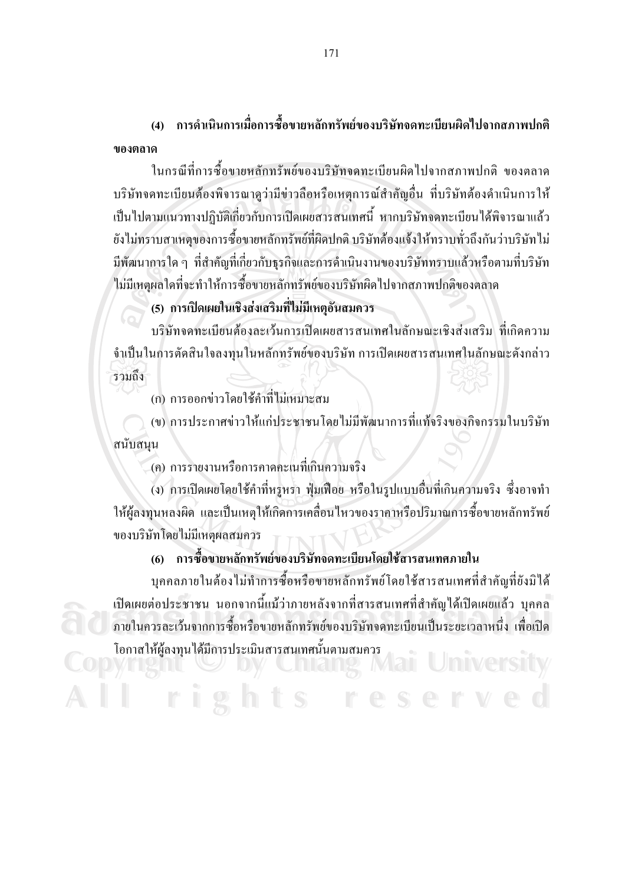**(4) การดำเนินการเมื่อการซื้อขายหลักทรัพย์ของบริษัทจดทะเบียนผิดไปจากสภาพปกติของตลาด**

ในกรณีที่การซื้อขายหลักทรัพย์ของบริษัทจดทะเบียนผิดไปจากสภาพปกติ ของตลาด บริษัทจดทะเบียนต้องพิจารณาดูว่ามีข่าวลือหรือเหตุการณ์สำคัญอื่น ที่บริษัทต้องดำเนินการให้เป็นไปตามแนวทางปฏิบัติเกี่ยวกับการเปิดเผยสารสนเทศนี้ หากบริษัทจดทะเบียนได้พิจารณาแล้วยังไม่ทราบสาเหตุของการซื้อขายหลักทรัพย์ที่ผิดปกติ บริษัทต้องแจ้งให้ทราบทั่วถึงกันว่าบริษัทไม่มีพัฒนาการใด ๆ ที่สำคัญที่เกี่ยวกับธุรกิจและการดำเนินงานของบริษัททราบแล้วหรือตามที่บริษัทไม่มีเหตุผลใดที่จะทำให้การซื้อขายหลักทรัพย์ของบริษัทผิดไปจากสภาพปกติของตลาด

**(5) การเปิดเผยในเชิงส่งเสริมที่ไม่มีเหตุอันสมควร**

บริษัทจดทะเบียนต้องละเว้นการเปิดเผยสารสนเทศในลักษณะเชิงส่งเสริม ที่เกิดความจำเป็นในการตัดสินใจลงทุนในหลักทรัพย์ของบริษัท การเปิดเผยสารสนเทศในลักษณะดังกล่าวรวมถึง

(ก) การออกข่าวโดยใช้คำที่ไม่เหมาะสม

(ข) การประกาศข่าวให้แก่ประชาชนโดยไม่มีพัฒนาการที่แท้จริงของกิจกรรมในบริษัทสนับสนุน

(ค) การรายงานหรือการคาดคะเนที่เกินความจริง

(ง) การเปิดเผยโดยใช้คำที่หรูหรา ฟุ่มเฟือย หรือในรูปแบบอื่นที่เกินความจริง ซึ่งอาจทำให้ผู้ลงทุนหลงผิด และเป็นเหตุให้เกิดการเคลื่อนไหวของราคาหรือปริมาณการซื้อขายหลักทรัพย์ของบริษัทโดยไม่มีเหตุผลสมควร

**(6) การซื้อขายหลักทรัพย์ของบริษัทจดทะเบียนโดยใช้สารสนเทศภายใน**

บุคคลภายในต้องไม่ทำการซื้อหรือขายหลักทรัพย์โดยใช้สารสนเทศที่สำคัญที่ยังมิได้เปิดเผยต่อประชาชน นอกจากนี้แม้ว่าภายหลังจากที่สารสนเทศที่สำคัญได้เปิดเผยแล้ว บุคคลภายในควรละเว้นจากการซื้อหรือขายหลักทรัพย์ของบริษัทจดทะเบียนเป็นระยะเวลาหนึ่ง เพื่อเปิดโอกาสให้ผู้ลงทุนได้มีการประเมินสารสนเทศนั้นตามสมควร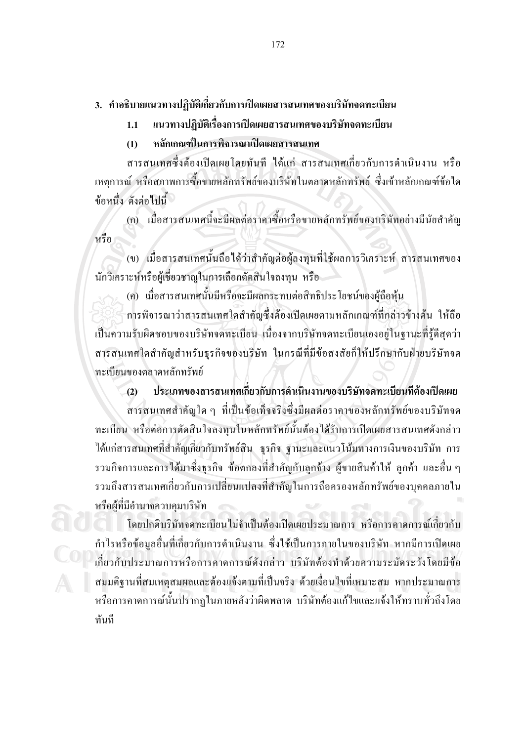### 3. คำอธิบายแนวทางปฏิบัติเกี่ยวกับการเปิดเผยสารสนเทศของบริษัทจดทะเบียน

#### 1.1 แนวทางปฏิบัติเรื่องการเปิดเผยสารสนเทศของบริษัทจดทะเบียน

**(1) หลักเกณฑ์ในการพิจารณาเปิดเผยสารสนเทศ**

สารสนเทศซึ่งต้องเปิดเผยโดยทันที ได้แก่ สารสนเทศเกี่ยวกับการดำเนินงาน หรือเหตุการณ์ หรือสภาพการซื้อขายหลักทรัพย์ของบริษัทในตลาดหลักทรัพย์ ซึ่งเข้าหลักเกณฑ์ข้อใดข้อหนึ่ง ดังต่อไปนี้

(ก) เมื่อสารสนเทศนี้จะมีผลต่อราคาซื้อหรือขายหลักทรัพย์ของบริษัทอย่างมีนัยสำคัญ หรือ

(ข) เมื่อสารสนเทศนั้นถือได้ว่าสำคัญต่อผู้ลงทุนที่ใช้ผลการวิเคราะห์ สารสนเทศของนักวิเคราะห์หรือผู้เชี่ยวชาญในการเลือกตัดสินใจลงทุน หรือ

(ค) เมื่อสารสนเทศนั้นมีหรือจะมีผลกระทบต่อสิทธิประโยชน์ของผู้ถือหุ้น

การพิจารณาว่าสารสนเทศใดสำคัญซึ่งต้องเปิดเผยตามหลักเกณฑ์ที่กล่าวข้างต้น ให้ถือเป็นความรับผิดชอบของบริษัทจดทะเบียน เนื่องจากบริษัทจดทะเบียนเองอยู่ในฐานะที่รู้ดีสุดว่าสารสนเทศใดสำคัญสำหรับธุรกิจของบริษัท ในกรณีที่มีข้อสงสัยก็ให้ปรึกษากับฝ่ายบริษัทจดทะเบียนของตลาดหลักทรัพย์

**(2) ประเภทของสารสนเทศเกี่ยวกับการดำเนินงานของบริษัทจดทะเบียนที่ต้องเปิดเผย**

สารสนเทศสำคัญใด ๆ ที่เป็นข้อเท็จจริงซึ่งมีผลต่อราคาของหลักทรัพย์ของบริษัทจดทะเบียน หรือต่อการตัดสินใจลงทุนในหลักทรัพย์นั้นต้องได้รับการเปิดเผยสารสนเทศดังกล่าว ได้แก่สารสนเทศที่สำคัญเกี่ยวกับทรัพย์สิน ธุรกิจ ฐานะและแนวโน้มทางการเงินของบริษัท การรวมกิจการและการได้มาซึ่งธุรกิจ ข้อตกลงที่สำคัญกับลูกจ้าง ผู้ขายสินค้าให้ ลูกค้า และอื่น ๆ รวมถึงสารสนเทศเกี่ยวกับการเปลี่ยนแปลงที่สำคัญในการถือครองหลักทรัพย์ของบุคคลภายในหรือผู้ที่มีอำนาจควบคุมบริษัท

โดยปกติบริษัทจดทะเบียนไม่จำเป็นต้องเปิดเผยประมาณการ หรือการคาดการณ์เกี่ยวกับกำไรหรือข้อมูลอื่นที่เกี่ยวกับการดำเนินงาน ซึ่งใช้เป็นการภายในของบริษัท หากมีการเปิดเผยเกี่ยวกับประมาณการหรือการคาดการณ์ดังกล่าว บริษัทต้องทำด้วยความระมัดระวังโดยมีข้อสมมติฐานที่สมเหตุสมผลและต้องแจ้งตามที่เป็นจริง ด้วยเงื่อนไขที่เหมาะสม หากประมาณการหรือการคาดการณ์นั้นปรากฏในภายหลังว่าผิดพลาด บริษัทต้องแก้ไขและแจ้งให้ทราบทั่วถึงโดยทันที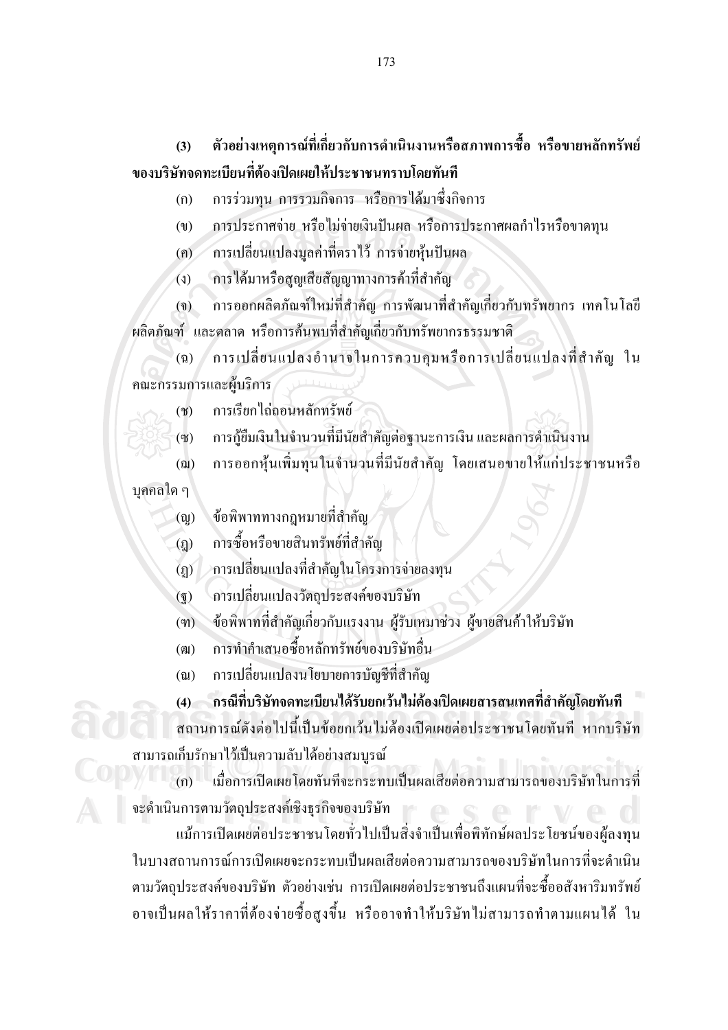**(3) ตัวอย่างเหตุการณ์ที่เกี่ยวกับการดำเนินงานหรือสภาพการซื้อ หรือขายหลักทรัพย์ของบริษัทจดทะเบียนที่ต้องเปิดเผยให้ประชาชนทราบโดยทันที**

(ก) การร่วมทุน การรวมกิจการ หรือการได้มาซึ่งกิจการ

(ข) การประกาศจ่าย หรือไม่จ่ายเงินปันผล หรือการประกาศผลกำไรหรือขาดทุน

(ค) การเปลี่ยนแปลงมูลค่าที่ตราไว้ การจ่ายหุ้นปันผล

(ง) การได้มาหรือสูญเสียสัญญาทางการค้าที่สำคัญ

(จ) การออกผลิตภัณฑ์ใหม่ที่สำคัญ การพัฒนาที่สำคัญเกี่ยวกับทรัพยากร เทคโนโลยี ผลิตภัณฑ์ และตลาด หรือการค้นพบที่สำคัญเกี่ยวกับทรัพยากรธรรมชาติ

(ฉ) การเปลี่ยนแปลงอำนาจในการควบคุมหรือการเปลี่ยนแปลงที่สำคัญ ในคณะกรรมการและผู้บริหาร

(ช) การเรียกไถ่ถอนหลักทรัพย์

(ซ) การกู้ยืมเงินในจำนวนที่มีนัยสำคัญต่อฐานะการเงิน และผลการดำเนินงาน

(ฌ) การออกหุ้นเพิ่มทุนในจำนวนที่มีนัยสำคัญ โดยเสนอขายให้แก่ประชาชนหรือบุคคลใด ๆ

(ญ) ข้อพิพาททางกฎหมายที่สำคัญ

(ฎ) การซื้อหรือขายสินทรัพย์ที่สำคัญ

(ฏ) การเปลี่ยนแปลงที่สำคัญในโครงการจ่ายลงทุน

(ฐ) การเปลี่ยนแปลงวัตถุประสงค์ของบริษัท

(ฑ) ข้อพิพาทที่สำคัญเกี่ยวกับแรงงาน ผู้รับเหมาช่วง ผู้ขายสินค้าให้บริษัท

(ฒ) การทำคำเสนอซื้อหลักทรัพย์ของบริษัทอื่น

(ณ) การเปลี่ยนแปลงนโยบายการบัญชีที่สำคัญ

**(4) กรณีที่บริษัทจดทะเบียนได้รับยกเว้นไม่ต้องเปิดเผยสารสนเทศที่สำคัญโดยทันที**

สถานการณ์ดังต่อไปนี้เป็นข้อยกเว้นไม่ต้องเปิดเผยต่อประชาชนโดยทันที หากบริษัทสามารถเก็บรักษาไว้เป็นความลับได้อย่างสมบูรณ์

(ก) เมื่อการเปิดเผยโดยทันทีจะกระทบเป็นผลเสียต่อความสามารถของบริษัทในการที่จะดำเนินการตามวัตถุประสงค์เชิงธุรกิจของบริษัท

แม้การเปิดเผยต่อประชาชนโดยทั่วไปเป็นสิ่งจำเป็นเพื่อพิทักษ์ผลประโยชน์ของผู้ลงทุน ในบางสถานการณ์การเปิดเผยจะกระทบเป็นผลเสียต่อความสามารถของบริษัทในการที่จะดำเนินตามวัตถุประสงค์ของบริษัท ตัวอย่างเช่น การเปิดเผยต่อประชาชนถึงแผนที่จะซื้ออสังหาริมทรัพย์อาจเป็นผลให้ราคาที่ต้องจ่ายซื้อสูงขึ้น หรืออาจทำให้บริษัทไม่สามารถทำตามแผนได้ ใน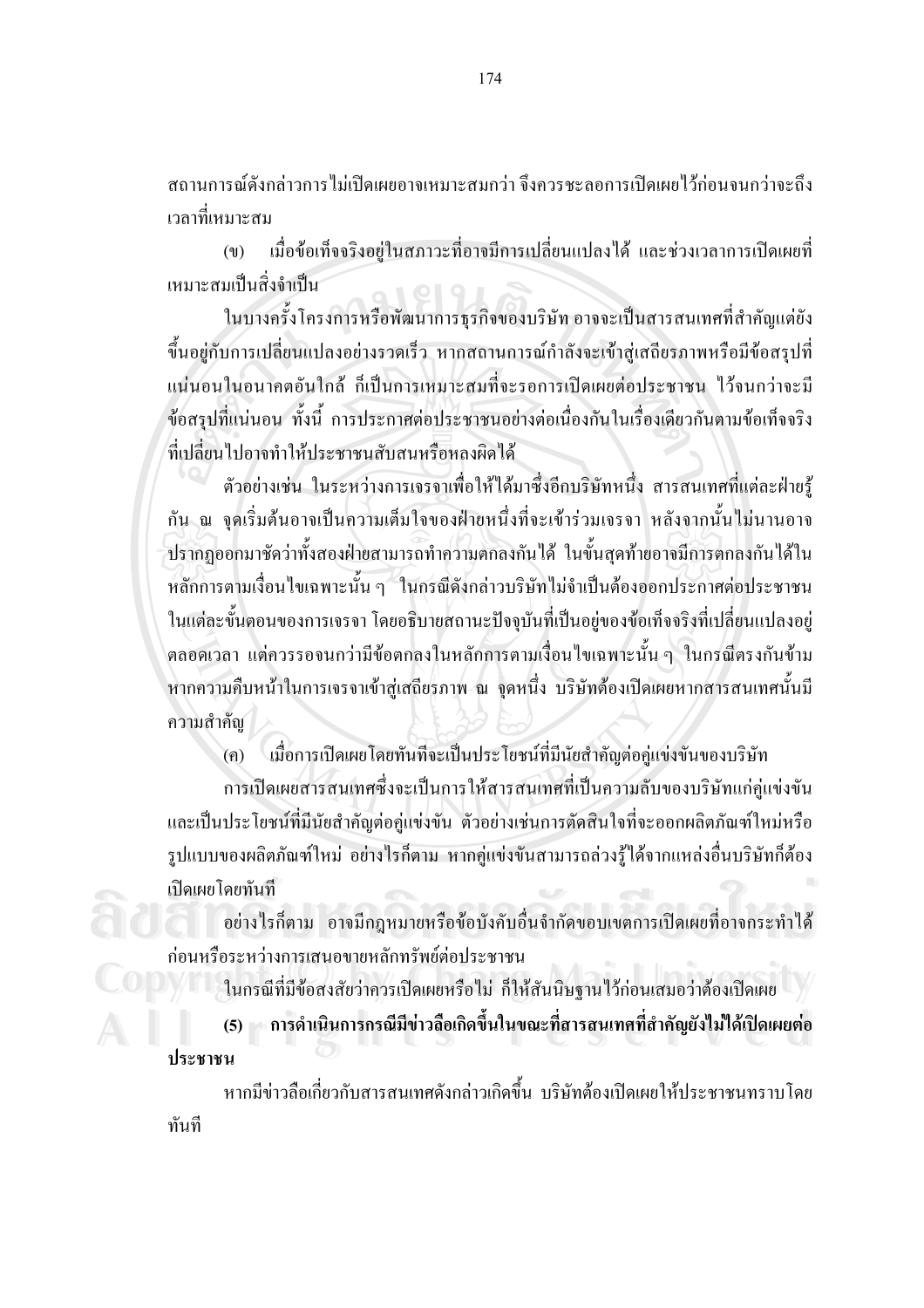สถานการณ์ดังกล่าวการไม่เปิดเผยอาจเหมาะสมกว่า จึงควรชะลอการเปิดเผยไว้ก่อนจนกว่าจะถึงเวลาที่เหมาะสม

(ข) เมื่อข้อเท็จจริงอยู่ในสภาวะที่อาจมีการเปลี่ยนแปลงได้ และช่วงเวลาการเปิดเผยที่เหมาะสมเป็นสิ่งจำเป็น

ในบางครั้งโครงการหรือพัฒนาการธุรกิจของบริษัท อาจจะเป็นสารสนเทศที่สำคัญแต่ยังขึ้นอยู่กับการเปลี่ยนแปลงอย่างรวดเร็ว หากสถานการณ์กำลังจะเข้าสู่เสถียรภาพหรือมีข้อสรุปที่แน่นอนในอนาคตอันใกล้ ก็เป็นการเหมาะสมที่จะรอการเปิดเผยต่อประชาชน ไว้จนกว่าจะมีข้อสรุปที่แน่นอน ทั้งนี้ การประกาศต่อประชาชนอย่างต่อเนื่องกันในเรื่องเดียวกันตามข้อเท็จจริงที่เปลี่ยนไปอาจทำให้ประชาชนสับสนหรือหลงผิดได้

ตัวอย่างเช่น ในระหว่างการเจรจาเพื่อให้ได้มาซึ่งอีกบริษัทหนึ่ง สารสนเทศที่แต่ละฝ่ายรู้กัน ณ จุดเริ่มต้นอาจเป็นความเต็มใจของฝ่ายหนึ่งที่จะเข้าร่วมเจรจา หลังจากนั้นไม่นานอาจปรากฏออกมาชัดว่าทั้งสองฝ่ายสามารถทำความตกลงกันได้ ในขั้นสุดท้ายอาจมีการตกลงกันได้ในหลักการตามเงื่อนไขเฉพาะนั้น ๆ ในกรณีดังกล่าวบริษัทไม่จำเป็นต้องออกประกาศต่อประชาชนในแต่ละขั้นตอนของการเจรจา โดยอธิบายสถานะปัจจุบันที่เป็นอยู่ของข้อเท็จจริงที่เปลี่ยนแปลงอยู่ตลอดเวลา แต่ควรรอจนกว่ามีข้อตกลงในหลักการตามเงื่อนไขเฉพาะนั้น ๆ ในกรณีตรงกันข้าม หากความคืบหน้าในการเจรจาเข้าสู่เสถียรภาพ ณ จุดหนึ่ง บริษัทต้องเปิดเผยหากสารสนเทศนั้นมีความสำคัญ

(ค) เมื่อการเปิดเผยโดยทันทีจะเป็นประโยชน์ที่มีนัยสำคัญต่อคู่แข่งขันของบริษัท

การเปิดเผยสารสนเทศซึ่งจะเป็นการให้สารสนเทศที่เป็นความลับของบริษัทแก่คู่แข่งขันและเป็นประโยชน์ที่มีนัยสำคัญต่อคู่แข่งขัน ตัวอย่างเช่นการตัดสินใจที่จะออกผลิตภัณฑ์ใหม่หรือรูปแบบของผลิตภัณฑ์ใหม่ อย่างไรก็ตาม หากคู่แข่งขันสามารถล่วงรู้ได้จากแหล่งอื่นบริษัทก็ต้องเปิดเผยโดยทันที

อย่างไรก็ตาม อาจมีกฎหมายหรือข้อบังคับอื่นจำกัดขอบเขตการเปิดเผยที่อาจกระทำได้ก่อนหรือระหว่างการเสนอขายหลักทรัพย์ต่อประชาชน

ในกรณีที่มีข้อสงสัยว่าควรเปิดเผยหรือไม่ ก็ให้สันนิษฐานไว้ก่อนเสมอว่าต้องเปิดเผย

**(5) การดำเนินการกรณีมีข่าวลือเกิดขึ้นในขณะที่สารสนเทศที่สำคัญยังไม่ได้เปิดเผยต่อประชาชน**

หากมีข่าวลือเกี่ยวกับสารสนเทศดังกล่าวเกิดขึ้น บริษัทต้องเปิดเผยให้ประชาชนทราบโดยทันที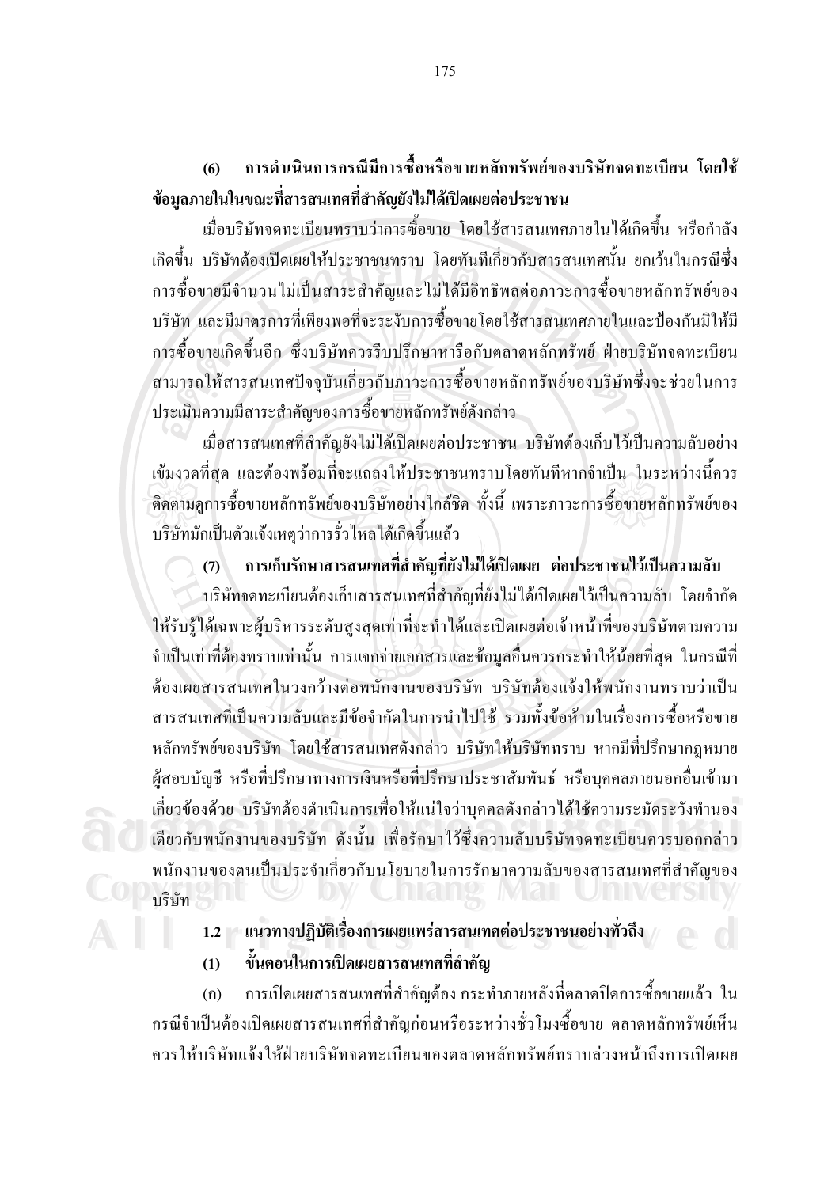**(6) การดำเนินการกรณีมีการซื้อหรือขายหลักทรัพย์ของบริษัทจดทะเบียน โดยใช้ข้อมูลภายในในขณะที่สารสนเทศที่สำคัญยังไม่ได้เปิดเผยต่อประชาชน**

เมื่อบริษัทจดทะเบียนทราบว่าการซื้อขาย โดยใช้สารสนเทศภายในได้เกิดขึ้น หรือกำลังเกิดขึ้น บริษัทต้องเปิดเผยให้ประชาชนทราบ โดยทันทีเกี่ยวกับสารสนเทศนั้น ยกเว้นในกรณีซึ่งการซื้อขายมีจำนวนไม่เป็นสาระสำคัญและไม่ได้มีอิทธิพลต่อภาวะการซื้อขายหลักทรัพย์ของบริษัท และมีมาตรการที่เพียงพอที่จะระงับการซื้อขายโดยใช้สารสนเทศภายในและป้องกันมิให้มีการซื้อขายเกิดขึ้นอีก ซึ่งบริษัทควรรีบปรึกษาหารือกับตลาดหลักทรัพย์ ฝ่ายบริษัทจดทะเบียน สามารถให้สารสนเทศปัจจุบันเกี่ยวกับภาวะการซื้อขายหลักทรัพย์ของบริษัทซึ่งจะช่วยในการประเมินความมีสาระสำคัญของการซื้อขายหลักทรัพย์ดังกล่าว

เมื่อสารสนเทศที่สำคัญยังไม่ได้เปิดเผยต่อประชาชน บริษัทต้องเก็บไว้เป็นความลับอย่างเข้มงวดที่สุด และต้องพร้อมที่จะแถลงให้ประชาชนทราบโดยทันทีหากจำเป็น ในระหว่างนี้ควรติดตามดูการซื้อขายหลักทรัพย์ของบริษัทอย่างใกล้ชิด ทั้งนี้ เพราะภาวะการซื้อขายหลักทรัพย์ของบริษัทมักเป็นตัวแจ้งเหตุว่าการรั่วไหลได้เกิดขึ้นแล้ว

**(7) การเก็บรักษาสารสนเทศที่สำคัญที่ยังไม่ได้เปิดเผย ต่อประชาชนไว้เป็นความลับ**

บริษัทจดทะเบียนต้องเก็บสารสนเทศที่สำคัญที่ยังไม่ได้เปิดเผยไว้เป็นความลับ โดยจำกัดให้รับรู้ได้เฉพาะผู้บริหารระดับสูงสุดเท่าที่จะทำได้และเปิดเผยต่อเจ้าหน้าที่ของบริษัทตามความจำเป็นเท่าที่ต้องทราบเท่านั้น การแจกจ่ายเอกสารและข้อมูลอื่นควรกระทำให้น้อยที่สุด ในกรณีที่ต้องเผยสารสนเทศในวงกว้างต่อพนักงานของบริษัท บริษัทต้องแจ้งให้พนักงานทราบว่าเป็นสารสนเทศที่เป็นความลับและมีข้อจำกัดในการนำไปใช้ รวมทั้งข้อห้ามในเรื่องการซื้อหรือขายหลักทรัพย์ของบริษัท โดยใช้สารสนเทศดังกล่าว บริษัทให้บริษัททราบ หากมีที่ปรึกษากฎหมาย ผู้สอบบัญชี หรือที่ปรึกษาทางการเงินหรือที่ปรึกษาประชาสัมพันธ์ หรือบุคคลภายนอกอื่นเข้ามาเกี่ยวข้องด้วย บริษัทต้องดำเนินการเพื่อให้แน่ใจว่าบุคคลดังกล่าวได้ใช้ความระมัดระวังทำนองเดียวกับพนักงานของบริษัท ดังนั้น เพื่อรักษาไว้ซึ่งความลับบริษัทจดทะเบียนควรบอกกล่าวพนักงานของตนเป็นประจำเกี่ยวกับนโยบายในการรักษาความลับของสารสนเทศที่สำคัญของบริษัท

**1.2 แนวทางปฏิบัติเรื่องการเผยแพร่สารสนเทศต่อประชาชนอย่างทั่วถึง**

**(1) ขั้นตอนในการเปิดเผยสารสนเทศที่สำคัญ**

(ก) การเปิดเผยสารสนเทศที่สำคัญต้อง กระทำภายหลังที่ตลาดปิดการซื้อขายแล้ว ในกรณีจำเป็นต้องเปิดเผยสารสนเทศที่สำคัญก่อนหรือระหว่างชั่วโมงซื้อขาย ตลาดหลักทรัพย์เห็นควรให้บริษัทแจ้งให้ฝ่ายบริษัทจดทะเบียนของตลาดหลักทรัพย์ทราบล่วงหน้าถึงการเปิดเผย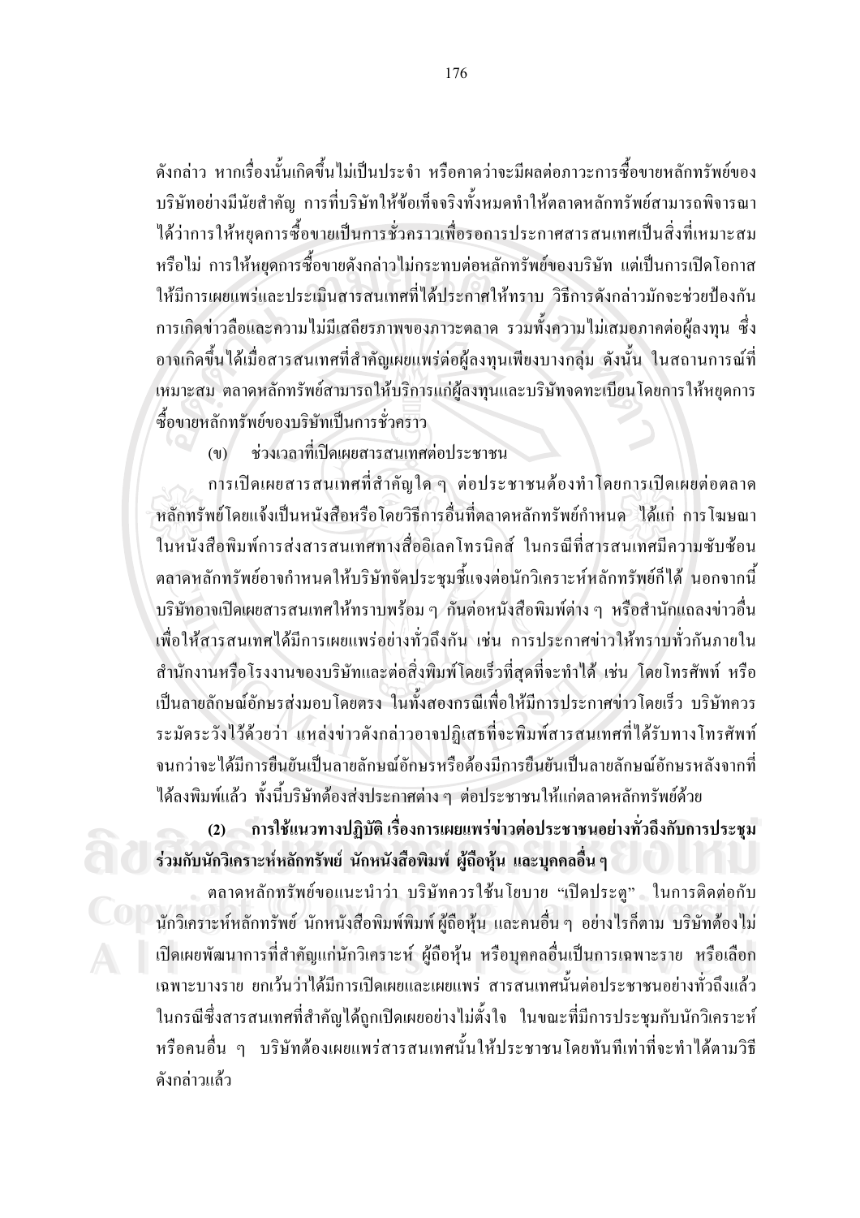ดังกล่าว หากเรื่องนั้นเกิดขึ้นไม่เป็นประจำ หรือคาดว่าจะมีผลต่อภาวะการซื้อขายหลักทรัพย์ของบริษัทอย่างมีนัยสำคัญ การที่บริษัทให้ข้อเท็จจริงทั้งหมดทำให้ตลาดหลักทรัพย์สามารถพิจารณาได้ว่าการให้หยุดการซื้อขายเป็นการชั่วคราวเพื่อรอการประกาศสารสนเทศเป็นสิ่งที่เหมาะสมหรือไม่ การให้หยุดการซื้อขายดังกล่าวไม่กระทบต่อหลักทรัพย์ของบริษัท แต่เป็นการเปิดโอกาสให้มีการเผยแพร่และประเมินสารสนเทศที่ได้ประกาศให้ทราบ วิธีการดังกล่าวมักจะช่วยป้องกันการเกิดข่าวลือและความไม่มีเสถียรภาพของภาวะตลาด รวมทั้งความไม่เสมอภาคต่อผู้ลงทุน ซึ่งอาจเกิดขึ้นได้เมื่อสารสนเทศที่สำคัญเผยแพร่ต่อผู้ลงทุนเพียงบางกลุ่ม ดังนั้น ในสถานการณ์ที่เหมาะสม ตลาดหลักทรัพย์สามารถให้บริการแก่ผู้ลงทุนและบริษัทจดทะเบียนโดยการให้หยุดการซื้อขายหลักทรัพย์ของบริษัทเป็นการชั่วคราว

(ข) ช่วงเวลาที่เปิดเผยสารสนเทศต่อประชาชน

การเปิดเผยสารสนเทศที่สำคัญใด ๆ ต่อประชาชนต้องทำโดยการเปิดเผยต่อตลาดหลักทรัพย์โดยแจ้งเป็นหนังสือหรือโดยวิธีการอื่นที่ตลาดหลักทรัพย์กำหนด ได้แก่ การโฆษณาในหนังสือพิมพ์การส่งสารสนเทศทางสื่ออิเลคโทรนิคส์ ในกรณีที่สารสนเทศมีความซับซ้อนตลาดหลักทรัพย์อาจกำหนดให้บริษัทจัดประชุมชี้แจงต่อนักวิเคราะห์หลักทรัพย์ก็ได้ นอกจากนี้บริษัทอาจเปิดเผยสารสนเทศให้ทราบพร้อม ๆ กันต่อหนังสือพิมพ์ต่าง ๆ หรือสำนักแถลงข่าวอื่นเพื่อให้สารสนเทศได้มีการเผยแพร่อย่างทั่วถึงกัน เช่น การประกาศข่าวให้ทราบทั่วกันภายในสำนักงานหรือโรงงานของบริษัทและต่อสิ่งพิมพ์โดยเร็วที่สุดที่จะทำได้ เช่น โดยโทรศัพท์ หรือเป็นลายลักษณ์อักษรส่งมอบโดยตรง ในทั้งสองกรณีเพื่อให้มีการประกาศข่าวโดยเร็ว บริษัทควรระมัดระวังไว้ด้วยว่า แหล่งข่าวดังกล่าวอาจปฏิเสธที่จะพิมพ์สารสนเทศที่ได้รับทางโทรศัพท์จนกว่าจะได้มีการยืนยันเป็นลายลักษณ์อักษรหรือต้องมีการยืนยันเป็นลายลักษณ์อักษรหลังจากที่ได้ลงพิมพ์แล้ว ทั้งนี้บริษัทต้องส่งประกาศต่าง ๆ ต่อประชาชนให้แก่ตลาดหลักทรัพย์ด้วย

**(2) การใช้แนวทางปฏิบัติ เรื่องการเผยแพร่ข่าวต่อประชาชนอย่างทั่วถึงกับการประชุมร่วมกับนักวิเคราะห์หลักทรัพย์ นักหนังสือพิมพ์ ผู้ถือหุ้น และบุคคลอื่น ๆ**

ตลาดหลักทรัพย์ขอแนะนำว่า บริษัทควรใช้นโยบาย "เปิดประตู" ในการติดต่อกับนักวิเคราะห์หลักทรัพย์ นักหนังสือพิมพ์พิมพ์ ผู้ถือหุ้น และคนอื่น ๆ อย่างไรก็ตาม บริษัทต้องไม่เปิดเผยพัฒนาการที่สำคัญแก่นักวิเคราะห์ ผู้ถือหุ้น หรือบุคคลอื่นเป็นการเฉพาะราย หรือเลือกเฉพาะบางราย ยกเว้นว่าได้มีการเปิดเผยและเผยแพร่ สารสนเทศนั้นต่อประชาชนอย่างทั่วถึงแล้ว ในกรณีซึ่งสารสนเทศที่สำคัญได้ถูกเปิดเผยอย่างไม่ตั้งใจ ในขณะที่มีการประชุมกับนักวิเคราะห์หรือคนอื่น ๆ บริษัทต้องเผยแพร่สารสนเทศนั้นให้ประชาชนโดยทันทีเท่าที่จะทำได้ตามวิธีดังกล่าวแล้ว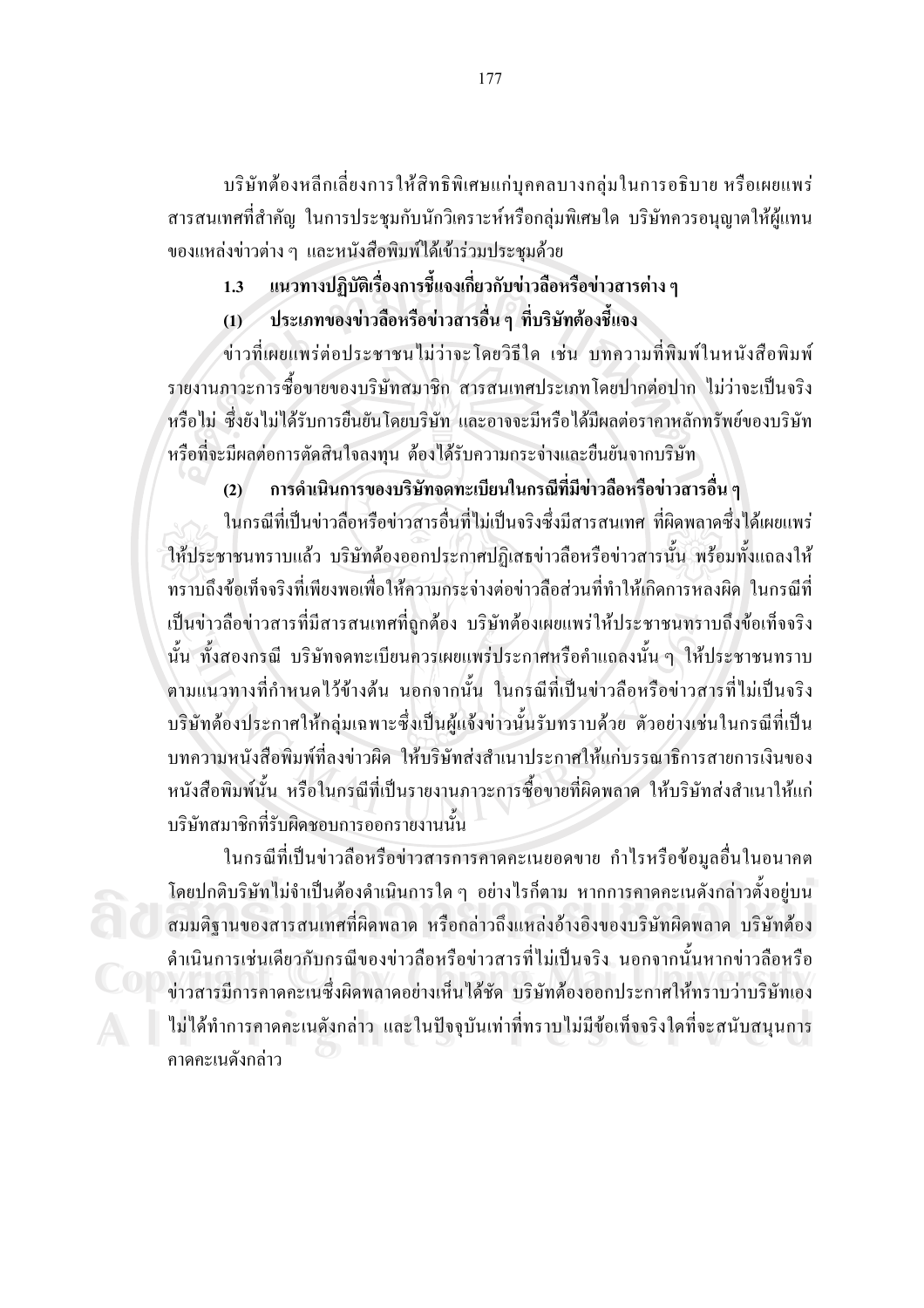บริษัทต้องหลีกเลี่ยงการให้สิทธิพิเศษแก่บุคคลบางกลุ่มในการอธิบาย หรือเผยแพร่สารสนเทศที่สำคัญ ในการประชุมกับนักวิเคราะห์หรือกลุ่มพิเศษใด บริษัทควรอนุญาตให้ผู้แทนของแหล่งข่าวต่าง ๆ และหนังสือพิมพ์ได้เข้าร่วมประชุมด้วย

**1.3 แนวทางปฏิบัติเรื่องการชี้แจงเกี่ยวกับข่าวลือหรือข่าวสารต่าง ๆ**

**(1) ประเภทของข่าวลือหรือข่าวสารอื่น ๆ ที่บริษัทต้องชี้แจง**

ข่าวที่เผยแพร่ต่อประชาชนไม่ว่าจะโดยวิธีใด เช่น บทความที่พิมพ์ในหนังสือพิมพ์ รายงานภาวะการซื้อขายของบริษัทสมาชิก สารสนเทศประเภทโดยปากต่อปาก ไม่ว่าจะเป็นจริงหรือไม่ ซึ่งยังไม่ได้รับการยืนยันโดยบริษัท และอาจจะมีหรือได้มีผลต่อราคาหลักทรัพย์ของบริษัท หรือที่จะมีผลต่อการตัดสินใจลงทุน ต้องได้รับความกระจ่างและยืนยันจากบริษัท

**(2) การดำเนินการของบริษัทจดทะเบียนในกรณีที่มีข่าวลือหรือข่าวสารอื่น ๆ**

ในกรณีที่เป็นข่าวลือหรือข่าวสารอื่นที่ไม่เป็นจริงซึ่งมีสารสนเทศ ที่ผิดพลาดซึ่งได้เผยแพร่ให้ประชาชนทราบแล้ว บริษัทต้องออกประกาศปฏิเสธข่าวลือหรือข่าวสารนั้น พร้อมทั้งแถลงให้ทราบถึงข้อเท็จจริงที่เพียงพอเพื่อให้ความกระจ่างต่อข่าวลือส่วนที่ทำให้เกิดการหลงผิด ในกรณีที่เป็นข่าวลือข่าวสารที่มีสารสนเทศที่ถูกต้อง บริษัทต้องเผยแพร่ให้ประชาชนทราบถึงข้อเท็จจริงนั้น ทั้งสองกรณี บริษัทจดทะเบียนควรเผยแพร่ประกาศหรือคำแถลงนั้น ๆ ให้ประชาชนทราบตามแนวทางที่กำหนดไว้ข้างต้น นอกจากนั้น ในกรณีที่เป็นข่าวลือหรือข่าวสารที่ไม่เป็นจริงบริษัทต้องประกาศให้กลุ่มเฉพาะซึ่งเป็นผู้แจ้งข่าวนั้นรับทราบด้วย ตัวอย่างเช่นในกรณีที่เป็นบทความหนังสือพิมพ์ที่ลงข่าวผิด ให้บริษัทส่งสำเนาประกาศให้แก่บรรณาธิการสายการเงินของหนังสือพิมพ์นั้น หรือในกรณีที่เป็นรายงานภาวะการซื้อขายที่ผิดพลาด ให้บริษัทส่งสำเนาให้แก่บริษัทสมาชิกที่รับผิดชอบการออกรายงานนั้น

ในกรณีที่เป็นข่าวลือหรือข่าวสารการคาดคะเนยอดขาย กำไรหรือข้อมูลอื่นในอนาคต โดยปกติบริษัทไม่จำเป็นต้องดำเนินการใด ๆ อย่างไรก็ตาม หากการคาดคะเนดังกล่าวตั้งอยู่บนสมมติฐานของสารสนเทศที่ผิดพลาด หรือกล่าวถึงแหล่งอ้างอิงของบริษัทผิดพลาด บริษัทต้องดำเนินการเช่นเดียวกับกรณีของข่าวลือหรือข่าวสารที่ไม่เป็นจริง นอกจากนั้นหากข่าวลือหรือข่าวสารมีการคาดคะเนซึ่งผิดพลาดอย่างเห็นได้ชัด บริษัทต้องออกประกาศให้ทราบว่าบริษัทเองไม่ได้ทำการคาดคะเนดังกล่าว และในปัจจุบันเท่าที่ทราบไม่มีข้อเท็จจริงใดที่จะสนับสนุนการคาดคะเนดังกล่าว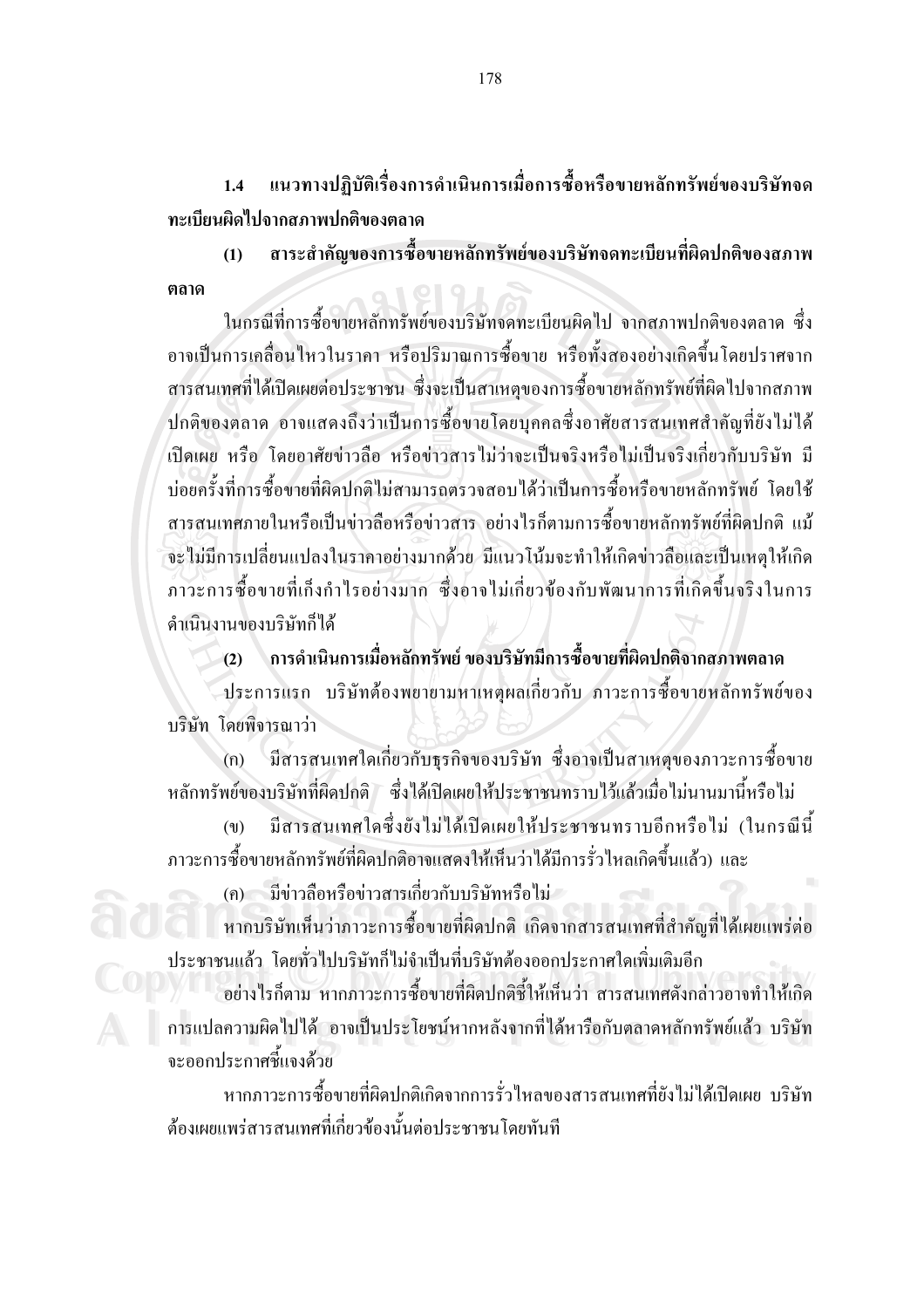**1.4 แนวทางปฏิบัติเรื่องการดำเนินการเมื่อการซื้อหรือขายหลักทรัพย์ของบริษัทจดทะเบียนผิดไปจากสภาพปกติของตลาด**

**(1) สาระสำคัญของการซื้อขายหลักทรัพย์ของบริษัทจดทะเบียนที่ผิดปกติของสภาพตลาด**

ในกรณีที่การซื้อขายหลักทรัพย์ของบริษัทจดทะเบียนผิดไป จากสภาพปกติของตลาด ซึ่งอาจเป็นการเคลื่อนไหวในราคา หรือปริมาณการซื้อขาย หรือทั้งสองอย่างเกิดขึ้นโดยปราศจากสารสนเทศที่ได้เปิดเผยต่อประชาชน ซึ่งจะเป็นสาเหตุของการซื้อขายหลักทรัพย์ที่ผิดไปจากสภาพปกติของตลาด อาจแสดงถึงว่าเป็นการซื้อขายโดยบุคคลซึ่งอาศัยสารสนเทศสำคัญที่ยังไม่ได้เปิดเผย หรือ โดยอาศัยข่าวลือ หรือข่าวสารไม่ว่าจะเป็นจริงหรือไม่เป็นจริงเกี่ยวกับบริษัท มีบ่อยครั้งที่การซื้อขายที่ผิดปกติไม่สามารถตรวจสอบได้ว่าเป็นการซื้อหรือขายหลักทรัพย์ โดยใช้สารสนเทศภายในหรือเป็นข่าวลือหรือข่าวสาร อย่างไรก็ตามการซื้อขายหลักทรัพย์ที่ผิดปกติ แม้จะไม่มีการเปลี่ยนแปลงในราคาอย่างมากด้วย มีแนวโน้มจะทำให้เกิดข่าวลือและเป็นเหตุให้เกิดภาวะการซื้อขายที่เก็งกำไรอย่างมาก ซึ่งอาจไม่เกี่ยวข้องกับพัฒนาการที่เกิดขึ้นจริงในการดำเนินงานของบริษัทก็ได้

**(2) การดำเนินการเมื่อหลักทรัพย์ ของบริษัทมีการซื้อขายที่ผิดปกติจากสภาพตลาด**

ประการแรก บริษัทต้องพยายามหาเหตุผลเกี่ยวกับ ภาวะการซื้อขายหลักทรัพย์ของบริษัท โดยพิจารณาว่า

(ก) มีสารสนเทศใดเกี่ยวกับธุรกิจของบริษัท ซึ่งอาจเป็นสาเหตุของภาวะการซื้อขายหลักทรัพย์ของบริษัทที่ผิดปกติ ซึ่งได้เปิดเผยให้ประชาชนทราบไว้แล้วเมื่อไม่นานมานี้หรือไม่

(ข) มีสารสนเทศใดซึ่งยังไม่ได้เปิดเผยให้ประชาชนทราบอีกหรือไม่ (ในกรณีนี้ภาวะการซื้อขายหลักทรัพย์ที่ผิดปกติอาจแสดงให้เห็นว่าได้มีการรั่วไหลเกิดขึ้นแล้ว) และ

(ค) มีข่าวลือหรือข่าวสารเกี่ยวกับบริษัทหรือไม่

หากบริษัทเห็นว่าภาวะการซื้อขายที่ผิดปกติ เกิดจากสารสนเทศที่สำคัญที่ได้เผยแพร่ต่อประชาชนแล้ว โดยทั่วไปบริษัทก็ไม่จำเป็นที่บริษัทต้องออกประกาศใดเพิ่มเติมอีก

อย่างไรก็ตาม หากภาวะการซื้อขายที่ผิดปกติชี้ให้เห็นว่า สารสนเทศดังกล่าวอาจทำให้เกิดการแปลความผิดไปได้ อาจเป็นประโยชน์หากหลังจากที่ได้หารือกับตลาดหลักทรัพย์แล้ว บริษัทจะออกประกาศชี้แจงด้วย

หากภาวะการซื้อขายที่ผิดปกติเกิดจากการรั่วไหลของสารสนเทศที่ยังไม่ได้เปิดเผย บริษัทต้องเผยแพร่สารสนเทศที่เกี่ยวข้องนั้นต่อประชาชนโดยทันที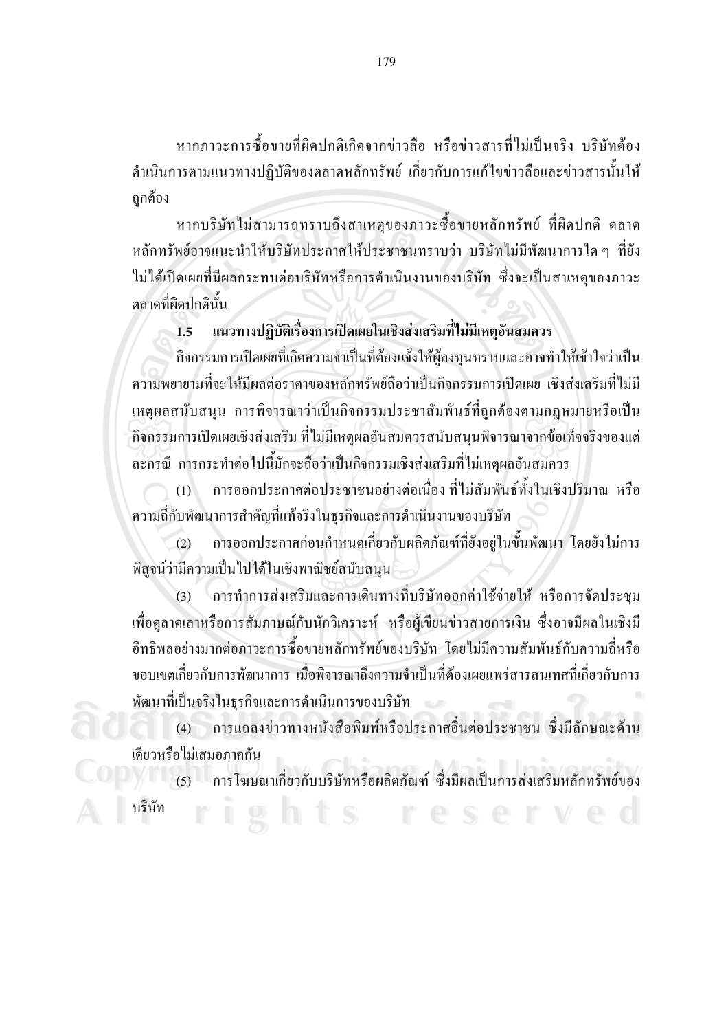หากภาวะการซื้อขายที่ผิดปกติเกิดจากข่าวลือ หรือข่าวสารที่ไม่เป็นจริง บริษัทต้องดำเนินการตามแนวทางปฏิบัติของตลาดหลักทรัพย์ เกี่ยวกับการแก้ไขข่าวลือและข่าวสารนั้นให้ถูกต้อง

หากบริษัทไม่สามารถทราบถึงสาเหตุของภาวะซื้อขายหลักทรัพย์ ที่ผิดปกติ ตลาดหลักทรัพย์อาจแนะนำให้บริษัทประกาศให้ประชาชนทราบว่า บริษัทไม่มีพัฒนาการใด ๆ ที่ยังไม่ได้เปิดเผยที่มีผลกระทบต่อบริษัทหรือการดำเนินงานของบริษัท ซึ่งจะเป็นสาเหตุของภาวะตลาดที่ผิดปกตินั้น

**1.5 แนวทางปฏิบัติเรื่องการเปิดเผยในเชิงส่งเสริมที่ไม่มีเหตุอันสมควร**

กิจกรรมการเปิดเผยที่เกิดความจำเป็นที่ต้องแจ้งให้ผู้ลงทุนทราบและอาจทำให้เข้าใจว่าเป็นความพยายามที่จะให้มีผลต่อราคาของหลักทรัพย์ถือว่าเป็นกิจกรรมการเปิดเผย เชิงส่งเสริมที่ไม่มีเหตุผลสนับสนุน การพิจารณาว่าเป็นกิจกรรมประชาสัมพันธ์ที่ถูกต้องตามกฎหมายหรือเป็นกิจกรรมการเปิดเผยเชิงส่งเสริม ที่ไม่มีเหตุผลอันสมควรสนับสนุนพิจารณาจากข้อเท็จจริงของแต่ละกรณี การกระทำต่อไปนี้มักจะถือว่าเป็นกิจกรรมเชิงส่งเสริมที่ไม่เหตุผลอันสมควร

(1) การออกประกาศต่อประชาชนอย่างต่อเนื่อง ที่ไม่สัมพันธ์ทั้งในเชิงปริมาณ หรือความถี่กับพัฒนาการสำคัญที่แท้จริงในธุรกิจและการดำเนินงานของบริษัท

(2) การออกประกาศก่อนกำหนดเกี่ยวกับผลิตภัณฑ์ที่ยังอยู่ในขั้นพัฒนา โดยยังไม่การพิสูจน์ว่ามีความเป็นไปได้ในเชิงพาณิชย์สนับสนุน

(3) การทำการส่งเสริมและการเดินทางที่บริษัทออกค่าใช้จ่ายให้ หรือการจัดประชุมเพื่อดูลาดเลาหรือการสัมภาษณ์กับนักวิเคราะห์ หรือผู้เขียนข่าวสายการเงิน ซึ่งอาจมีผลในเชิงมีอิทธิพลอย่างมากต่อภาวะการซื้อขายหลักทรัพย์ของบริษัท โดยไม่มีความสัมพันธ์กับความถี่หรือขอบเขตเกี่ยวกับการพัฒนาการ เมื่อพิจารณาถึงความจำเป็นที่ต้องเผยแพร่สารสนเทศที่เกี่ยวกับการพัฒนาที่เป็นจริงในธุรกิจและการดำเนินการของบริษัท

(4) การแถลงข่าวทางหนังสือพิมพ์หรือประกาศอื่นต่อประชาชน ซึ่งมีลักษณะด้านเดียวหรือไม่เสมอภาคกัน

(5) การโฆษณาเกี่ยวกับบริษัทหรือผลิตภัณฑ์ ซึ่งมีผลเป็นการส่งเสริมหลักทรัพย์ของบริษัท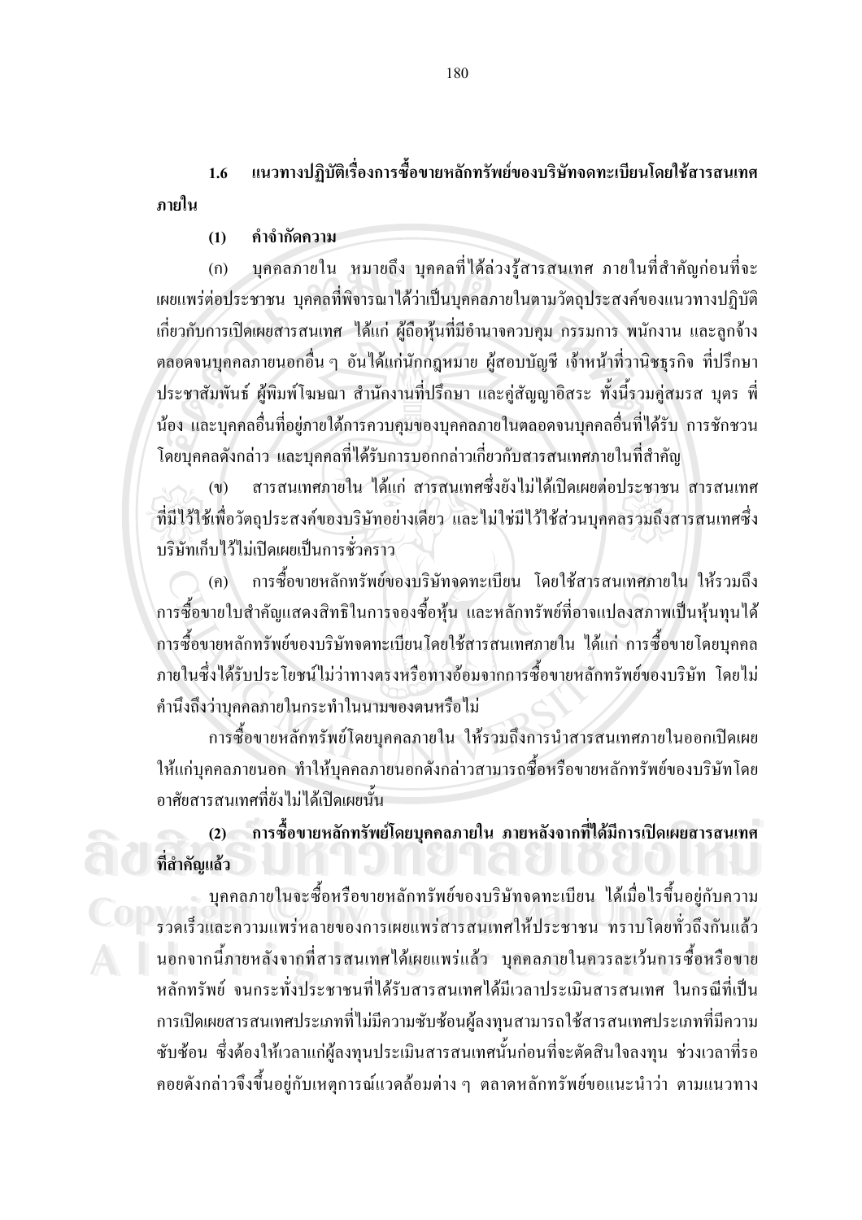**1.6 แนวทางปฏิบัติเรื่องการซื้อขายหลักทรัพย์ของบริษัทจดทะเบียนโดยใช้สารสนเทศภายใน**

**(1) คำจำกัดความ**

(ก) บุคคลภายใน หมายถึง บุคคลที่ได้ล่วงรู้สารสนเทศ ภายในที่สำคัญก่อนที่จะเผยแพร่ต่อประชาชน บุคคลที่พิจารณาได้ว่าเป็นบุคคลภายในตามวัตถุประสงค์ของแนวทางปฏิบัติเกี่ยวกับการเปิดเผยสารสนเทศ ได้แก่ ผู้ถือหุ้นที่มีอำนาจควบคุม กรรมการ พนักงาน และลูกจ้าง ตลอดจนบุคคลภายนอกอื่น ๆ อันได้แก่นักกฎหมาย ผู้สอบบัญชี เจ้าหน้าที่วานิชธุรกิจ ที่ปรึกษาประชาสัมพันธ์ ผู้พิมพ์โฆษณา สำนักงานที่ปรึกษา และคู่สัญญาอิสระ ทั้งนี้รวมคู่สมรส บุตร พี่น้อง และบุคคลอื่นที่อยู่ภายใต้การควบคุมของบุคคลภายในตลอดจนบุคคลอื่นที่ได้รับ การชักชวนโดยบุคคลดังกล่าว และบุคคลที่ได้รับการบอกกล่าวเกี่ยวกับสารสนเทศภายในที่สำคัญ

(ข) สารสนเทศภายใน ได้แก่ สารสนเทศซึ่งยังไม่ได้เปิดเผยต่อประชาชน สารสนเทศที่มีไว้ใช้เพื่อวัตถุประสงค์ของบริษัทอย่างเดียว และไม่ใช่มีไว้ใช้ส่วนบุคคลรวมถึงสารสนเทศซึ่งบริษัทเก็บไว้ไม่เปิดเผยเป็นการชั่วคราว

(ค) การซื้อขายหลักทรัพย์ของบริษัทจดทะเบียน โดยใช้สารสนเทศภายใน ให้รวมถึงการซื้อขายใบสำคัญแสดงสิทธิในการจองซื้อหุ้น และหลักทรัพย์ที่อาจแปลงสภาพเป็นหุ้นทุนได้ การซื้อขายหลักทรัพย์ของบริษัทจดทะเบียนโดยใช้สารสนเทศภายใน ได้แก่ การซื้อขายโดยบุคคลภายในซึ่งได้รับประโยชน์ไม่ว่าทางตรงหรือทางอ้อมจากการซื้อขายหลักทรัพย์ของบริษัท โดยไม่คำนึงถึงว่าบุคคลภายในกระทำในนามของตนหรือไม่

การซื้อขายหลักทรัพย์โดยบุคคลภายใน ให้รวมถึงการนำสารสนเทศภายในออกเปิดเผยให้แก่บุคคลภายนอก ทำให้บุคคลภายนอกดังกล่าวสามารถซื้อหรือขายหลักทรัพย์ของบริษัทโดยอาศัยสารสนเทศที่ยังไม่ได้เปิดเผยนั้น

**(2) การซื้อขายหลักทรัพย์โดยบุคคลภายใน ภายหลังจากที่ได้มีการเปิดเผยสารสนเทศที่สำคัญแล้ว**

บุคคลภายในจะซื้อหรือขายหลักทรัพย์ของบริษัทจดทะเบียน ได้เมื่อไรขึ้นอยู่กับความรวดเร็วและความแพร่หลายของการเผยแพร่สารสนเทศให้ประชาชน ทราบโดยทั่วถึงกันแล้ว นอกจากนี้ภายหลังจากที่สารสนเทศได้เผยแพร่แล้ว บุคคลภายในควรละเว้นการซื้อหรือขายหลักทรัพย์ จนกระทั่งประชาชนที่ได้รับสารสนเทศได้มีเวลาประเมินสารสนเทศ ในกรณีที่เป็นการเปิดเผยสารสนเทศประเภทที่ไม่มีความซับซ้อนผู้ลงทุนสามารถใช้สารสนเทศประเภทที่มีความซับซ้อน ซึ่งต้องให้เวลาแก่ผู้ลงทุนประเมินสารสนเทศนั้นก่อนที่จะตัดสินใจลงทุน ช่วงเวลาที่รอคอยดังกล่าวจึงขึ้นอยู่กับเหตุการณ์แวดล้อมต่าง ๆ ตลาดหลักทรัพย์ขอแนะนำว่า ตามแนวทาง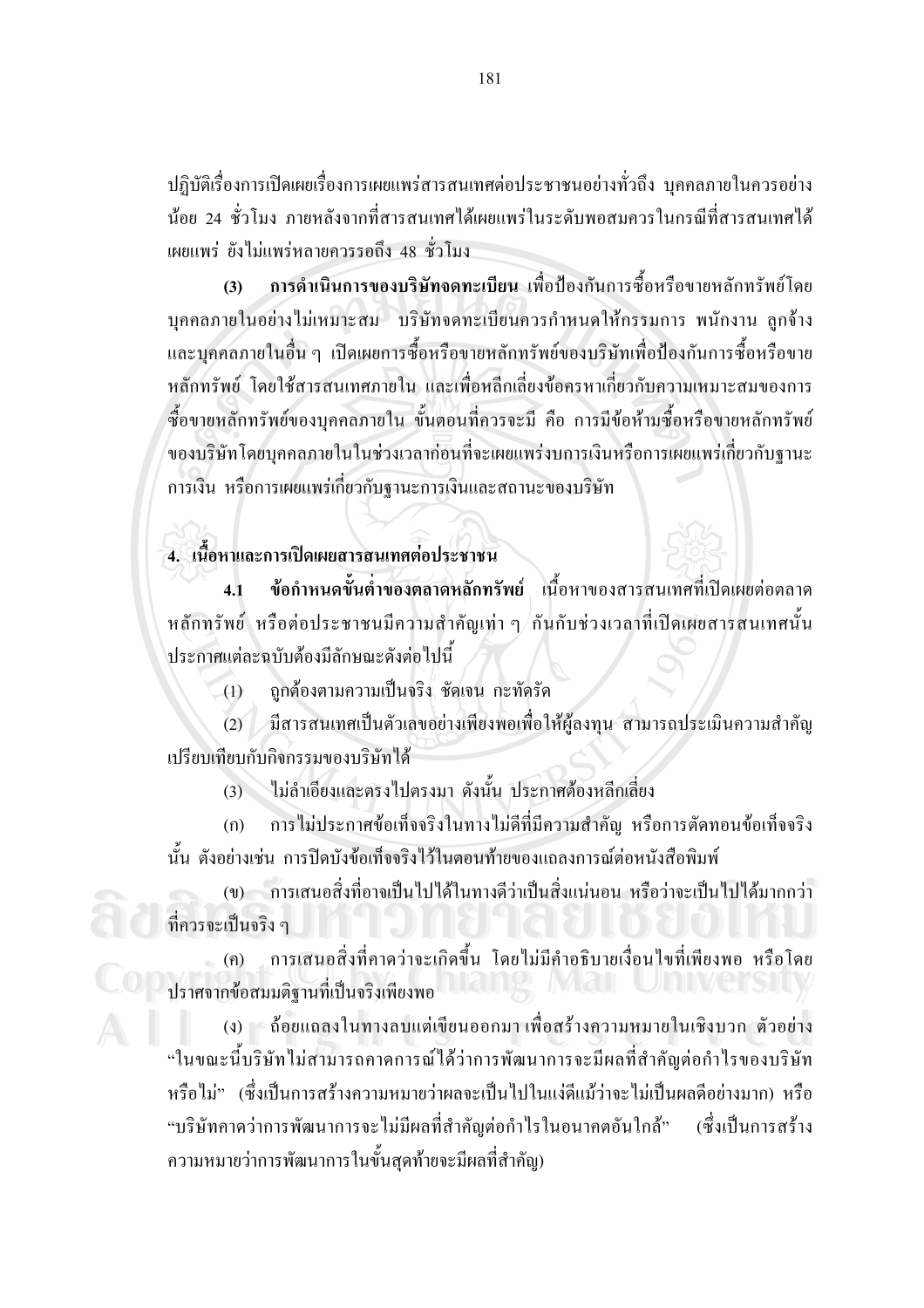ปฏิบัติเรื่องการเปิดเผยเรื่องการเผยแพร่สารสนเทศต่อประชาชนอย่างทั่วถึง บุคคลภายในควรอย่างน้อย 24 ชั่วโมง ภายหลังจากที่สารสนเทศได้เผยแพร่ในระดับพอสมควรในกรณีที่สารสนเทศได้เผยแพร่ ยังไม่แพร่หลายควรรอถึง 48 ชั่วโมง

**(3) การดำเนินการของบริษัทจดทะเบียน** เพื่อป้องกันการซื้อหรือขายหลักทรัพย์โดยบุคคลภายในอย่างไม่เหมาะสม บริษัทจดทะเบียนควรกำหนดให้กรรมการ พนักงาน ลูกจ้าง และบุคคลภายในอื่น ๆ เปิดเผยการซื้อหรือขายหลักทรัพย์ของบริษัทเพื่อป้องกันการซื้อหรือขายหลักทรัพย์ โดยใช้สารสนเทศภายใน และเพื่อหลีกเลี่ยงข้อครหาเกี่ยวกับความเหมาะสมของการซื้อขายหลักทรัพย์ของบุคคลภายใน ขั้นตอนที่ควรจะมี คือ การมีข้อห้ามซื้อหรือขายหลักทรัพย์ของบริษัทโดยบุคคลภายในในช่วงเวลาก่อนที่จะเผยแพร่งบการเงินหรือการเผยแพร่เกี่ยวกับฐานะการเงิน หรือการเผยแพร่เกี่ยวกับฐานะการเงินและสถานะของบริษัท

**4. เนื้อหาและการเปิดเผยสารสนเทศต่อประชาชน**

**4.1 ข้อกำหนดขั้นต่ำของตลาดหลักทรัพย์** เนื้อหาของสารสนเทศที่เปิดเผยต่อตลาดหลักทรัพย์ หรือต่อประชาชนมีความสำคัญเท่า ๆ กันกับช่วงเวลาที่เปิดเผยสารสนเทศนั้น ประกาศแต่ละฉบับต้องมีลักษณะดังต่อไปนี้

(1) ถูกต้องตามความเป็นจริง ชัดเจน กะทัดรัด

(2) มีสารสนเทศเป็นตัวเลขอย่างเพียงพอเพื่อให้ผู้ลงทุน สามารถประเมินความสำคัญเปรียบเทียบกับกิจกรรมของบริษัทได้

(3) ไม่ลำเอียงและตรงไปตรงมา ดังนั้น ประกาศต้องหลีกเลี่ยง

(ก) การไม่ประกาศข้อเท็จจริงในทางไม่ดีที่มีความสำคัญ หรือการตัดทอนข้อเท็จจริงนั้น ตัวอย่างเช่น การปิดบังข้อเท็จจริงไว้ในตอนท้ายของแถลงการณ์ต่อหนังสือพิมพ์

(ข) การเสนอสิ่งที่อาจเป็นไปได้ในทางดีว่าเป็นสิ่งแน่นอน หรือว่าจะเป็นไปได้มากกว่าที่ควรจะเป็นจริง ๆ

(ค) การเสนอสิ่งที่คาดว่าจะเกิดขึ้น โดยไม่มีคำอธิบายเงื่อนไขที่เพียงพอ หรือโดยปราศจากข้อสมมติฐานที่เป็นจริงเพียงพอ

(ง) ถ้อยแถลงในทางลบแต่เขียนออกมา เพื่อสร้างความหมายในเชิงบวก ตัวอย่าง "ในขณะนี้บริษัทไม่สามารถคาดการณ์ได้ว่าการพัฒนาการจะมีผลที่สำคัญต่อกำไรของบริษัทหรือไม่" (ซึ่งเป็นการสร้างความหมายว่าผลจะเป็นไปในแง่ดีแม้ว่าจะไม่เป็นผลดีอย่างมาก) หรือ "บริษัทคาดว่าการพัฒนาการจะไม่มีผลที่สำคัญต่อกำไรในอนาคตอันใกล้" (ซึ่งเป็นการสร้างความหมายว่าการพัฒนาการในขั้นสุดท้ายจะมีผลที่สำคัญ)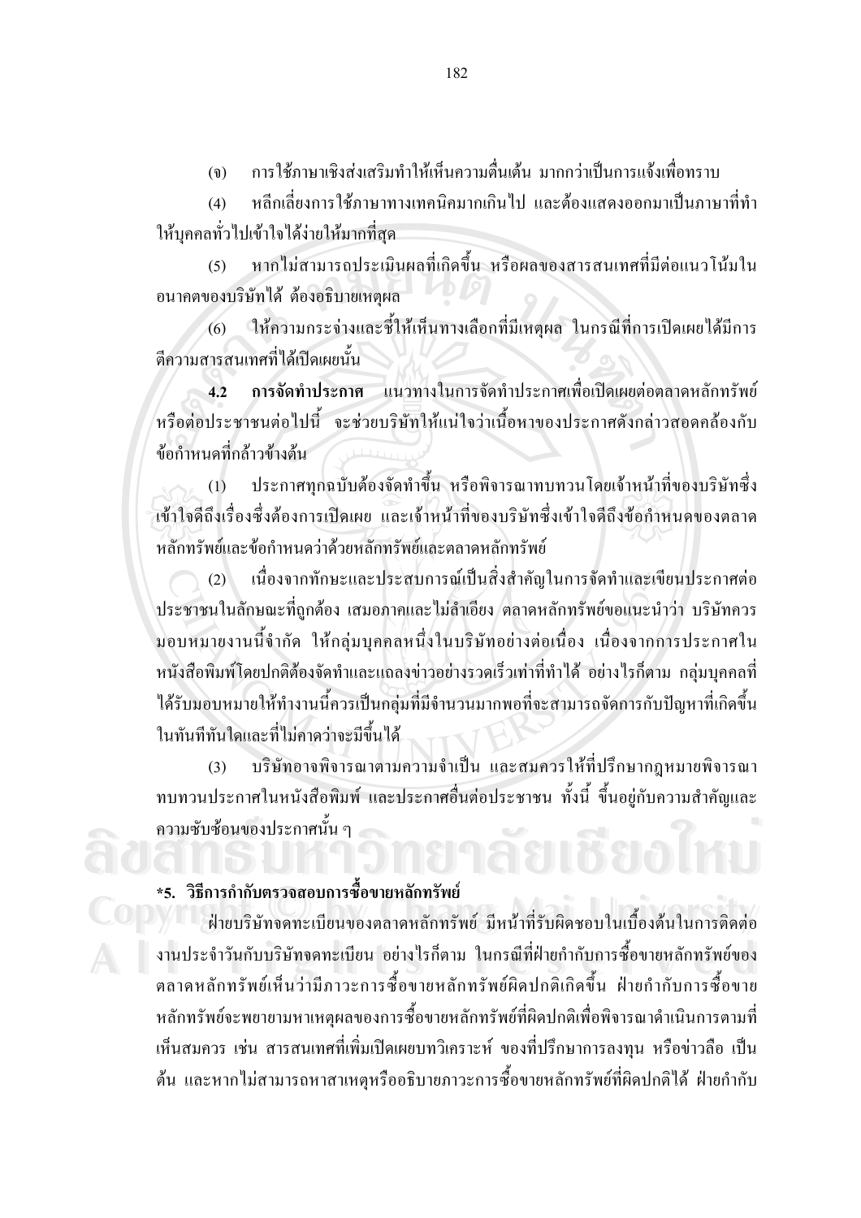(จ) การใช้ภาษาเชิงส่งเสริมทำให้เห็นความตื่นเต้น มากกว่าเป็นการแจ้งเพื่อทราบ

(4) หลีกเลี่ยงการใช้ภาษาทางเทคนิคมากเกินไป และต้องแสดงออกมาเป็นภาษาที่ทำให้บุคคลทั่วไปเข้าใจได้ง่ายให้มากที่สุด

(5) หากไม่สามารถประเมินผลที่เกิดขึ้น หรือผลของสารสนเทศที่มีต่อแนวโน้มในอนาคตของบริษัทได้ ต้องอธิบายเหตุผล

(6) ให้ความกระจ่างและชี้ให้เห็นทางเลือกที่มีเหตุผล ในกรณีที่การเปิดเผยได้มีการตีความสารสนเทศที่ได้เปิดเผยนั้น

**4.2 การจัดทำประกาศ** แนวทางในการจัดทำประกาศเพื่อเปิดเผยต่อตลาดหลักทรัพย์หรือต่อประชาชนต่อไปนี้ จะช่วยบริษัทให้แน่ใจว่าเนื้อหาของประกาศดังกล่าวสอดคล้องกับข้อกำหนดที่กล่าวข้างต้น

(1) ประกาศทุกฉบับต้องจัดทำขึ้น หรือพิจารณาทบทวนโดยเจ้าหน้าที่ของบริษัทซึ่งเข้าใจดีถึงเรื่องซึ่งต้องการเปิดเผย และเจ้าหน้าที่ของบริษัทซึ่งเข้าใจดีถึงข้อกำหนดของตลาดหลักทรัพย์และข้อกำหนดว่าด้วยหลักทรัพย์และตลาดหลักทรัพย์

(2) เนื่องจากทักษะและประสบการณ์เป็นสิ่งสำคัญในการจัดทำและเขียนประกาศต่อประชาชนในลักษณะที่ถูกต้อง เสมอภาคและไม่ลำเอียง ตลาดหลักทรัพย์ขอแนะนำว่า บริษัทควรมอบหมายงานนี้จำกัด ให้กลุ่มบุคคลหนึ่งในบริษัทอย่างต่อเนื่อง เนื่องจากการประกาศในหนังสือพิมพ์โดยปกติต้องจัดทำและแถลงข่าวอย่างรวดเร็วเท่าที่ทำได้ อย่างไรก็ตาม กลุ่มบุคคลที่ได้รับมอบหมายให้ทำงานนี้ควรเป็นกลุ่มที่มีจำนวนมากพอที่จะสามารถจัดการกับปัญหาที่เกิดขึ้นในทันทีทันใดและที่ไม่คาดว่าจะมีขึ้นได้

(3) บริษัทอาจพิจารณาตามความจำเป็น และสมควรให้ที่ปรึกษากฎหมายพิจารณาทบทวนประกาศในหนังสือพิมพ์ และประกาศอื่นต่อประชาชน ทั้งนี้ ขึ้นอยู่กับความสำคัญและความซับซ้อนของประกาศนั้น ๆ

## *5. วิธีการกำกับตรวจสอบการซื้อขายหลักทรัพย์

ฝ่ายบริษัทจดทะเบียนของตลาดหลักทรัพย์ มีหน้าที่รับผิดชอบในเบื้องต้นในการติดต่องานประจำวันกับบริษัทจดทะเบียน อย่างไรก็ตาม ในกรณีที่ฝ่ายกำกับการซื้อขายหลักทรัพย์ของตลาดหลักทรัพย์เห็นว่ามีภาวะการซื้อขายหลักทรัพย์ผิดปกติเกิดขึ้น ฝ่ายกำกับการซื้อขายหลักทรัพย์จะพยายามหาเหตุผลของการซื้อขายหลักทรัพย์ที่ผิดปกติเพื่อพิจารณาดำเนินการตามที่เห็นสมควร เช่น สารสนเทศที่เพิ่มเปิดเผยบทวิเคราะห์ ของที่ปรึกษาการลงทุน หรือข่าวลือ เป็นต้น และหากไม่สามารถหาสาเหตุหรืออธิบายภาวะการซื้อขายหลักทรัพย์ที่ผิดปกติได้ ฝ่ายกำกับ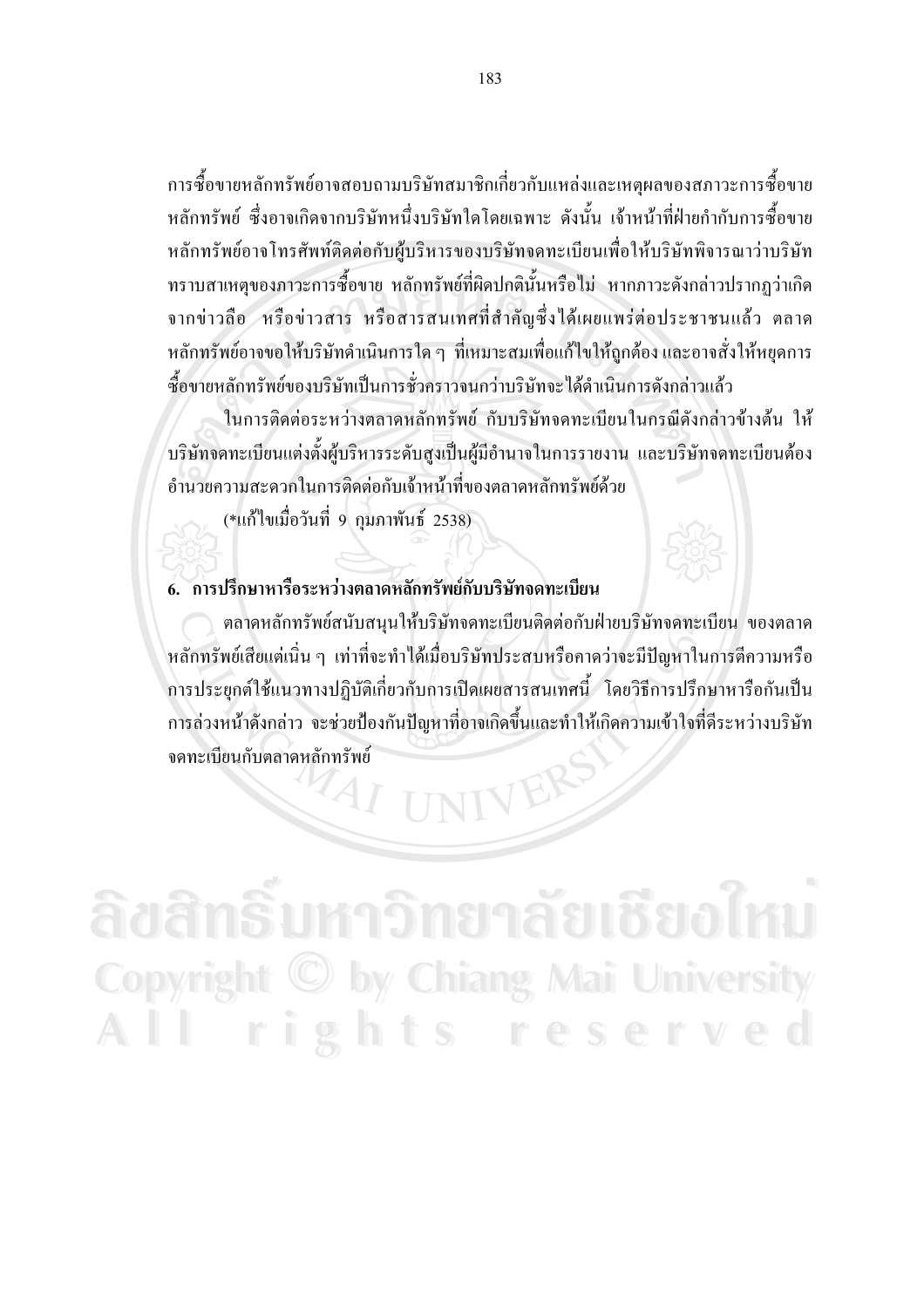การซื้อขายหลักทรัพย์อาจสอบถามบริษัทสมาชิกเกี่ยวกับแหล่งและเหตุผลของสภาวะการซื้อขายหลักทรัพย์ ซึ่งอาจเกิดจากบริษัทหนึ่งบริษัทใดโดยเฉพาะ ดังนั้น เจ้าหน้าที่ฝ่ายกำกับการซื้อขายหลักทรัพย์อาจโทรศัพท์ติดต่อกับผู้บริหารของบริษัทจดทะเบียนเพื่อให้บริษัทพิจารณาว่าบริษัททราบสาเหตุของภาวะการซื้อขาย หลักทรัพย์ที่ผิดปกตินั้นหรือไม่ หากภาวะดังกล่าวปรากฏว่าเกิดจากข่าวลือ หรือข่าวสาร หรือสารสนเทศที่สำคัญซึ่งได้เผยแพร่ต่อประชาชนแล้ว ตลาดหลักทรัพย์อาจขอให้บริษัทดำเนินการใด ๆ ที่เหมาะสมเพื่อแก้ไขให้ถูกต้อง และอาจสั่งให้หยุดการซื้อขายหลักทรัพย์ของบริษัทเป็นการชั่วคราวจนกว่าบริษัทจะได้ดำเนินการดังกล่าวแล้ว

ในการติดต่อระหว่างตลาดหลักทรัพย์ กับบริษัทจดทะเบียนในกรณีดังกล่าวข้างต้น ให้บริษัทจดทะเบียนแต่งตั้งผู้บริหารระดับสูงเป็นผู้มีอำนาจในการรายงาน และบริษัทจดทะเบียนต้องอำนวยความสะดวกในการติดต่อกับเจ้าหน้าที่ของตลาดหลักทรัพย์ด้วย

(*แก้ไขเมื่อวันที่ 9 กุมภาพันธ์ 2538)

## 6. การปรึกษาหารือระหว่างตลาดหลักทรัพย์กับบริษัทจดทะเบียน

ตลาดหลักทรัพย์สนับสนุนให้บริษัทจดทะเบียนติดต่อกับฝ่ายบริษัทจดทะเบียน ของตลาดหลักทรัพย์เสียแต่เนิ่น ๆ เท่าที่จะทำได้เมื่อบริษัทประสบหรือคาดว่าจะมีปัญหาในการตีความหรือการประยุกต์ใช้แนวทางปฏิบัติเกี่ยวกับการเปิดเผยสารสนเทศนี้ โดยวิธีการปรึกษาหารือกันเป็นการล่วงหน้าดังกล่าว จะช่วยป้องกันปัญหาที่อาจเกิดขึ้นและทำให้เกิดความเข้าใจที่ดีระหว่างบริษัทจดทะเบียนกับตลาดหลักทรัพย์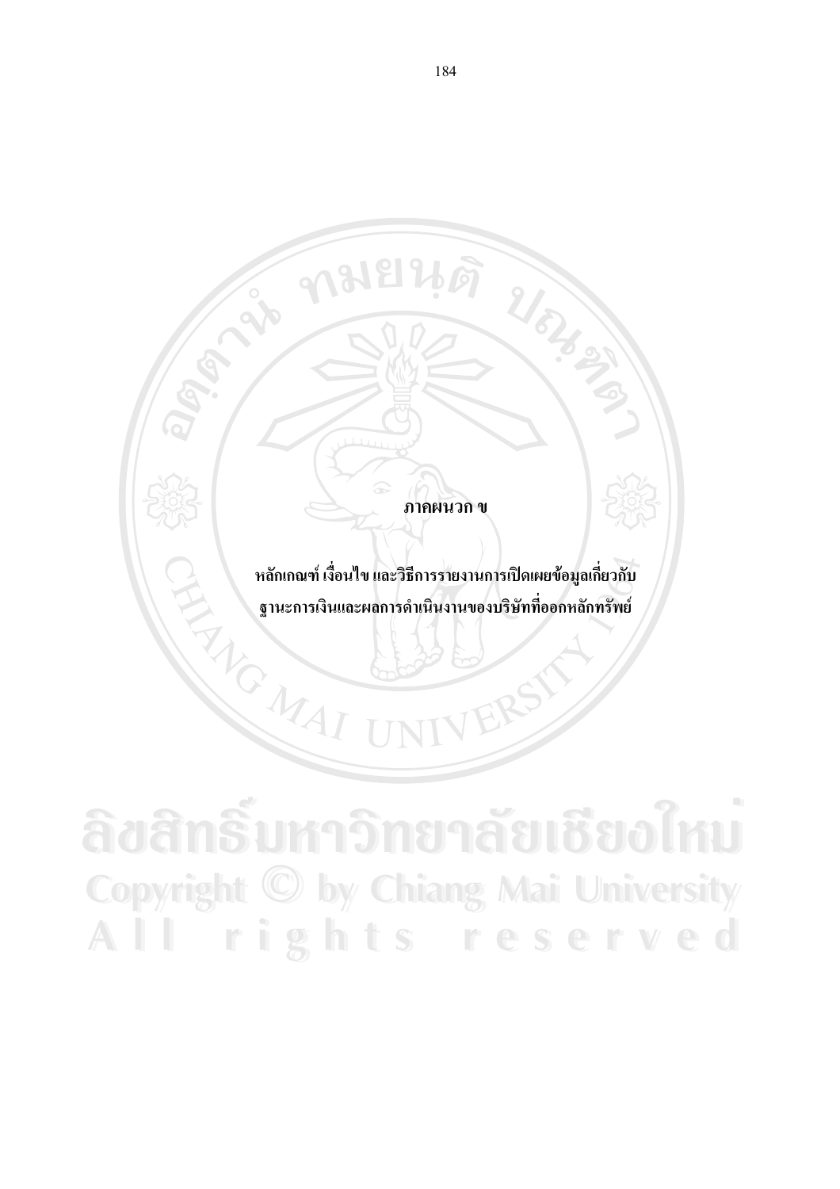# ภาคผนวก ข

## หลักเกณฑ์ เงื่อนไข และวิธีการรายงานการเปิดเผยข้อมูลเกี่ยวกับฐานะการเงินและผลการดำเนินงานของบริษัทที่ออกหลักทรัพย์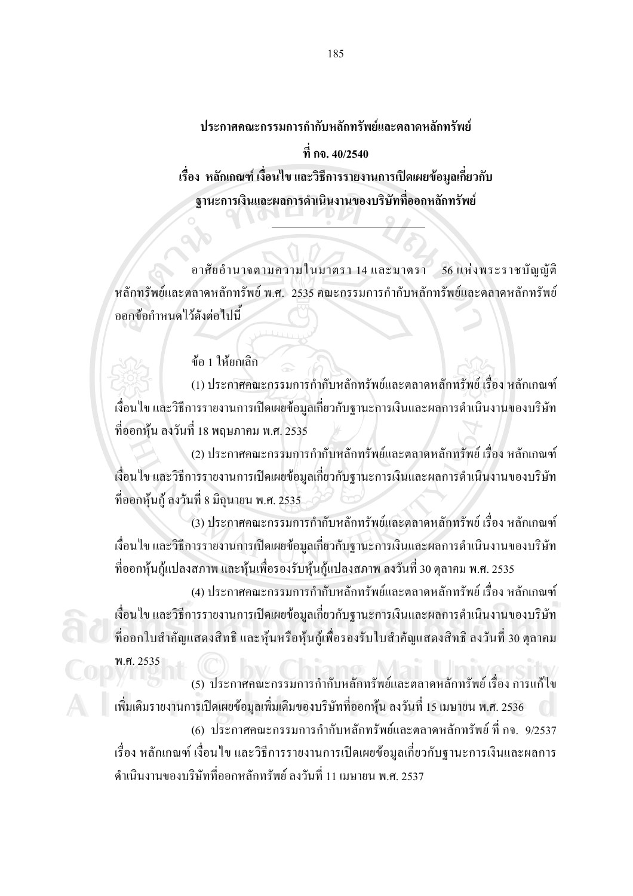**ประกาศคณะกรรมการกำกับหลักทรัพย์และตลาดหลักทรัพย์**

**ที่ กจ. 40/2540**

**เรื่อง หลักเกณฑ์ เงื่อนไข และวิธีการรายงานการเปิดเผยข้อมูลเกี่ยวกับฐานะการเงินและผลการดำเนินงานของบริษัทที่ออกหลักทรัพย์**

---

อาศัยอำนาจตามความในมาตรา 14 และมาตรา 56 แห่งพระราชบัญญัติหลักทรัพย์และตลาดหลักทรัพย์ พ.ศ. 2535 คณะกรรมการกำกับหลักทรัพย์และตลาดหลักทรัพย์ออกข้อกำหนดไว้ดังต่อไปนี้

ข้อ 1 ให้ยกเลิก

(1) ประกาศคณะกรรมการกำกับหลักทรัพย์และตลาดหลักทรัพย์ เรื่อง หลักเกณฑ์ เงื่อนไข และวิธีการรายงานการเปิดเผยข้อมูลเกี่ยวกับฐานะการเงินและผลการดำเนินงานของบริษัทที่ออกหุ้น ลงวันที่ 18 พฤษภาคม พ.ศ. 2535

(2) ประกาศคณะกรรมการกำกับหลักทรัพย์และตลาดหลักทรัพย์ เรื่อง หลักเกณฑ์ เงื่อนไข และวิธีการรายงานการเปิดเผยข้อมูลเกี่ยวกับฐานะการเงินและผลการดำเนินงานของบริษัทที่ออกหุ้นกู้ ลงวันที่ 8 มิถุนายน พ.ศ. 2535

(3) ประกาศคณะกรรมการกำกับหลักทรัพย์และตลาดหลักทรัพย์ เรื่อง หลักเกณฑ์ เงื่อนไข และวิธีการรายงานการเปิดเผยข้อมูลเกี่ยวกับฐานะการเงินและผลการดำเนินงานของบริษัทที่ออกหุ้นกู้แปลงสภาพ และหุ้นเพื่อรองรับหุ้นกู้แปลงสภาพ ลงวันที่ 30 ตุลาคม พ.ศ. 2535

(4) ประกาศคณะกรรมการกำกับหลักทรัพย์และตลาดหลักทรัพย์ เรื่อง หลักเกณฑ์ เงื่อนไข และวิธีการรายงานการเปิดเผยข้อมูลเกี่ยวกับฐานะการเงินและผลการดำเนินงานของบริษัทที่ออกใบสำคัญแสดงสิทธิ และหุ้นหรือหุ้นกู้เพื่อรองรับใบสำคัญแสดงสิทธิ ลงวันที่ 30 ตุลาคม พ.ศ. 2535

(5) ประกาศคณะกรรมการกำกับหลักทรัพย์และตลาดหลักทรัพย์ เรื่อง การแก้ไขเพิ่มเติมรายงานการเปิดเผยข้อมูลเพิ่มเติมของบริษัทที่ออกหุ้น ลงวันที่ 15 เมษายน พ.ศ. 2536

(6) ประกาศคณะกรรมการกำกับหลักทรัพย์และตลาดหลักทรัพย์ ที่ กจ. 9/2537 เรื่อง หลักเกณฑ์ เงื่อนไข และวิธีการรายงานการเปิดเผยข้อมูลเกี่ยวกับฐานะการเงินและผลการดำเนินงานของบริษัทที่ออกหลักทรัพย์ ลงวันที่ 11 เมษายน พ.ศ. 2537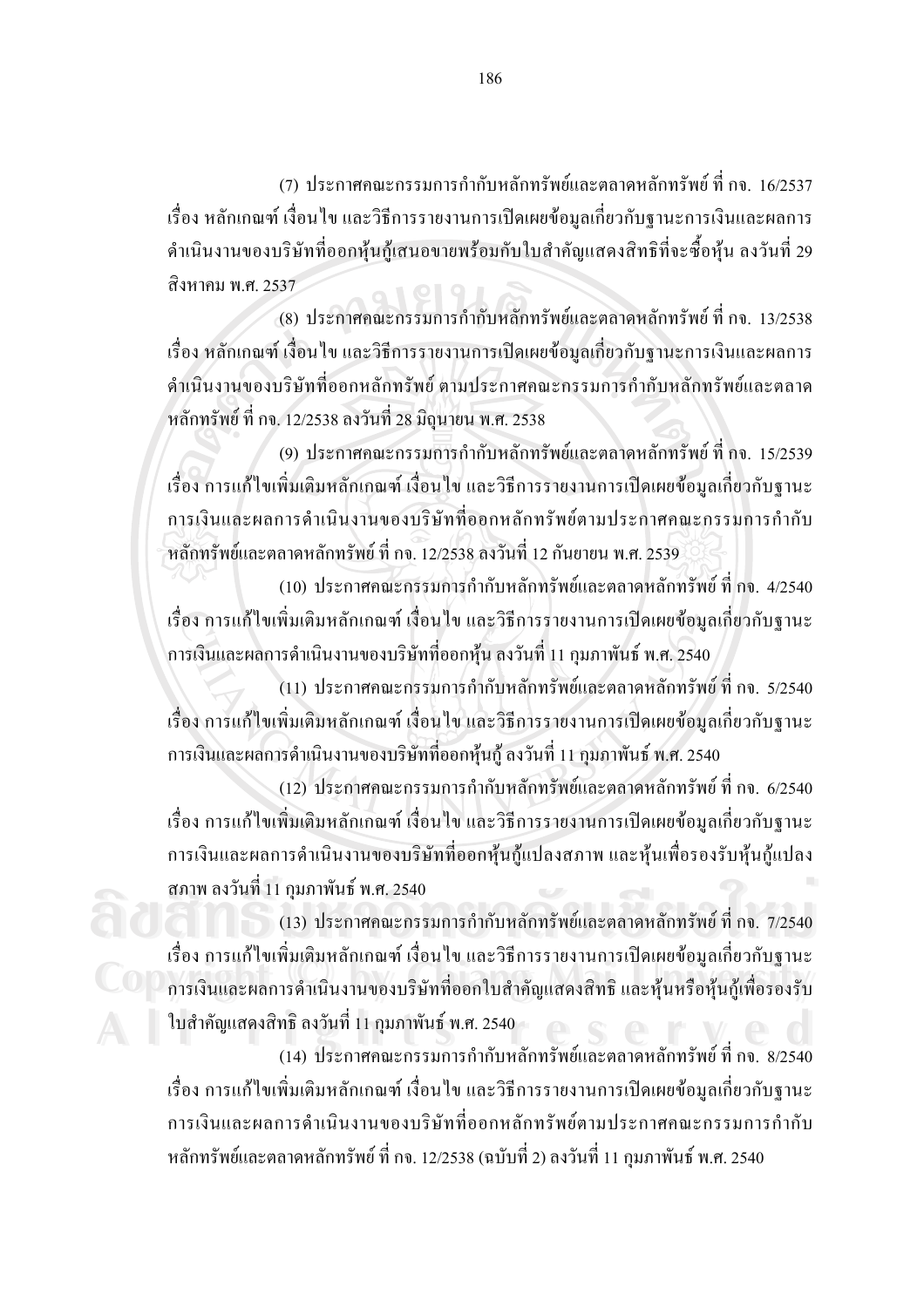(7) ประกาศคณะกรรมการกำกับหลักทรัพย์และตลาดหลักทรัพย์ ที่ กจ. 16/2537 เรื่อง หลักเกณฑ์ เงื่อนไข และวิธีการรายงานการเปิดเผยข้อมูลเกี่ยวกับฐานะการเงินและผลการดำเนินงานของบริษัทที่ออกหุ้นกู้เสนอขายพร้อมกับใบสำคัญแสดงสิทธิที่จะซื้อหุ้น ลงวันที่ 29 สิงหาคม พ.ศ. 2537

(8) ประกาศคณะกรรมการกำกับหลักทรัพย์และตลาดหลักทรัพย์ ที่ กจ. 13/2538 เรื่อง หลักเกณฑ์ เงื่อนไข และวิธีการรายงานการเปิดเผยข้อมูลเกี่ยวกับฐานะการเงินและผลการดำเนินงานของบริษัทที่ออกหลักทรัพย์ ตามประกาศคณะกรรมการกำกับหลักทรัพย์และตลาดหลักทรัพย์ ที่ กจ. 12/2538 ลงวันที่ 28 มิถุนายน พ.ศ. 2538

(9) ประกาศคณะกรรมการกำกับหลักทรัพย์และตลาดหลักทรัพย์ ที่ กจ. 15/2539 เรื่อง การแก้ไขเพิ่มเติมหลักเกณฑ์ เงื่อนไข และวิธีการรายงานการเปิดเผยข้อมูลเกี่ยวกับฐานะการเงินและผลการดำเนินงานของบริษัทที่ออกหลักทรัพย์ตามประกาศคณะกรรมการกำกับหลักทรัพย์และตลาดหลักทรัพย์ ที่ กจ. 12/2538 ลงวันที่ 12 กันยายน พ.ศ. 2539

(10) ประกาศคณะกรรมการกำกับหลักทรัพย์และตลาดหลักทรัพย์ ที่ กจ. 4/2540 เรื่อง การแก้ไขเพิ่มเติมหลักเกณฑ์ เงื่อนไข และวิธีการรายงานการเปิดเผยข้อมูลเกี่ยวกับฐานะการเงินและผลการดำเนินงานของบริษัทที่ออกหุ้น ลงวันที่ 11 กุมภาพันธ์ พ.ศ. 2540

(11) ประกาศคณะกรรมการกำกับหลักทรัพย์และตลาดหลักทรัพย์ ที่ กจ. 5/2540 เรื่อง การแก้ไขเพิ่มเติมหลักเกณฑ์ เงื่อนไข และวิธีการรายงานการเปิดเผยข้อมูลเกี่ยวกับฐานะการเงินและผลการดำเนินงานของบริษัทที่ออกหุ้นกู้ ลงวันที่ 11 กุมภาพันธ์ พ.ศ. 2540

(12) ประกาศคณะกรรมการกำกับหลักทรัพย์และตลาดหลักทรัพย์ ที่ กจ. 6/2540 เรื่อง การแก้ไขเพิ่มเติมหลักเกณฑ์ เงื่อนไข และวิธีการรายงานการเปิดเผยข้อมูลเกี่ยวกับฐานะการเงินและผลการดำเนินงานของบริษัทที่ออกหุ้นกู้แปลงสภาพ และหุ้นเพื่อรองรับหุ้นกู้แปลงสภาพ ลงวันที่ 11 กุมภาพันธ์ พ.ศ. 2540

(13) ประกาศคณะกรรมการกำกับหลักทรัพย์และตลาดหลักทรัพย์ ที่ กจ. 7/2540 เรื่อง การแก้ไขเพิ่มเติมหลักเกณฑ์ เงื่อนไข และวิธีการรายงานการเปิดเผยข้อมูลเกี่ยวกับฐานะการเงินและผลการดำเนินงานของบริษัทที่ออกใบสำคัญแสดงสิทธิ และหุ้นหรือหุ้นกู้เพื่อรองรับใบสำคัญแสดงสิทธิ ลงวันที่ 11 กุมภาพันธ์ พ.ศ. 2540

(14) ประกาศคณะกรรมการกำกับหลักทรัพย์และตลาดหลักทรัพย์ ที่ กจ. 8/2540 เรื่อง การแก้ไขเพิ่มเติมหลักเกณฑ์ เงื่อนไข และวิธีการรายงานการเปิดเผยข้อมูลเกี่ยวกับฐานะการเงินและผลการดำเนินงานของบริษัทที่ออกหลักทรัพย์ตามประกาศคณะกรรมการกำกับหลักทรัพย์และตลาดหลักทรัพย์ ที่ กจ. 12/2538 (ฉบับที่ 2) ลงวันที่ 11 กุมภาพันธ์ พ.ศ. 2540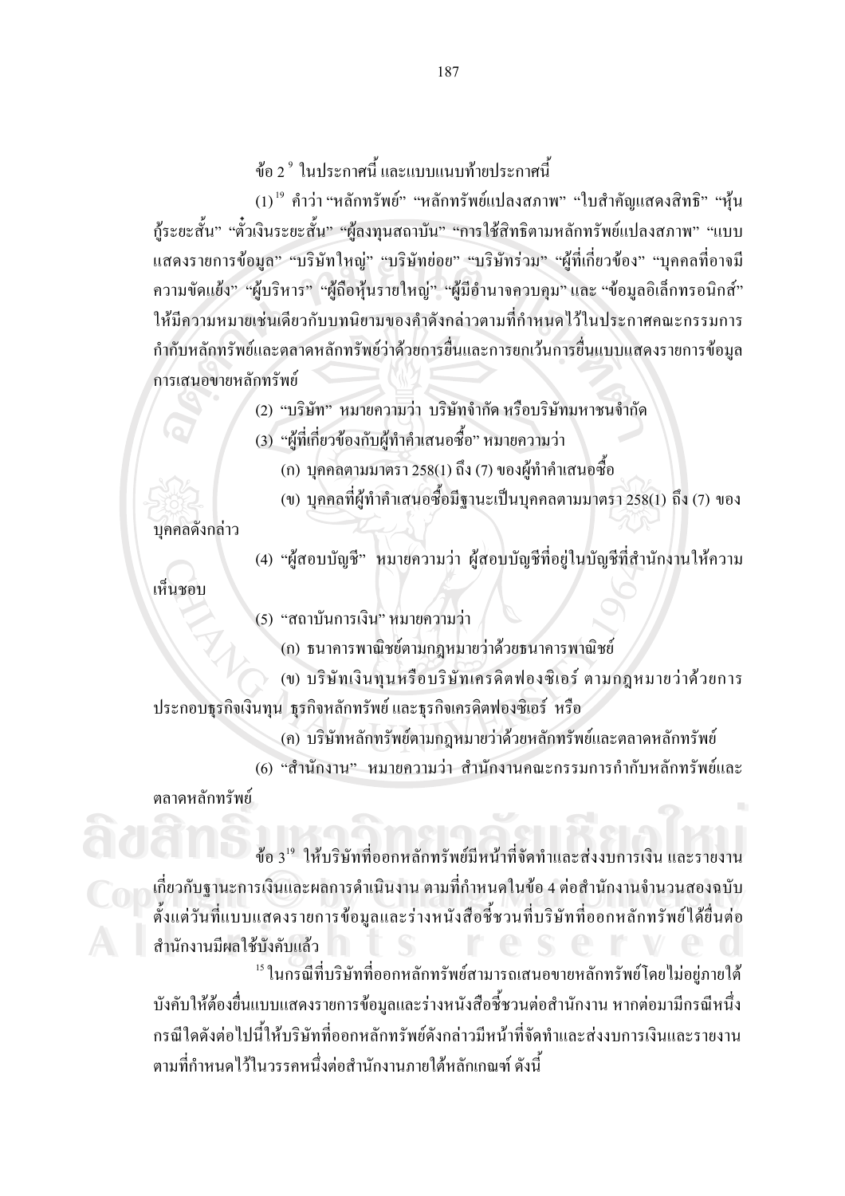ข้อ 2 [9] ในประกาศนี้ และแบบแนบท้ายประกาศนี้

(1) [19] คำว่า "หลักทรัพย์" "หลักทรัพย์แปลงสภาพ" "ใบสำคัญแสดงสิทธิ" "หุ้นกู้ระยะสั้น" "ตั๋วเงินระยะสั้น" "ผู้ลงทุนสถาบัน" "การใช้สิทธิตามหลักทรัพย์แปลงสภาพ" "แบบแสดงรายการข้อมูล" "บริษัทใหญ่" "บริษัทย่อย" "บริษัทร่วม" "ผู้ที่เกี่ยวข้อง" "บุคคลที่อาจมีความขัดแย้ง" "ผู้บริหาร" "ผู้ถือหุ้นรายใหญ่" "ผู้มีอำนาจควบคุม" และ "ข้อมูลอิเล็กทรอนิกส์" ให้มีความหมายเช่นเดียวกับบทนิยามของคำดังกล่าวตามที่กำหนดไว้ในประกาศคณะกรรมการกำกับหลักทรัพย์และตลาดหลักทรัพย์ว่าด้วยการยื่นและการยกเว้นการยื่นแบบแสดงรายการข้อมูลการเสนอขายหลักทรัพย์

(2) "บริษัท" หมายความว่า บริษัทจำกัด หรือบริษัทมหาชนจำกัด

(3) "ผู้ที่เกี่ยวข้องกับผู้ทำคำเสนอซื้อ" หมายความว่า

(ก) บุคคลตามมาตรา 258(1) ถึง (7) ของผู้ทำคำเสนอซื้อ

(ข) บุคคลที่ผู้ทำคำเสนอซื้อมีฐานะเป็นบุคคลตามมาตรา 258(1) ถึง (7) ของบุคคลดังกล่าว

(4) "ผู้สอบบัญชี" หมายความว่า ผู้สอบบัญชีที่อยู่ในบัญชีที่สำนักงานให้ความเห็นชอบ

(5) "สถาบันการเงิน" หมายความว่า

(ก) ธนาคารพาณิชย์ตามกฎหมายว่าด้วยธนาคารพาณิชย์

(ข) บริษัทเงินทุนหรือบริษัทเครดิตฟองซิเอร์ ตามกฎหมายว่าด้วยการประกอบธุรกิจเงินทุน ธุรกิจหลักทรัพย์ และธุรกิจเครดิตฟองซิเอร์ หรือ

(ค) บริษัทหลักทรัพย์ตามกฎหมายว่าด้วยหลักทรัพย์และตลาดหลักทรัพย์

(6) "สำนักงาน" หมายความว่า สำนักงานคณะกรรมการกำกับหลักทรัพย์และตลาดหลักทรัพย์

ข้อ 3 [19] ให้บริษัทที่ออกหลักทรัพย์มีหน้าที่จัดทำและส่งงบการเงิน และรายงานเกี่ยวกับฐานะการเงินและผลการดำเนินงาน ตามที่กำหนดในข้อ 4 ต่อสำนักงานจำนวนสองฉบับ ตั้งแต่วันที่แบบแสดงรายการข้อมูลและร่างหนังสือชี้ชวนที่บริษัทที่ออกหลักทรัพย์ได้ยื่นต่อสำนักงานมีผลใช้บังคับแล้ว

[15] ในกรณีที่บริษัทที่ออกหลักทรัพย์สามารถเสนอขายหลักทรัพย์โดยไม่อยู่ภายใต้บังคับให้ต้องยื่นแบบแสดงรายการข้อมูลและร่างหนังสือชี้ชวนต่อสำนักงาน หากต่อมามีกรณีหนึ่งกรณีใดดังต่อไปนี้ให้บริษัทที่ออกหลักทรัพย์ดังกล่าวมีหน้าที่จัดทำและส่งงบการเงินและรายงานตามที่กำหนดไว้ในวรรคหนึ่งต่อสำนักงานภายใต้หลักเกณฑ์ ดังนี้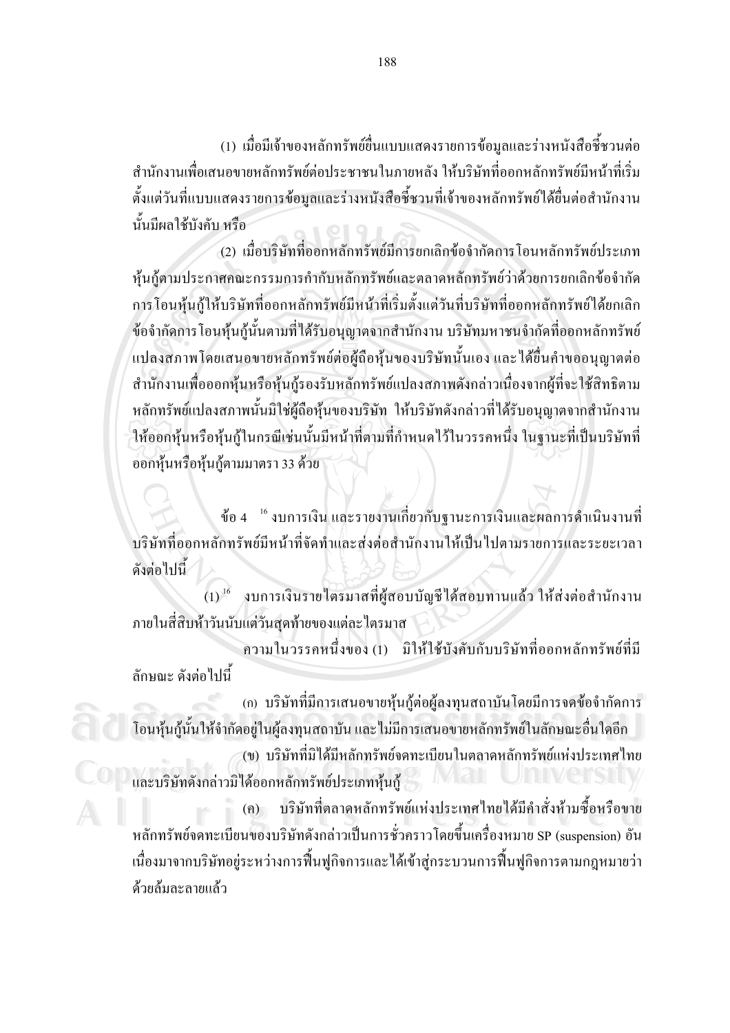(1) เมื่อมีเจ้าของหลักทรัพย์ยื่นแบบแสดงรายการข้อมูลและร่างหนังสือชี้ชวนต่อสำนักงานเพื่อเสนอขายหลักทรัพย์ต่อประชาชนในภายหลัง ให้บริษัทที่ออกหลักทรัพย์มีหน้าที่เริ่มตั้งแต่วันที่แบบแสดงรายการข้อมูลและร่างหนังสือชี้ชวนที่เจ้าของหลักทรัพย์ได้ยื่นต่อสำนักงานนั้นมีผลใช้บังคับ หรือ

(2) เมื่อบริษัทที่ออกหลักทรัพย์มีการยกเลิกข้อจำกัดการโอนหลักทรัพย์ประเภทหุ้นกู้ตามประกาศคณะกรรมการกำกับหลักทรัพย์และตลาดหลักทรัพย์ว่าด้วยการยกเลิกข้อจำกัดการโอนหุ้นกู้ให้บริษัทที่ออกหลักทรัพย์มีหน้าที่เริ่มตั้งแต่วันที่บริษัทที่ออกหลักทรัพย์ได้ยกเลิกข้อจำกัดการโอนหุ้นกู้นั้นตามที่ได้รับอนุญาตจากสำนักงาน บริษัทมหาชนจำกัดที่ออกหลักทรัพย์แปลงสภาพโดยเสนอขายหลักทรัพย์ต่อผู้ถือหุ้นของบริษัทนั้นเอง และได้ยื่นคำขออนุญาตต่อสำนักงานเพื่อออกหุ้นหรือหุ้นกู้รองรับหลักทรัพย์แปลงสภาพดังกล่าวเนื่องจากผู้ที่จะใช้สิทธิตามหลักทรัพย์แปลงสภาพนั้นมิใช่ผู้ถือหุ้นของบริษัท ให้บริษัทดังกล่าวที่ได้รับอนุญาตจากสำนักงานให้ออกหุ้นหรือหุ้นกู้ในกรณีเช่นนั้นมีหน้าที่ตามที่กำหนดไว้ในวรรคหนึ่ง ในฐานะที่เป็นบริษัทที่ออกหุ้นหรือหุ้นกู้ตามมาตรา 33 ด้วย

ข้อ 4 [16] งบการเงิน และรายงานเกี่ยวกับฐานะการเงินและผลการดำเนินงานที่บริษัทที่ออกหลักทรัพย์มีหน้าที่จัดทำและส่งต่อสำนักงานให้เป็นไปตามรายการและระยะเวลาดังต่อไปนี้

(1) [16] งบการเงินรายไตรมาสที่ผู้สอบบัญชีได้สอบทานแล้ว ให้ส่งต่อสำนักงานภายในสี่สิบห้าวันนับแต่วันสุดท้ายของแต่ละไตรมาส

ความในวรรคหนึ่งของ (1) มิให้ใช้บังคับกับบริษัทที่ออกหลักทรัพย์ที่มีลักษณะ ดังต่อไปนี้

(ก) บริษัทที่มีการเสนอขายหุ้นกู้ต่อผู้ลงทุนสถาบันโดยมีการจดข้อจำกัดการโอนหุ้นกู้นั้นให้จำกัดอยู่ในผู้ลงทุนสถาบัน และไม่มีการเสนอขายหลักทรัพย์ในลักษณะอื่นใดอีก

(ข) บริษัทที่มิได้มีหลักทรัพย์จดทะเบียนในตลาดหลักทรัพย์แห่งประเทศไทยและบริษัทดังกล่าวมิได้ออกหลักทรัพย์ประเภทหุ้นกู้

(ค) บริษัทที่ตลาดหลักทรัพย์แห่งประเทศไทยได้มีคำสั่งห้ามซื้อหรือขายหลักทรัพย์จดทะเบียนของบริษัทดังกล่าวเป็นการชั่วคราวโดยขึ้นเครื่องหมาย SP (suspension) อันเนื่องมาจากบริษัทอยู่ระหว่างการฟื้นฟูกิจการและได้เข้าสู่กระบวนการฟื้นฟูกิจการตามกฎหมายว่าด้วยล้มละลายแล้ว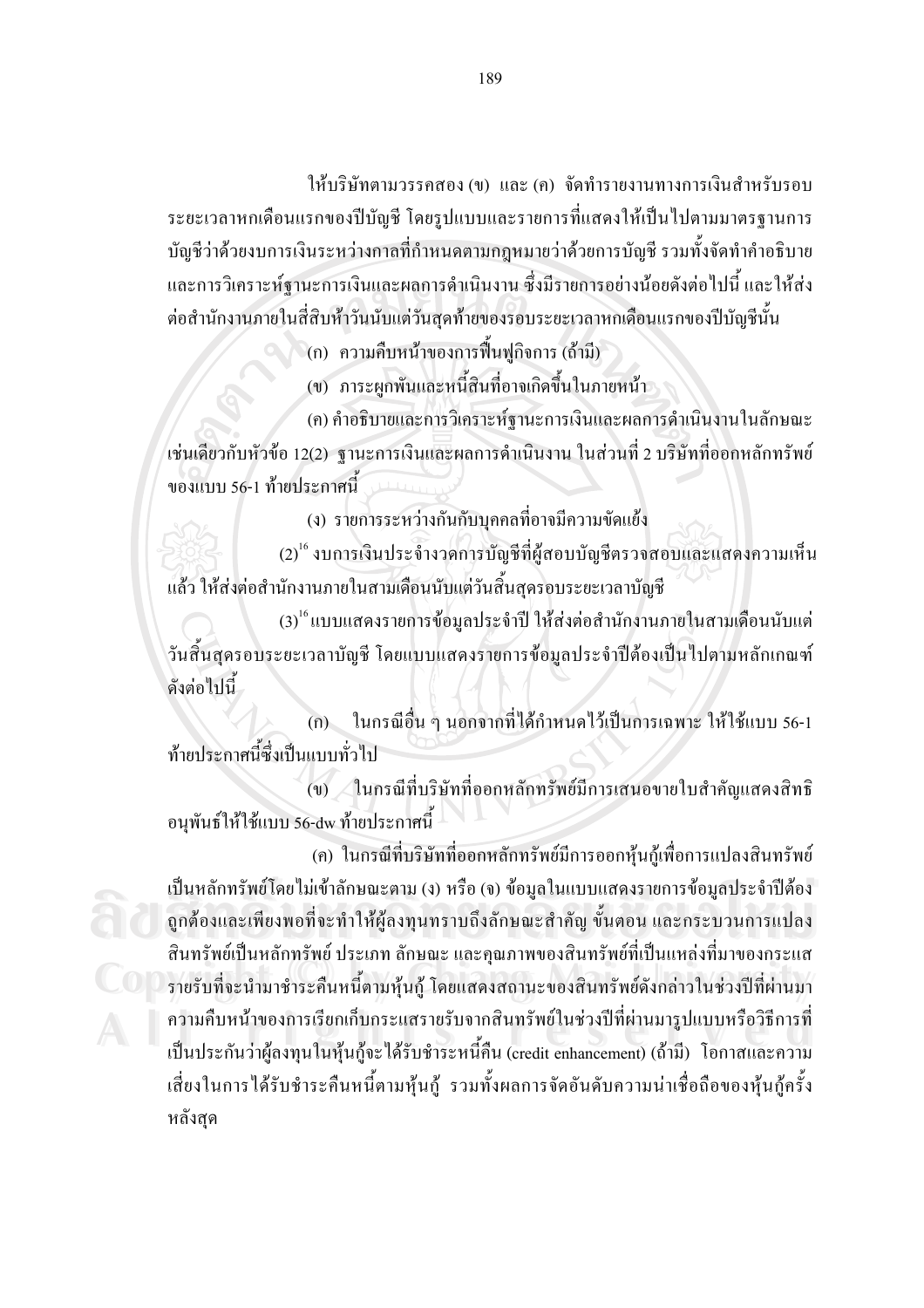ให้บริษัทตามวรรคสอง (ข) และ (ค) จัดทำรายงานทางการเงินสำหรับรอบระยะเวลาหกเดือนแรกของปีบัญชี โดยรูปแบบและรายการที่แสดงให้เป็นไปตามมาตรฐานการบัญชีว่าด้วยงบการเงินระหว่างกาลที่กำหนดตามกฎหมายว่าด้วยการบัญชี รวมทั้งจัดทำคำอธิบายและการวิเคราะห์ฐานะการเงินและผลการดำเนินงาน ซึ่งมีรายการอย่างน้อยดังต่อไปนี้ และให้ส่งต่อสำนักงานภายในสี่สิบห้าวันนับแต่วันสุดท้ายของรอบระยะเวลาหกเดือนแรกของปีบัญชีนั้น

(ก) ความคืบหน้าของการฟื้นฟูกิจการ (ถ้ามี)

(ข) ภาระผูกพันและหนี้สินที่อาจเกิดขึ้นในภายหน้า

(ค) คำอธิบายและการวิเคราะห์ฐานะการเงินและผลการดำเนินงานในลักษณะเช่นเดียวกับหัวข้อ 12(2) ฐานะการเงินและผลการดำเนินงาน ในส่วนที่ 2 บริษัทที่ออกหลักทรัพย์ของแบบ 56-1 ท้ายประกาศนี้

(ง) รายการระหว่างกันกับบุคคลที่อาจมีความขัดแย้ง

(2)[16] งบการเงินประจำงวดการบัญชีที่ผู้สอบบัญชีตรวจสอบและแสดงความเห็นแล้ว ให้ส่งต่อสำนักงานภายในสามเดือนนับแต่วันสิ้นสุดรอบระยะเวลาบัญชี

(3)[16] แบบแสดงรายการข้อมูลประจำปี ให้ส่งต่อสำนักงานภายในสามเดือนนับแต่วันสิ้นสุดรอบระยะเวลาบัญชี โดยแบบแสดงรายการข้อมูลประจำปีต้องเป็นไปตามหลักเกณฑ์ดังต่อไปนี้

(ก) ในกรณีอื่น ๆ นอกจากที่ได้กำหนดไว้เป็นการเฉพาะ ให้ใช้แบบ 56-1 ท้ายประกาศนี้ซึ่งเป็นแบบทั่วไป

(ข) ในกรณีที่บริษัทที่ออกหลักทรัพย์มีการเสนอขายใบสำคัญแสดงสิทธิอนุพันธ์ให้ใช้แบบ 56-dw ท้ายประกาศนี้

(ค) ในกรณีที่บริษัทที่ออกหลักทรัพย์มีการออกหุ้นกู้เพื่อการแปลงสินทรัพย์เป็นหลักทรัพย์โดยไม่เข้าลักษณะตาม (ง) หรือ (จ) ข้อมูลในแบบแสดงรายการข้อมูลประจำปีต้องถูกต้องและเพียงพอที่จะทำให้ผู้ลงทุนทราบถึงลักษณะสำคัญ ขั้นตอน และกระบวนการแปลงสินทรัพย์เป็นหลักทรัพย์ ประเภท ลักษณะ และคุณภาพของสินทรัพย์ที่เป็นแหล่งที่มาของกระแสรายรับที่จะนำมาชำระคืนหนี้ตามหุ้นกู้ โดยแสดงสถานะของสินทรัพย์ดังกล่าวในช่วงปีที่ผ่านมา ความคืบหน้าของการเรียกเก็บกระแสรายรับจากสินทรัพย์ในช่วงปีที่ผ่านมารูปแบบหรือวิธีการที่เป็นประกันว่าผู้ลงทุนในหุ้นกู้จะได้รับชำระหนี้คืน (credit enhancement) (ถ้ามี) โอกาสและความเสี่ยงในการได้รับชำระคืนหนี้ตามหุ้นกู้ รวมทั้งผลการจัดอันดับความน่าเชื่อถือของหุ้นกู้ครั้งหลังสุด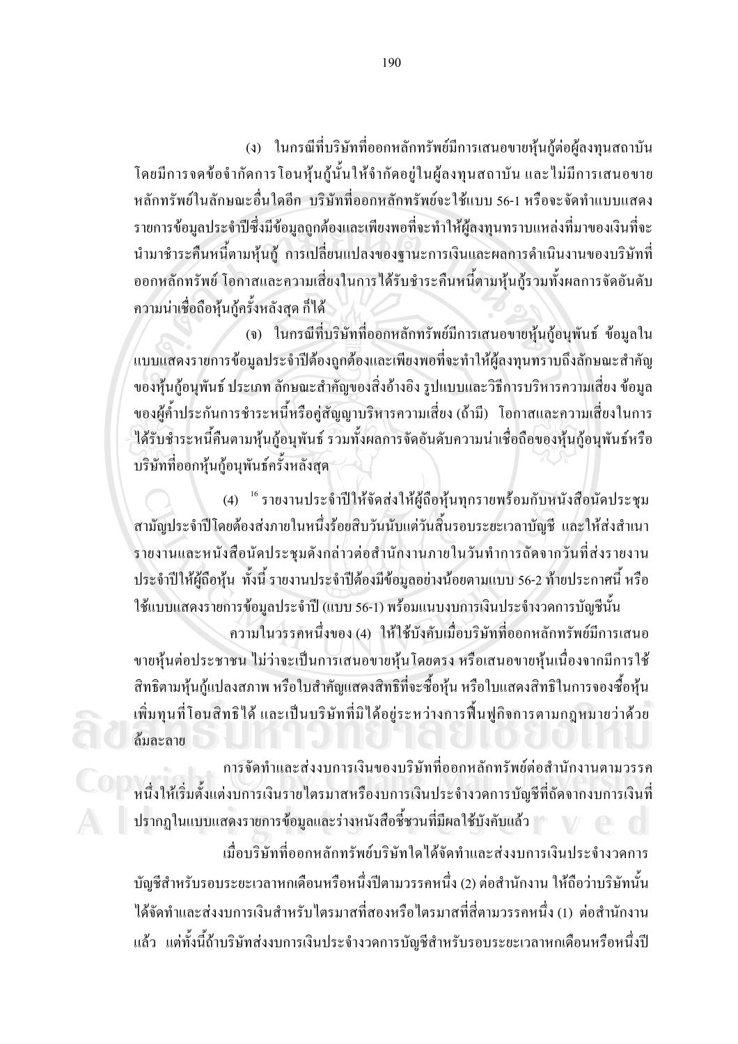(ง) ในกรณีที่บริษัทที่ออกหลักทรัพย์มีการเสนอขายหุ้นกู้ต่อผู้ลงทุนสถาบัน โดยมีการจดข้อจำกัดการโอนหุ้นกู้นั้นให้จำกัดอยู่ในผู้ลงทุนสถาบัน และไม่มีการเสนอขายหลักทรัพย์ในลักษณะอื่นใดอีก บริษัทที่ออกหลักทรัพย์จะใช้แบบ 56-1 หรือจะจัดทำแบบแสดงรายการข้อมูลประจำปีซึ่งมีข้อมูลถูกต้องและเพียงพอที่จะทำให้ผู้ลงทุนทราบแหล่งที่มาของเงินที่จะนำมาชำระคืนหนี้ตามหุ้นกู้ การเปลี่ยนแปลงของฐานะการเงินและผลการดำเนินงานของบริษัทที่ออกหลักทรัพย์ โอกาสและความเสี่ยงในการได้รับชำระคืนหนี้ตามหุ้นกู้รวมทั้งผลการจัดอันดับความน่าเชื่อถือหุ้นกู้ครั้งหลังสุด ก็ได้

(จ) ในกรณีที่บริษัทที่ออกหลักทรัพย์มีการเสนอขายหุ้นกู้อนุพันธ์ ข้อมูลในแบบแสดงรายการข้อมูลประจำปีต้องถูกต้องและเพียงพอที่จะทำให้ผู้ลงทุนทราบถึงลักษณะสำคัญของหุ้นกู้อนุพันธ์ ประเภท ลักษณะสำคัญของสิ่งอ้างอิง รูปแบบและวิธีการบริหารความเสี่ยง ข้อมูลของผู้ค้ำประกันการชำระหนี้หรือคู่สัญญาบริหารความเสี่ยง (ถ้ามี) โอกาสและความเสี่ยงในการได้รับชำระหนี้คืนตามหุ้นกู้อนุพันธ์ รวมทั้งผลการจัดอันดับความน่าเชื่อถือของหุ้นกู้อนุพันธ์หรือบริษัทที่ออกหุ้นกู้อนุพันธ์ครั้งหลังสุด

(4) [16] รายงานประจำปีให้จัดส่งให้ผู้ถือหุ้นทุกรายพร้อมกับหนังสือนัดประชุมสามัญประจำปีโดยต้องส่งภายในหนึ่งร้อยสิบวันนับแต่วันสิ้นรอบระยะเวลาบัญชี และให้ส่งสำเนารายงานและหนังสือนัดประชุมดังกล่าวต่อสำนักงานภายในวันทำการถัดจากวันที่ส่งรายงานประจำปีให้ผู้ถือหุ้น ทั้งนี้ รายงานประจำปีต้องมีข้อมูลอย่างน้อยตามแบบ 56-2 ท้ายประกาศนี้ หรือใช้แบบแสดงรายการข้อมูลประจำปี (แบบ 56-1) พร้อมแนบงบการเงินประจำงวดการบัญชีนั้น

ความในวรรคหนึ่งของ (4) ให้ใช้บังคับเมื่อบริษัทที่ออกหลักทรัพย์มีการเสนอขายหุ้นต่อประชาชน ไม่ว่าจะเป็นการเสนอขายหุ้นโดยตรง หรือเสนอขายหุ้นเนื่องจากมีการใช้สิทธิตามหุ้นกู้แปลงสภาพ หรือใบสำคัญแสดงสิทธิที่จะซื้อหุ้น หรือใบแสดงสิทธิในการจองซื้อหุ้นเพิ่มทุนที่โอนสิทธิได้ และเป็นบริษัทที่มิได้อยู่ระหว่างการฟื้นฟูกิจการตามกฎหมายว่าด้วยล้มละลาย

การจัดทำและส่งงบการเงินของบริษัทที่ออกหลักทรัพย์ต่อสำนักงานตามวรรคหนึ่งให้เริ่มตั้งแต่งบการเงินรายไตรมาสหรืองบการเงินประจำงวดการบัญชีที่ถัดจากงบการเงินที่ปรากฏในแบบแสดงรายการข้อมูลและร่างหนังสือชี้ชวนที่มีผลใช้บังคับแล้ว

เมื่อบริษัทที่ออกหลักทรัพย์บริษัทใดได้จัดทำและส่งงบการเงินประจำงวดการบัญชีสำหรับรอบระยะเวลาหกเดือนหรือหนึ่งปีตามวรรคหนึ่ง (2) ต่อสำนักงาน ให้ถือว่าบริษัทนั้นได้จัดทำและส่งงบการเงินสำหรับไตรมาสที่สองหรือไตรมาสที่สี่ตามวรรคหนึ่ง (1) ต่อสำนักงานแล้ว แต่ทั้งนี้ถ้าบริษัทส่งงบการเงินประจำงวดการบัญชีสำหรับรอบระยะเวลาหกเดือนหรือหนึ่งปี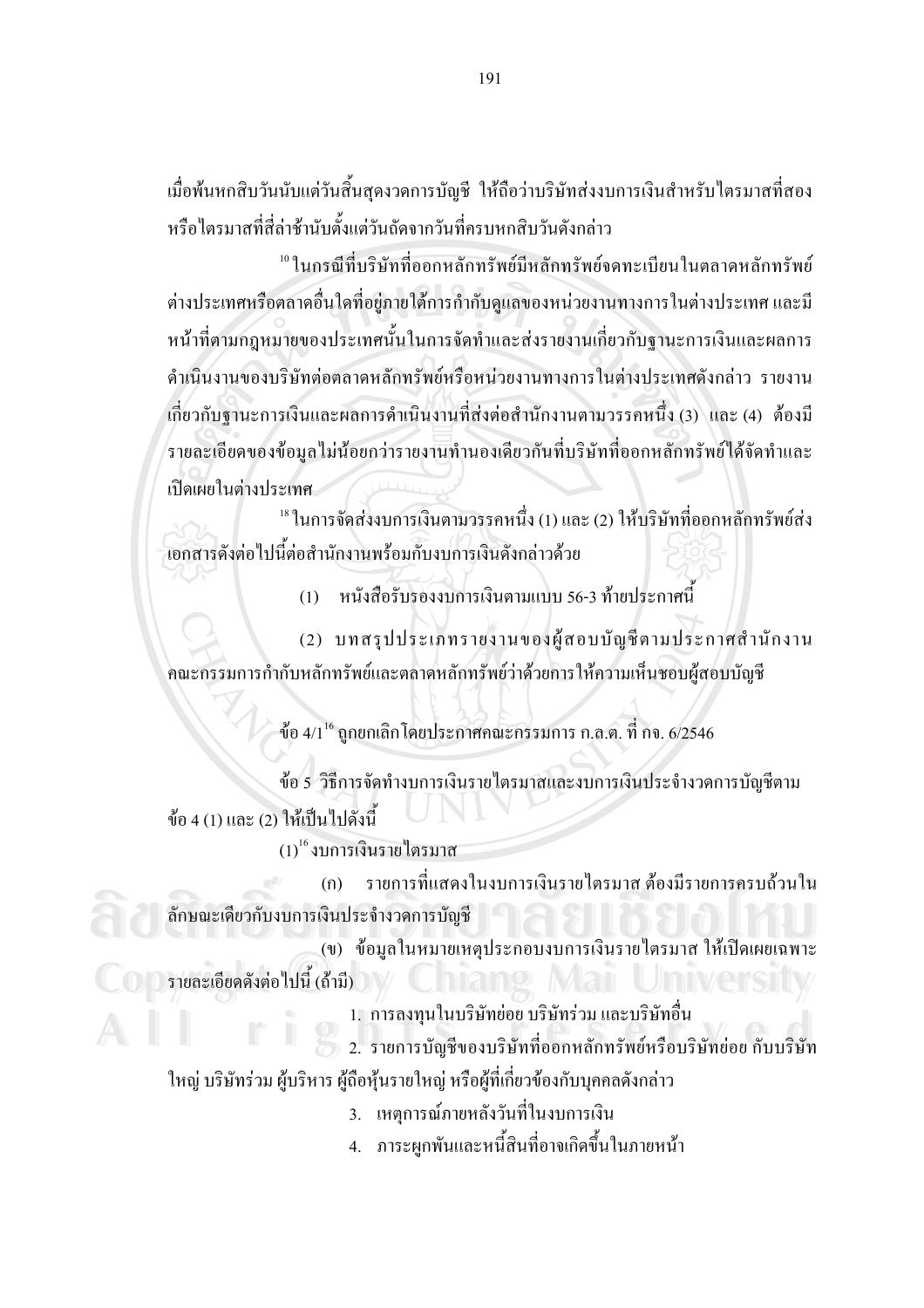เมื่อพ้นหกสิบวันนับแต่วันสิ้นสุดงวดการบัญชี ให้ถือว่าบริษัทส่งงบการเงินสำหรับไตรมาสที่สอง หรือไตรมาสที่สี่ล่าช้านับตั้งแต่วันถัดจากวันที่ครบหกสิบวันดังกล่าว

[10] ในกรณีที่บริษัทที่ออกหลักทรัพย์มีหลักทรัพย์จดทะเบียนในตลาดหลักทรัพย์ต่างประเทศหรือตลาดอื่นใดที่อยู่ภายใต้การกำกับดูแลของหน่วยงานทางการในต่างประเทศ และมีหน้าที่ตามกฎหมายของประเทศนั้นในการจัดทำและส่งรายงานเกี่ยวกับฐานะการเงินและผลการดำเนินงานของบริษัทต่อตลาดหลักทรัพย์หรือหน่วยงานทางการในต่างประเทศดังกล่าว รายงานเกี่ยวกับฐานะการเงินและผลการดำเนินงานที่ส่งต่อสำนักงานตามวรรคหนึ่ง (3) และ (4) ต้องมีรายละเอียดของข้อมูลไม่น้อยกว่ารายงานทำนองเดียวกันที่บริษัทที่ออกหลักทรัพย์ได้จัดทำและเปิดเผยในต่างประเทศ

[18] ในการจัดส่งงบการเงินตามวรรคหนึ่ง (1) และ (2) ให้บริษัทที่ออกหลักทรัพย์ส่งเอกสารดังต่อไปนี้ต่อสำนักงานพร้อมกับงบการเงินดังกล่าวด้วย

(1) หนังสือรับรองงบการเงินตามแบบ 56-3 ท้ายประกาศนี้

(2) บทสรุปประเภทรายงานของผู้สอบบัญชีตามประกาศสำนักงานคณะกรรมการกำกับหลักทรัพย์และตลาดหลักทรัพย์ว่าด้วยการให้ความเห็นชอบผู้สอบบัญชี

ข้อ 4/1[16] ถูกยกเลิกโดยประกาศคณะกรรมการ ก.ล.ต. ที่ กจ. 6/2546

ข้อ 5 วิธีการจัดทำงบการเงินรายไตรมาสและงบการเงินประจำงวดการบัญชีตามข้อ 4 (1) และ (2) ให้เป็นไปดังนี้

(1)[16] งบการเงินรายไตรมาส

(ก) รายการที่แสดงในงบการเงินรายไตรมาส ต้องมีรายการครบถ้วนในลักษณะเดียวกับงบการเงินประจำงวดการบัญชี

(ข) ข้อมูลในหมายเหตุประกอบงบการเงินรายไตรมาส ให้เปิดเผยเฉพาะรายละเอียดดังต่อไปนี้ (ถ้ามี)

1. การลงทุนในบริษัทย่อย บริษัทร่วม และบริษัทอื่น
2. รายการบัญชีของบริษัทที่ออกหลักทรัพย์หรือบริษัทย่อย กับบริษัทใหญ่ บริษัทร่วม ผู้บริหาร ผู้ถือหุ้นรายใหญ่ หรือผู้ที่เกี่ยวข้องกับบุคคลดังกล่าว
3. เหตุการณ์ภายหลังวันที่ในงบการเงิน
4. ภาระผูกพันและหนี้สินที่อาจเกิดขึ้นในภายหน้า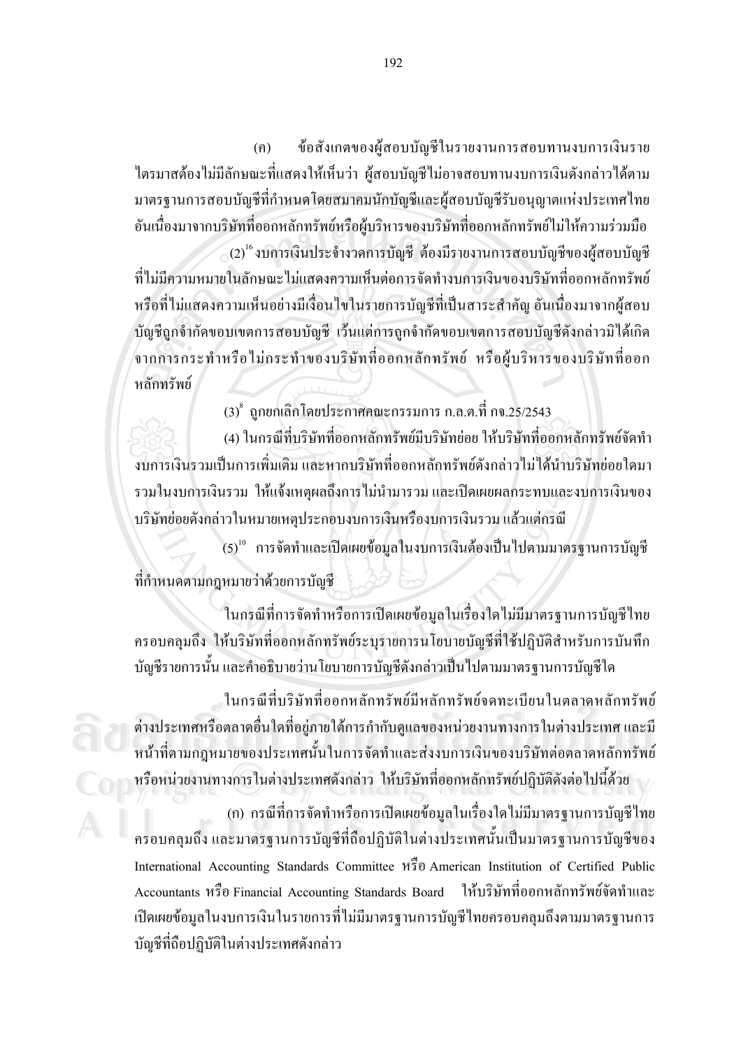(ค) ข้อสังเกตของผู้สอบบัญชีในรายงานการสอบทานงบการเงินรายไตรมาสต้องไม่มีลักษณะที่แสดงให้เห็นว่า ผู้สอบบัญชีไม่อาจสอบทานงบการเงินดังกล่าวได้ตามมาตรฐานการสอบบัญชีที่กำหนดโดยสมาคมนักบัญชีและผู้สอบบัญชีรับอนุญาตแห่งประเทศไทยอันเนื่องมาจากบริษัทที่ออกหลักทรัพย์หรือผู้บริหารของบริษัทที่ออกหลักทรัพย์ไม่ให้ความร่วมมือ

(2)[16] งบการเงินประจำงวดการบัญชี ต้องมีรายงานการสอบบัญชีของผู้สอบบัญชีที่ไม่มีความหมายในลักษณะไม่แสดงความเห็นต่อการจัดทำงบการเงินของบริษัทที่ออกหลักทรัพย์หรือที่ไม่แสดงความเห็นอย่างมีเงื่อนไขในรายการบัญชีที่เป็นสาระสำคัญ อันเนื่องมาจากผู้สอบบัญชีถูกจำกัดขอบเขตการสอบบัญชี เว้นแต่การถูกจำกัดขอบเขตการสอบบัญชีดังกล่าวมิได้เกิดจากการกระทำหรือไม่กระทำของบริษัทที่ออกหลักทรัพย์ หรือผู้บริหารของบริษัทที่ออกหลักทรัพย์

(3)[8] ถูกยกเลิกโดยประกาศคณะกรรมการ ก.ล.ต.ที่ กจ.25/2543

(4) ในกรณีที่บริษัทที่ออกหลักทรัพย์มีบริษัทย่อย ให้บริษัทที่ออกหลักทรัพย์จัดทำงบการเงินรวมเป็นการเพิ่มเติม และหากบริษัทที่ออกหลักทรัพย์ดังกล่าวไม่ได้นำบริษัทย่อยใดมารวมในงบการเงินรวม ให้แจ้งเหตุผลถึงการไม่นำมารวม และเปิดเผยผลกระทบและงบการเงินของบริษัทย่อยดังกล่าวในหมายเหตุประกอบงบการเงินหรืองบการเงินรวม แล้วแต่กรณี

(5)[10] การจัดทำและเปิดเผยข้อมูลในงบการเงินต้องเป็นไปตามมาตรฐานการบัญชีที่กำหนดตามกฎหมายว่าด้วยการบัญชี

ในกรณีที่การจัดทำหรือการเปิดเผยข้อมูลในเรื่องใดไม่มีมาตรฐานการบัญชีไทยครอบคลุมถึง ให้บริษัทที่ออกหลักทรัพย์ระบุรายการนโยบายบัญชีที่ใช้ปฏิบัติสำหรับการบันทึกบัญชีรายการนั้น และคำอธิบายว่านโยบายการบัญชีดังกล่าวเป็นไปตามมาตรฐานการบัญชีใด

ในกรณีที่บริษัทที่ออกหลักทรัพย์มีหลักทรัพย์จดทะเบียนในตลาดหลักทรัพย์ต่างประเทศหรือตลาดอื่นใดที่อยู่ภายใต้การกำกับดูแลของหน่วยงานทางการในต่างประเทศ และมีหน้าที่ตามกฎหมายของประเทศนั้นในการจัดทำและส่งงบการเงินของบริษัทต่อตลาดหลักทรัพย์หรือหน่วยงานทางการในต่างประเทศดังกล่าว ให้บริษัทที่ออกหลักทรัพย์ปฏิบัติดังต่อไปนี้ด้วย

(ก) กรณีที่การจัดทำหรือการเปิดเผยข้อมูลในเรื่องใดไม่มีมาตรฐานการบัญชีไทยครอบคลุมถึง และมาตรฐานการบัญชีที่ถือปฏิบัติในต่างประเทศนั้นเป็นมาตรฐานการบัญชีของ International Accounting Standards Committee หรือ American Institution of Certified Public Accountants หรือ Financial Accounting Standards Board ให้บริษัทที่ออกหลักทรัพย์จัดทำและเปิดเผยข้อมูลในงบการเงินในรายการที่ไม่มีมาตรฐานการบัญชีไทยครอบคลุมถึงตามมาตรฐานการบัญชีที่ถือปฏิบัติในต่างประเทศดังกล่าว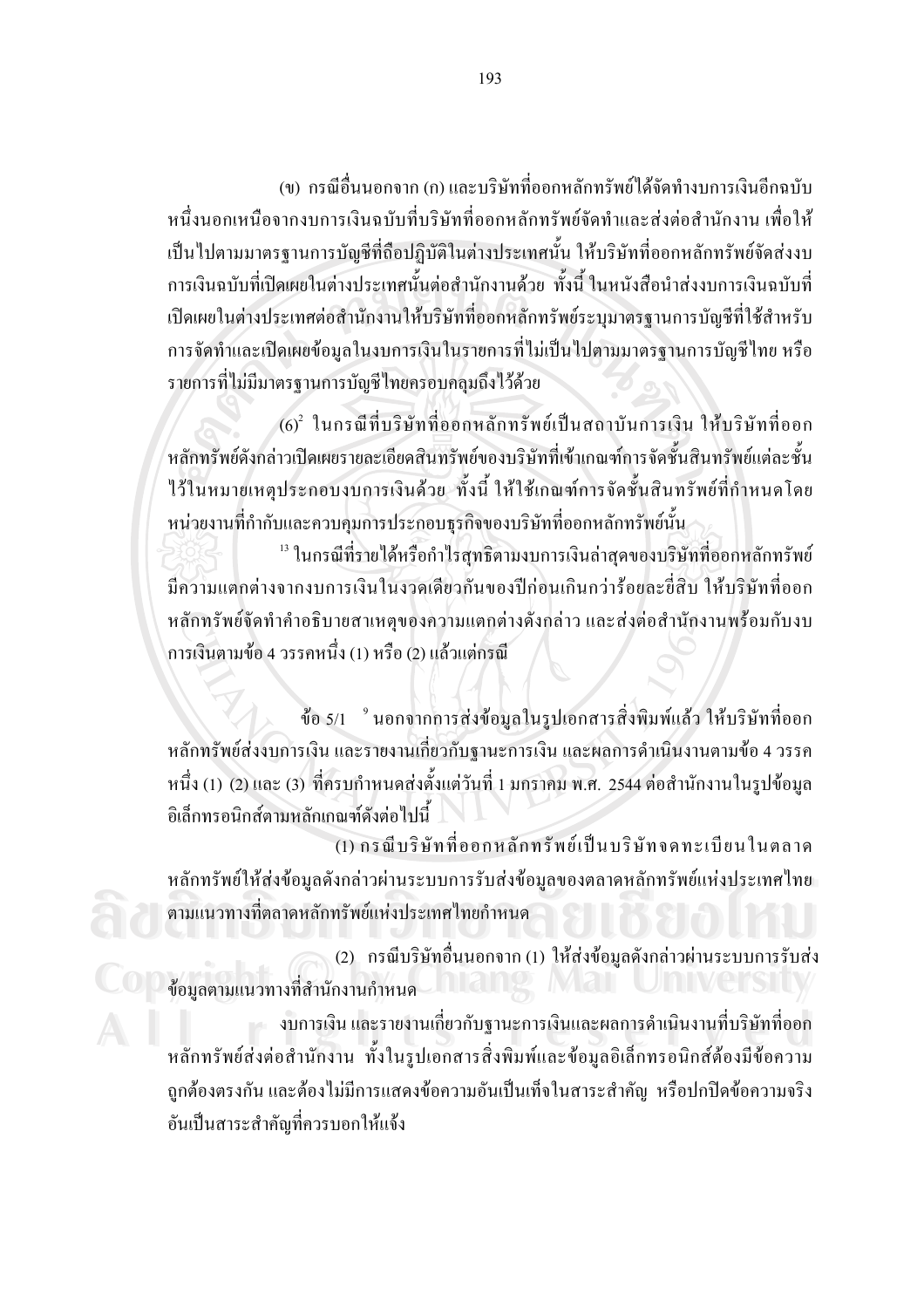(ข) กรณีอื่นนอกจาก (ก) และบริษัทที่ออกหลักทรัพย์ได้จัดทำงบการเงินอีกฉบับหนึ่งนอกเหนือจากงบการเงินฉบับที่บริษัทที่ออกหลักทรัพย์จัดทำและส่งต่อสำนักงาน เพื่อให้เป็นไปตามมาตรฐานการบัญชีที่ถือปฏิบัติในต่างประเทศนั้น ให้บริษัทที่ออกหลักทรัพย์จัดส่งงบการเงินฉบับที่เปิดเผยในต่างประเทศนั้นต่อสำนักงานด้วย ทั้งนี้ ในหนังสือนำส่งงบการเงินฉบับที่เปิดเผยในต่างประเทศต่อสำนักงานให้บริษัทที่ออกหลักทรัพย์ระบุมาตรฐานการบัญชีที่ใช้สำหรับการจัดทำและเปิดเผยข้อมูลในงบการเงินในรายการที่ไม่เป็นไปตามมาตรฐานการบัญชีไทย หรือรายการที่ไม่มีมาตรฐานการบัญชีไทยครอบคลุมถึงไว้ด้วย

(6)[2] ในกรณีที่บริษัทที่ออกหลักทรัพย์เป็นสถาบันการเงิน ให้บริษัทที่ออกหลักทรัพย์ดังกล่าวเปิดเผยรายละเอียดสินทรัพย์ของบริษัทที่เข้าเกณฑ์การจัดชั้นสินทรัพย์แต่ละชั้นไว้ในหมายเหตุประกอบงบการเงินด้วย ทั้งนี้ ให้ใช้เกณฑ์การจัดชั้นสินทรัพย์ที่กำหนดโดยหน่วยงานที่กำกับและควบคุมการประกอบธุรกิจของบริษัทที่ออกหลักทรัพย์นั้น

[13] ในกรณีที่รายได้หรือกำไรสุทธิตามงบการเงินล่าสุดของบริษัทที่ออกหลักทรัพย์มีความแตกต่างจากงบการเงินในงวดเดียวกันของปีก่อนเกินกว่าร้อยละยี่สิบ ให้บริษัทที่ออกหลักทรัพย์จัดทำคำอธิบายสาเหตุของความแตกต่างดังกล่าว และส่งต่อสำนักงานพร้อมกับงบการเงินตามข้อ 4 วรรคหนึ่ง (1) หรือ (2) แล้วแต่กรณี

ข้อ 5/1 [9] นอกจากการส่งข้อมูลในรูปเอกสารสิ่งพิมพ์แล้ว ให้บริษัทที่ออกหลักทรัพย์ส่งงบการเงิน และรายงานเกี่ยวกับฐานะการเงิน และผลการดำเนินงานตามข้อ 4 วรรคหนึ่ง (1) (2) และ (3) ที่ครบกำหนดส่งตั้งแต่วันที่ 1 มกราคม พ.ศ. 2544 ต่อสำนักงานในรูปข้อมูลอิเล็กทรอนิกส์ตามหลักเกณฑ์ดังต่อไปนี้

(1) กรณีบริษัทที่ออกหลักทรัพย์เป็นบริษัทจดทะเบียนในตลาดหลักทรัพย์ให้ส่งข้อมูลดังกล่าวผ่านระบบการรับส่งข้อมูลของตลาดหลักทรัพย์แห่งประเทศไทยตามแนวทางที่ตลาดหลักทรัพย์แห่งประเทศไทยกำหนด

(2) กรณีบริษัทอื่นนอกจาก (1) ให้ส่งข้อมูลดังกล่าวผ่านระบบการรับส่งข้อมูลตามแนวทางที่สำนักงานกำหนด

งบการเงิน และรายงานเกี่ยวกับฐานะการเงินและผลการดำเนินงานที่บริษัทที่ออกหลักทรัพย์ส่งต่อสำนักงาน ทั้งในรูปเอกสารสิ่งพิมพ์และข้อมูลอิเล็กทรอนิกส์ต้องมีข้อความถูกต้องตรงกัน และต้องไม่มีการแสดงข้อความอันเป็นเท็จในสาระสำคัญ หรือปกปิดข้อความจริงอันเป็นสาระสำคัญที่ควรบอกให้แจ้ง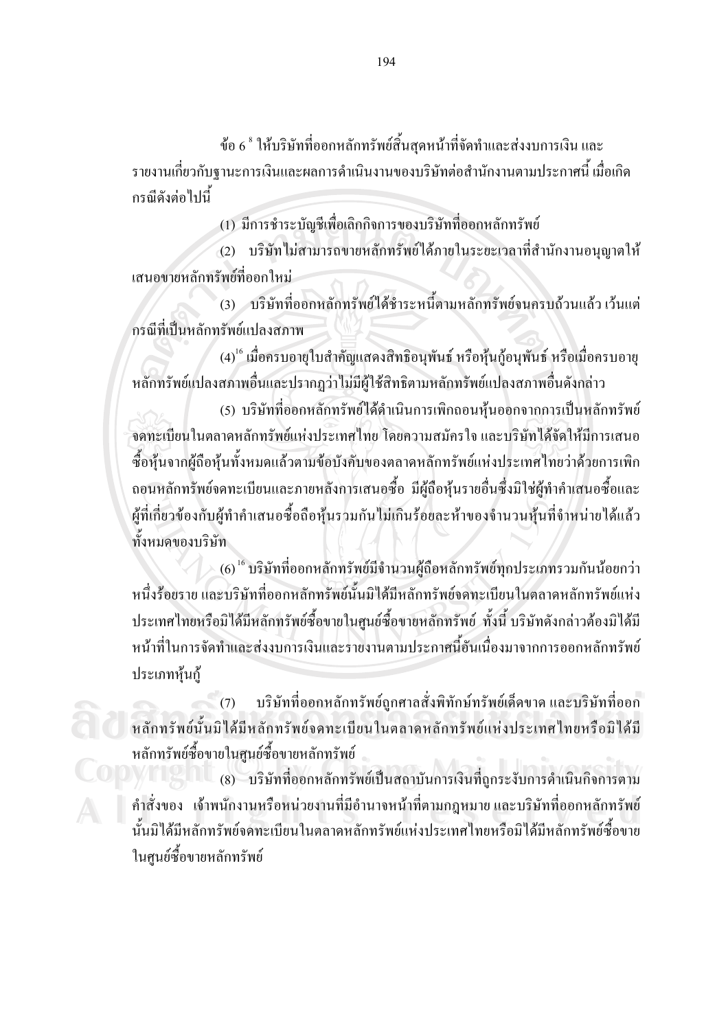ข้อ 6 [8] ให้บริษัทที่ออกหลักทรัพย์สิ้นสุดหน้าที่จัดทำและส่งงบการเงิน และรายงานเกี่ยวกับฐานะการเงินและผลการดำเนินงานของบริษัทต่อสำนักงานตามประกาศนี้ เมื่อเกิดกรณีดังต่อไปนี้

(1) มีการชำระบัญชีเพื่อเลิกกิจการของบริษัทที่ออกหลักทรัพย์

(2) บริษัทไม่สามารถขายหลักทรัพย์ได้ภายในระยะเวลาที่สำนักงานอนุญาตให้เสนอขายหลักทรัพย์ที่ออกใหม่

(3) บริษัทที่ออกหลักทรัพย์ได้ชำระหนี้ตามหลักทรัพย์จนครบถ้วนแล้ว เว้นแต่กรณีที่เป็นหลักทรัพย์แปลงสภาพ

(4)[16] เมื่อครบอายุใบสำคัญแสดงสิทธิอนุพันธ์ หรือหุ้นกู้อนุพันธ์ หรือเมื่อครบอายุหลักทรัพย์แปลงสภาพอื่นและปรากฏว่าไม่มีผู้ใช้สิทธิตามหลักทรัพย์แปลงสภาพอื่นดังกล่าว

(5) บริษัทที่ออกหลักทรัพย์ได้ดำเนินการเพิกถอนหุ้นออกจากการเป็นหลักทรัพย์จดทะเบียนในตลาดหลักทรัพย์แห่งประเทศไทย โดยความสมัครใจ และบริษัทได้จัดให้มีการเสนอซื้อหุ้นจากผู้ถือหุ้นทั้งหมดแล้วตามข้อบังคับของตลาดหลักทรัพย์แห่งประเทศไทยว่าด้วยการเพิกถอนหลักทรัพย์จดทะเบียนและภายหลังการเสนอซื้อ มีผู้ถือหุ้นรายอื่นซึ่งมิใช่ผู้ทำคำเสนอซื้อและผู้ที่เกี่ยวข้องกับผู้ทำคำเสนอซื้อถือหุ้นรวมกันไม่เกินร้อยละห้าของจำนวนหุ้นที่จำหน่ายได้แล้วทั้งหมดของบริษัท

(6)[16] บริษัทที่ออกหลักทรัพย์มีจำนวนผู้ถือหลักทรัพย์ทุกประเภทรวมกันน้อยกว่าหนึ่งร้อยราย และบริษัทที่ออกหลักทรัพย์นั้นมิได้มีหลักทรัพย์จดทะเบียนในตลาดหลักทรัพย์แห่งประเทศไทยหรือมิได้มีหลักทรัพย์ซื้อขายในศูนย์ซื้อขายหลักทรัพย์ ทั้งนี้ บริษัทดังกล่าวต้องมิได้มีหน้าที่ในการจัดทำและส่งงบการเงินและรายงานตามประกาศนี้อันเนื่องมาจากการออกหลักทรัพย์ประเภทหุ้นกู้

(7) บริษัทที่ออกหลักทรัพย์ถูกศาลสั่งพิทักษ์ทรัพย์เด็ดขาด และบริษัทที่ออกหลักทรัพย์นั้นมิได้มีหลักทรัพย์จดทะเบียนในตลาดหลักทรัพย์แห่งประเทศไทยหรือมิได้มีหลักทรัพย์ซื้อขายในศูนย์ซื้อขายหลักทรัพย์

(8) บริษัทที่ออกหลักทรัพย์เป็นสถาบันการเงินที่ถูกระงับการดำเนินกิจการตามคำสั่งของ เจ้าพนักงานหรือหน่วยงานที่มีอำนาจหน้าที่ตามกฎหมาย และบริษัทที่ออกหลักทรัพย์นั้นมิได้มีหลักทรัพย์จดทะเบียนในตลาดหลักทรัพย์แห่งประเทศไทยหรือมิได้มีหลักทรัพย์ซื้อขายในศูนย์ซื้อขายหลักทรัพย์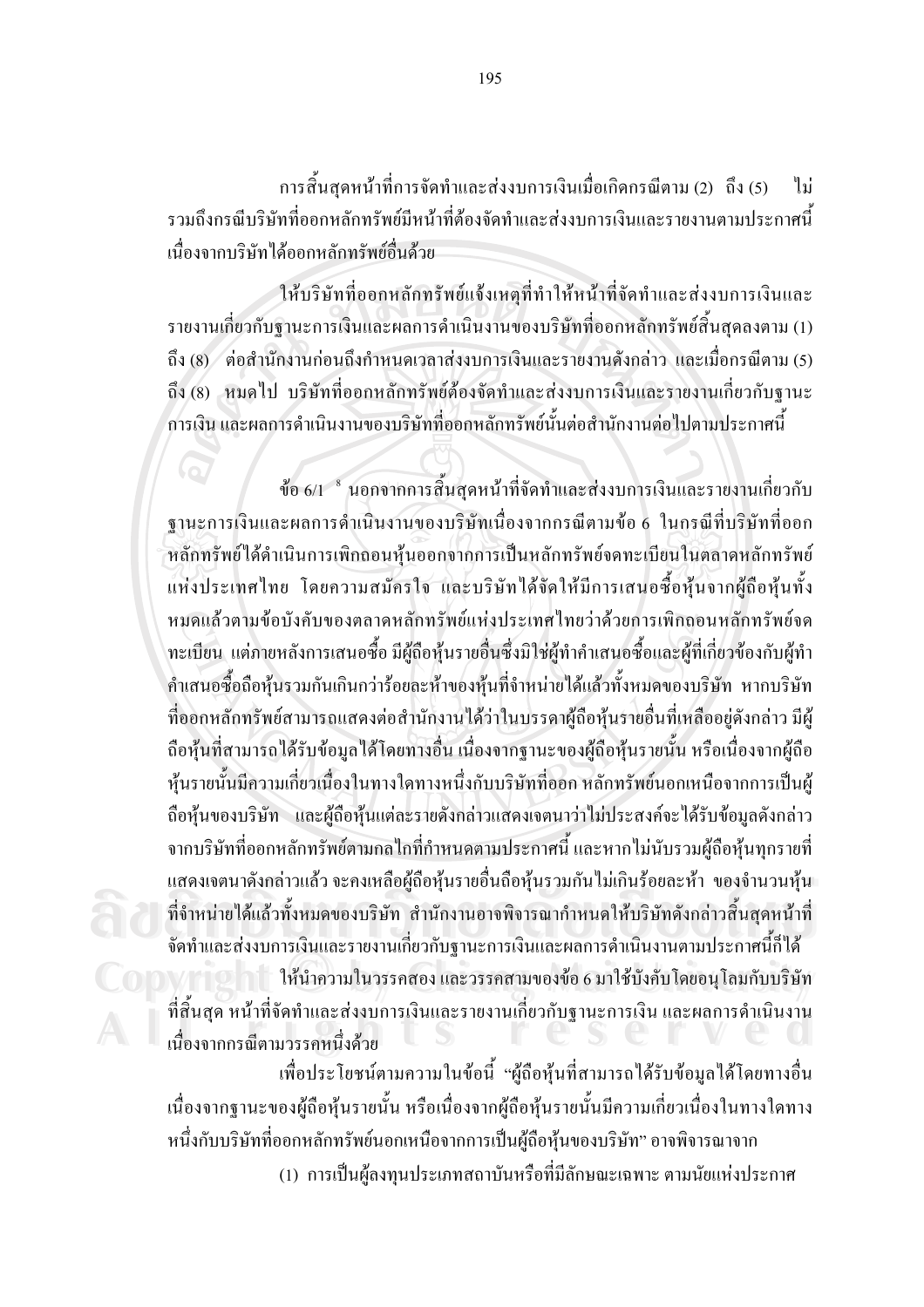การสิ้นสุดหน้าที่การจัดทำและส่งงบการเงินเมื่อเกิดกรณีตาม (2) ถึง (5) ไม่รวมถึงกรณีบริษัทที่ออกหลักทรัพย์มีหน้าที่ต้องจัดทำและส่งงบการเงินและรายงานตามประกาศนี้ เนื่องจากบริษัทได้ออกหลักทรัพย์อื่นด้วย

ให้บริษัทที่ออกหลักทรัพย์แจ้งเหตุที่ทำให้หน้าที่จัดทำและส่งงบการเงินและรายงานเกี่ยวกับฐานะการเงินและผลการดำเนินงานของบริษัทที่ออกหลักทรัพย์สิ้นสุดลงตาม (1) ถึง (8) ต่อสำนักงานก่อนถึงกำหนดเวลาส่งงบการเงินและรายงานดังกล่าว และเมื่อกรณีตาม (5) ถึง (8) หมดไป บริษัทที่ออกหลักทรัพย์ต้องจัดทำและส่งงบการเงินและรายงานเกี่ยวกับฐานะการเงิน และผลการดำเนินงานของบริษัทที่ออกหลักทรัพย์นั้นต่อสำนักงานต่อไปตามประกาศนี้

ข้อ 6/1 [8] นอกจากการสิ้นสุดหน้าที่จัดทำและส่งงบการเงินและรายงานเกี่ยวกับฐานะการเงินและผลการดำเนินงานของบริษัทเนื่องจากกรณีตามข้อ 6 ในกรณีที่บริษัทที่ออกหลักทรัพย์ได้ดำเนินการเพิกถอนหุ้นออกจากการเป็นหลักทรัพย์จดทะเบียนในตลาดหลักทรัพย์แห่งประเทศไทย โดยความสมัครใจ และบริษัทได้จัดให้มีการเสนอซื้อหุ้นจากผู้ถือหุ้นทั้งหมดแล้วตามข้อบังคับของตลาดหลักทรัพย์แห่งประเทศไทยว่าด้วยการเพิกถอนหลักทรัพย์จดทะเบียน แต่ภายหลังการเสนอซื้อ มีผู้ถือหุ้นรายอื่นซึ่งมิใช่ผู้ทำคำเสนอซื้อและผู้ที่เกี่ยวข้องกับผู้ทำคำเสนอซื้อถือหุ้นรวมกันเกินกว่าร้อยละห้าของหุ้นที่จำหน่ายได้แล้วทั้งหมดของบริษัท หากบริษัทที่ออกหลักทรัพย์สามารถแสดงต่อสำนักงานได้ว่าในบรรดาผู้ถือหุ้นรายอื่นที่เหลืออยู่ดังกล่าว มีผู้ถือหุ้นที่สามารถได้รับข้อมูลได้โดยทางอื่น เนื่องจากฐานะของผู้ถือหุ้นรายนั้น หรือเนื่องจากผู้ถือหุ้นรายนั้นมีความเกี่ยวเนื่องในทางใดทางหนึ่งกับบริษัทที่ออก หลักทรัพย์นอกเหนือจากการเป็นผู้ถือหุ้นของบริษัท และผู้ถือหุ้นแต่ละรายดังกล่าวแสดงเจตนาว่าไม่ประสงค์จะได้รับข้อมูลดังกล่าวจากบริษัทที่ออกหลักทรัพย์ตามกลไกที่กำหนดตามประกาศนี้ และหากไม่นับรวมผู้ถือหุ้นทุกรายที่แสดงเจตนาดังกล่าวแล้ว จะคงเหลือผู้ถือหุ้นรายอื่นถือหุ้นรวมกันไม่เกินร้อยละห้า ของจำนวนหุ้นที่จำหน่ายได้แล้วทั้งหมดของบริษัท สำนักงานอาจพิจารณากำหนดให้บริษัทดังกล่าวสิ้นสุดหน้าที่จัดทำและส่งงบการเงินและรายงานเกี่ยวกับฐานะการเงินและผลการดำเนินงานตามประกาศนี้ก็ได้

ให้นำความในวรรคสอง และวรรคสามของข้อ 6 มาใช้บังคับโดยอนุโลมกับบริษัทที่สิ้นสุด หน้าที่จัดทำและส่งงบการเงินและรายงานเกี่ยวกับฐานะการเงิน และผลการดำเนินงานเนื่องจากกรณีตามวรรคหนึ่งด้วย

เพื่อประโยชน์ตามความในข้อนี้ "ผู้ถือหุ้นที่สามารถได้รับข้อมูลได้โดยทางอื่น เนื่องจากฐานะของผู้ถือหุ้นรายนั้น หรือเนื่องจากผู้ถือหุ้นรายนั้นมีความเกี่ยวเนื่องในทางใดทางหนึ่งกับบริษัทที่ออกหลักทรัพย์นอกเหนือจากการเป็นผู้ถือหุ้นของบริษัท" อาจพิจารณาจาก

(1) การเป็นผู้ลงทุนประเภทสถาบันหรือที่มีลักษณะเฉพาะ ตามนัยแห่งประกาศ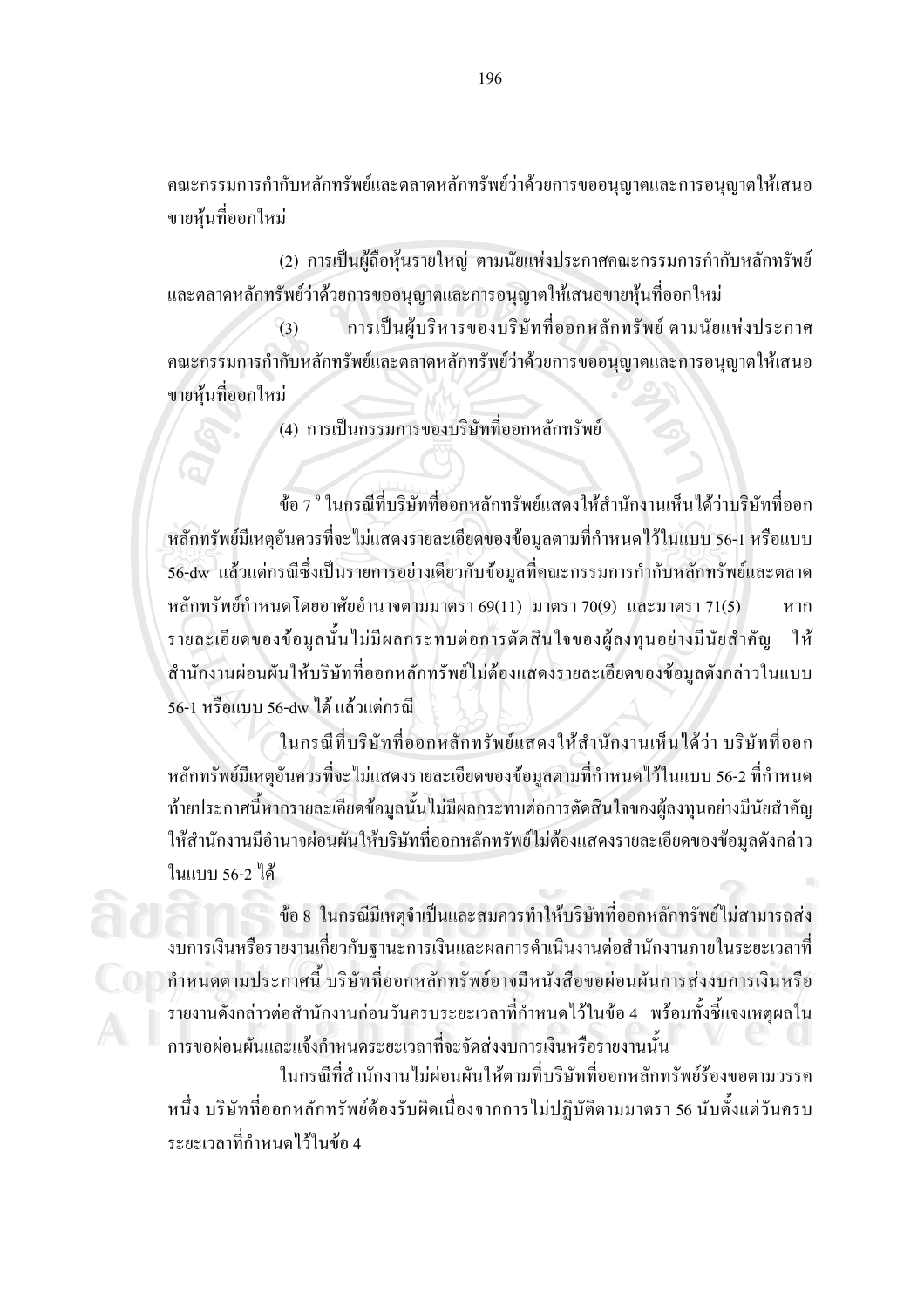คณะกรรมการกำกับหลักทรัพย์และตลาดหลักทรัพย์ว่าด้วยการขออนุญาตและการอนุญาตให้เสนอขายหุ้นที่ออกใหม่

(2) การเป็นผู้ถือหุ้นรายใหญ่ ตามนัยแห่งประกาศคณะกรรมการกำกับหลักทรัพย์และตลาดหลักทรัพย์ว่าด้วยการขออนุญาตและการอนุญาตให้เสนอขายหุ้นที่ออกใหม่

(3) การเป็นผู้บริหารของบริษัทที่ออกหลักทรัพย์ ตามนัยแห่งประกาศคณะกรรมการกำกับหลักทรัพย์และตลาดหลักทรัพย์ว่าด้วยการขออนุญาตและการอนุญาตให้เสนอขายหุ้นที่ออกใหม่

(4) การเป็นกรรมการของบริษัทที่ออกหลักทรัพย์

ข้อ 7 [9] ในกรณีที่บริษัทที่ออกหลักทรัพย์แสดงให้สำนักงานเห็นได้ว่าบริษัทที่ออกหลักทรัพย์มีเหตุอันควรที่จะไม่แสดงรายละเอียดของข้อมูลตามที่กำหนดไว้ในแบบ 56-1 หรือแบบ 56-dw แล้วแต่กรณีซึ่งเป็นรายการอย่างเดียวกับข้อมูลที่คณะกรรมการกำกับหลักทรัพย์และตลาดหลักทรัพย์กำหนดโดยอาศัยอำนาจตามมาตรา 69(11) มาตรา 70(9) และมาตรา 71(5) หากรายละเอียดของข้อมูลนั้นไม่มีผลกระทบต่อการตัดสินใจของผู้ลงทุนอย่างมีนัยสำคัญ ให้สำนักงานผ่อนผันให้บริษัทที่ออกหลักทรัพย์ไม่ต้องแสดงรายละเอียดของข้อมูลดังกล่าวในแบบ 56-1 หรือแบบ 56-dw ได้ แล้วแต่กรณี

ในกรณีที่บริษัทที่ออกหลักทรัพย์แสดงให้สำนักงานเห็นได้ว่า บริษัทที่ออกหลักทรัพย์มีเหตุอันควรที่จะไม่แสดงรายละเอียดของข้อมูลตามที่กำหนดไว้ในแบบ 56-2 ที่กำหนดท้ายประกาศนี้หากรายละเอียดข้อมูลนั้นไม่มีผลกระทบต่อการตัดสินใจของผู้ลงทุนอย่างมีนัยสำคัญ ให้สำนักงานมีอำนาจผ่อนผันให้บริษัทที่ออกหลักทรัพย์ไม่ต้องแสดงรายละเอียดของข้อมูลดังกล่าวในแบบ 56-2 ได้

ข้อ 8 ในกรณีมีเหตุจำเป็นและสมควรทำให้บริษัทที่ออกหลักทรัพย์ไม่สามารถส่งงบการเงินหรือรายงานเกี่ยวกับฐานะการเงินและผลการดำเนินงานต่อสำนักงานภายในระยะเวลาที่กำหนดตามประกาศนี้ บริษัทที่ออกหลักทรัพย์อาจมีหนังสือขอผ่อนผันการส่งงบการเงินหรือรายงานดังกล่าวต่อสำนักงานก่อนวันครบระยะเวลาที่กำหนดไว้ในข้อ 4 พร้อมทั้งชี้แจงเหตุผลในการขอผ่อนผันและแจ้งกำหนดระยะเวลาที่จะจัดส่งงบการเงินหรือรายงานนั้น

ในกรณีที่สำนักงานไม่ผ่อนผันให้ตามที่บริษัทที่ออกหลักทรัพย์ร้องขอตามวรรคหนึ่ง บริษัทที่ออกหลักทรัพย์ต้องรับผิดเนื่องจากการไม่ปฏิบัติตามมาตรา 56 นับตั้งแต่วันครบระยะเวลาที่กำหนดไว้ในข้อ 4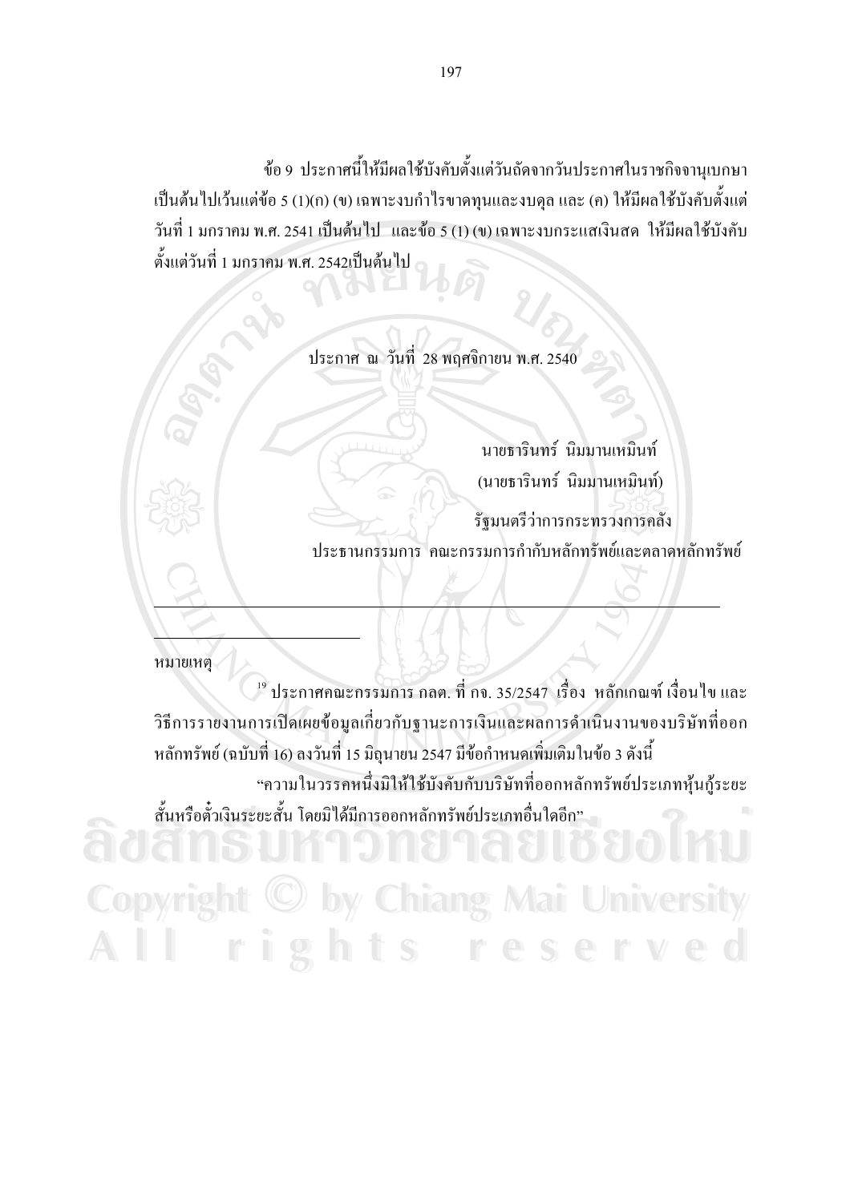ข้อ 9 ประกาศนี้ให้มีผลใช้บังคับตั้งแต่วันถัดจากวันประกาศในราชกิจจานุเบกษาเป็นต้นไปเว้นแต่ข้อ 5 (1)(ก) (ข) เฉพาะงบกำไรขาดทุนและงบดุล และ (ค) ให้มีผลใช้บังคับตั้งแต่วันที่ 1 มกราคม พ.ศ. 2541 เป็นต้นไป และข้อ 5 (1) (ข) เฉพาะงบกระแสเงินสด ให้มีผลใช้บังคับตั้งแต่วันที่ 1 มกราคม พ.ศ. 2542เป็นต้นไป

ประกาศ ณ วันที่ 28 พฤศจิกายน พ.ศ. 2540

นายธารินทร์ นิมมานเหมินท์

(นายธารินทร์ นิมมานเหมินท์)

รัฐมนตรีว่าการกระทรวงการคลัง

ประธานกรรมการ คณะกรรมการกำกับหลักทรัพย์และตลาดหลักทรัพย์

---

หมายเหตุ

[19] ประกาศคณะกรรมการ กลต. ที่ กจ. 35/2547 เรื่อง หลักเกณฑ์ เงื่อนไข และวิธีการรายงานการเปิดเผยข้อมูลเกี่ยวกับฐานะการเงินและผลการดำเนินงานของบริษัทที่ออกหลักทรัพย์ (ฉบับที่ 16) ลงวันที่ 15 มิถุนายน 2547 มีข้อกำหนดเพิ่มเติมในข้อ 3 ดังนี้

"ความในวรรคหนึ่งมิให้ใช้บังคับกับบริษัทที่ออกหลักทรัพย์ประเภทหุ้นกู้ระยะสั้นหรือตั๋วเงินระยะสั้น โดยมิได้มีการออกหลักทรัพย์ประเภทอื่นใดอีก"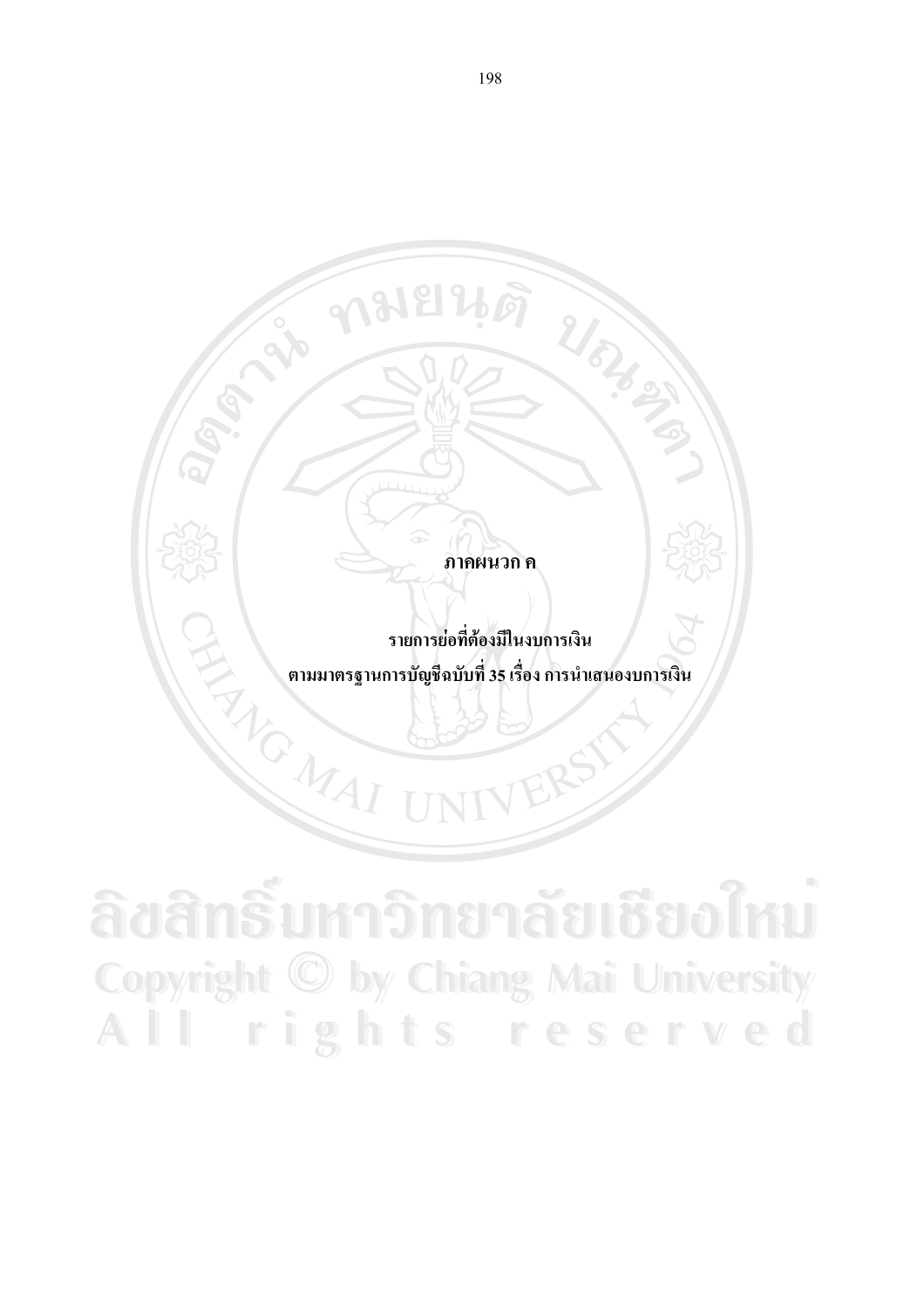# ภาคผนวก ค

**รายการย่อที่ต้องมีในงบการเงิน**
**ตามมาตรฐานการบัญชีฉบับที่ 35 เรื่อง การนำเสนองบการเงิน**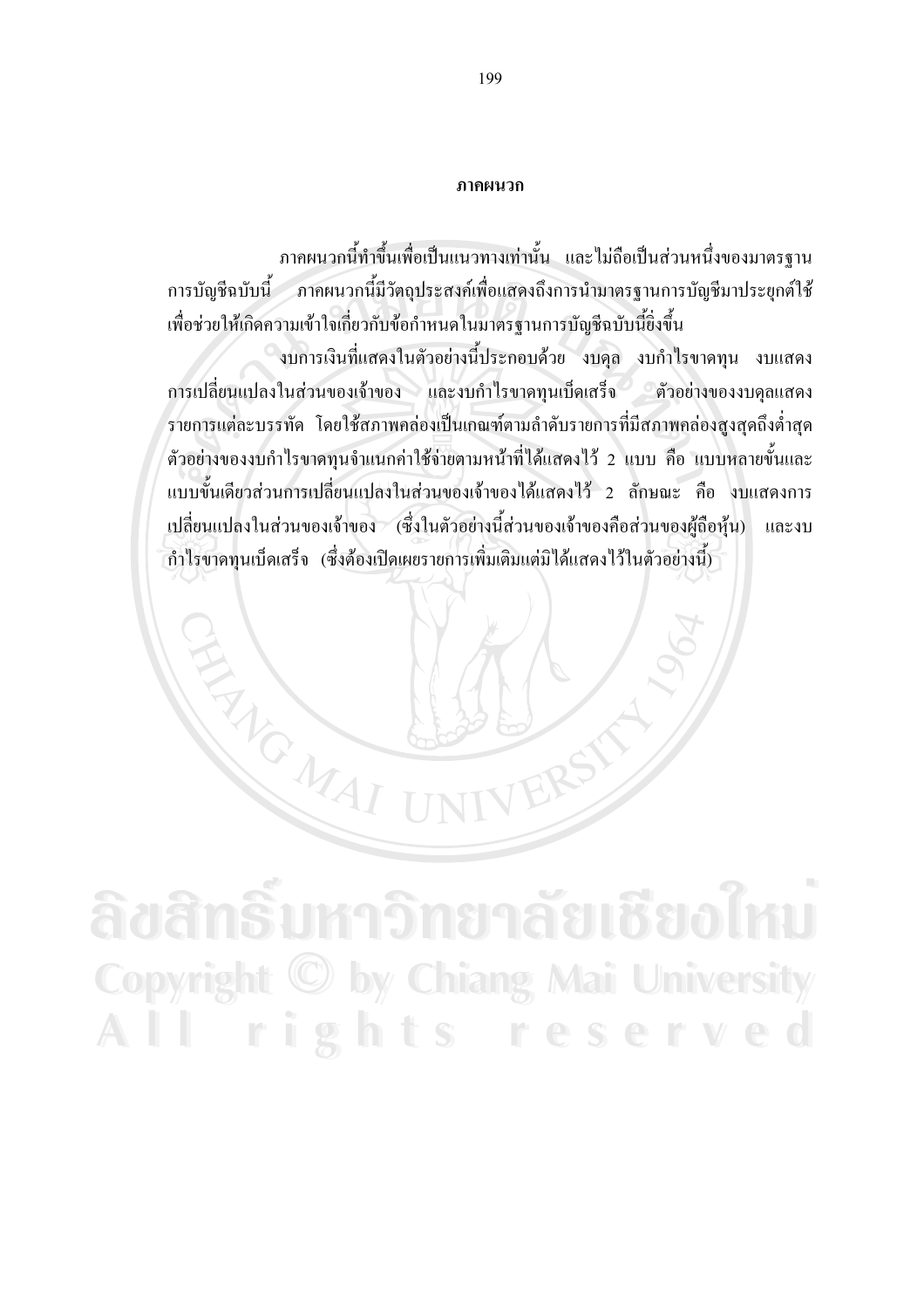**ภาคผนวก**

ภาคผนวกนี้ทำขึ้นเพื่อเป็นแนวทางเท่านั้น และไม่ถือเป็นส่วนหนึ่งของมาตรฐานการบัญชีฉบับนี้ ภาคผนวกนี้มีวัตถุประสงค์เพื่อแสดงถึงการนำมาตรฐานการบัญชีมาประยุกต์ใช้เพื่อช่วยให้เกิดความเข้าใจเกี่ยวกับข้อกำหนดในมาตรฐานการบัญชีฉบับนี้ยิ่งขึ้น

งบการเงินที่แสดงในตัวอย่างนี้ประกอบด้วย งบดุล งบกำไรขาดทุน งบแสดงการเปลี่ยนแปลงในส่วนของเจ้าของ และงบกำไรขาดทุนเบ็ดเสร็จ ตัวอย่างของงบดุลแสดงรายการแต่ละบรรทัด โดยใช้สภาพคล่องเป็นเกณฑ์ตามลำดับรายการที่มีสภาพคล่องสูงสุดถึงต่ำสุด ตัวอย่างของงบกำไรขาดทุนจำแนกค่าใช้จ่ายตามหน้าที่ได้แสดงไว้ 2 แบบ คือ แบบหลายขั้นและแบบขั้นเดียวส่วนการเปลี่ยนแปลงในส่วนของเจ้าของได้แสดงไว้ 2 ลักษณะ คือ งบแสดงการเปลี่ยนแปลงในส่วนของเจ้าของ (ซึ่งในตัวอย่างนี้ส่วนของเจ้าของคือส่วนของผู้ถือหุ้น) และงบกำไรขาดทุนเบ็ดเสร็จ (ซึ่งต้องเปิดเผยรายการเพิ่มเติมแต่มิได้แสดงไว้ในตัวอย่างนี้)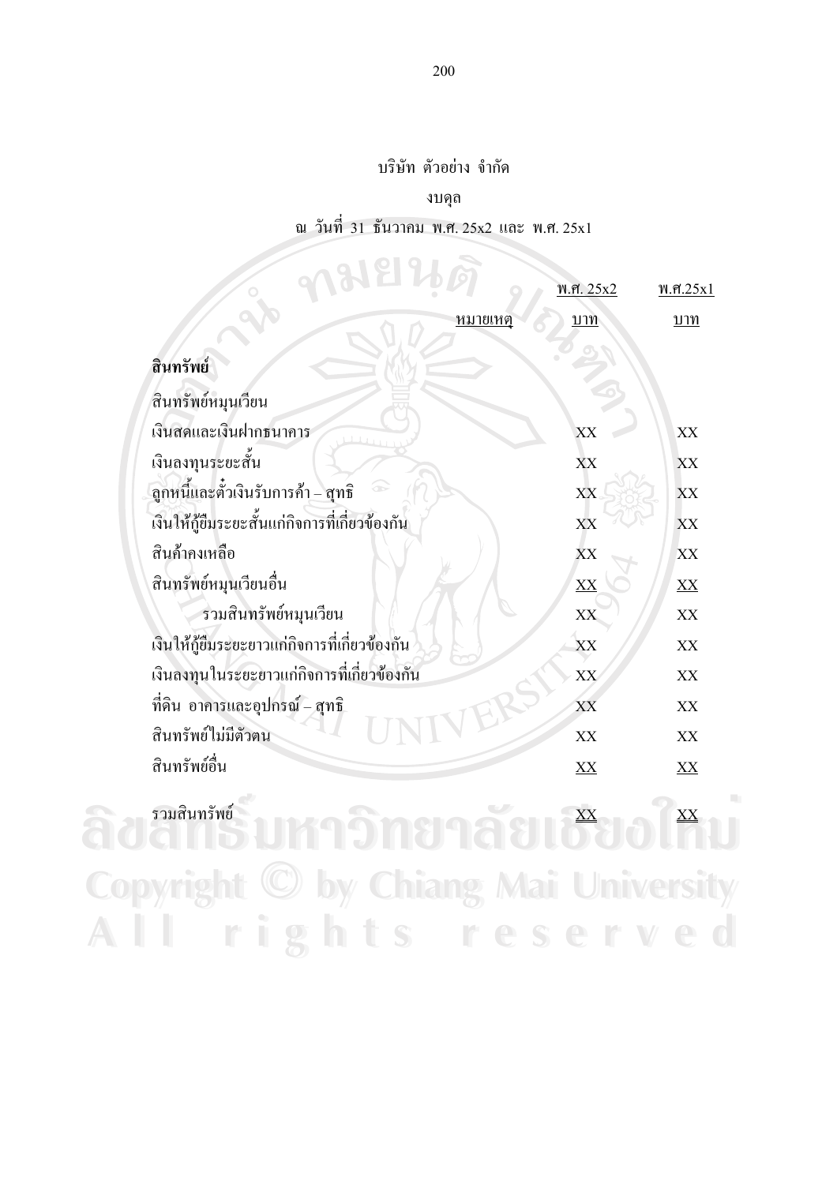บริษัท ตัวอย่าง จำกัด

งบดุล

ณ วันที่ 31 ธันวาคม พ.ศ. 25x2 และ พ.ศ. 25x1

| | หมายเหตุ | พ.ศ. 25x2 บาท | พ.ศ.25x1 บาท |
|---|---|---|---|
| **สินทรัพย์** | | | |
| สินทรัพย์หมุนเวียน | | | |
| เงินสดและเงินฝากธนาคาร | | XX | XX |
| เงินลงทุนระยะสั้น | | XX | XX |
| ลูกหนี้และตั๋วเงินรับการค้า – สุทธิ | | XX | XX |
| เงินให้กู้ยืมระยะสั้นแก่กิจการที่เกี่ยวข้องกัน | | XX | XX |
| สินค้าคงเหลือ | | XX | XX |
| สินทรัพย์หมุนเวียนอื่น | | XX | XX |
| รวมสินทรัพย์หมุนเวียน | | XX | XX |
| เงินให้กู้ยืมระยะยาวแก่กิจการที่เกี่ยวข้องกัน | | XX | XX |
| เงินลงทุนในระยะยาวแก่กิจการที่เกี่ยวข้องกัน | | XX | XX |
| ที่ดิน อาคารและอุปกรณ์ – สุทธิ | | XX | XX |
| สินทรัพย์ไม่มีตัวตน | | XX | XX |
| สินทรัพย์อื่น | | XX | XX |
| รวมสินทรัพย์ | | XX | XX |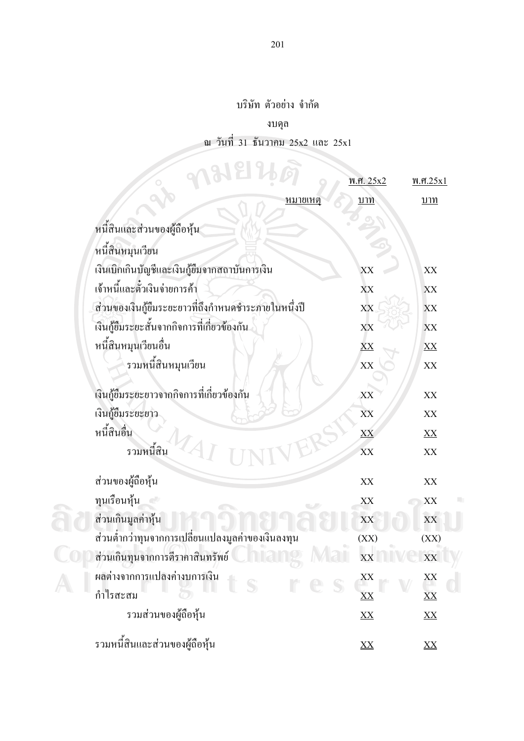บริษัท ตัวอย่าง จำกัด

งบดุล

ณ วันที่ 31 ธันวาคม 25x2 และ 25x1

| | หมายเหตุ | พ.ศ. 25x2 บาท | พ.ศ.25x1 บาท |
|---|---|---|---|
| หนี้สินและส่วนของผู้ถือหุ้น | | | |
| หนี้สินหมุนเวียน | | | |
| เงินเบิกเกินบัญชีและเงินกู้ยืมจากสถาบันการเงิน | | XX | XX |
| เจ้าหนี้และตั๋วเงินจ่ายการค้า | | XX | XX |
| ส่วนของเงินกู้ยืมระยะยาวที่ถึงกำหนดชำระภายในหนึ่งปี | | XX | XX |
| เงินกู้ยืมระยะสั้นจากกิจการที่เกี่ยวข้องกัน | | XX | XX |
| หนี้สินหมุนเวียนอื่น | | XX | XX |
| รวมหนี้สินหมุนเวียน | | XX | XX |
| เงินกู้ยืมระยะยาวจากกิจการที่เกี่ยวข้องกัน | | XX | XX |
| เงินกู้ยืมระยะยาว | | XX | XX |
| หนี้สินอื่น | | XX | XX |
| รวมหนี้สิน | | XX | XX |
| ส่วนของผู้ถือหุ้น | | XX | XX |
| ทุนเรือนหุ้น | | XX | XX |
| ส่วนเกินมูลค่าหุ้น | | XX | XX |
| ส่วนต่ำกว่าทุนจากการเปลี่ยนแปลงมูลค่าของเงินลงทุน | | (XX) | (XX) |
| ส่วนเกินทุนจากการตีราคาสินทรัพย์ | | XX | XX |
| ผลต่างจากการแปลงค่างบการเงิน | | XX | XX |
| กำไรสะสม | | XX | XX |
| รวมส่วนของผู้ถือหุ้น | | XX | XX |
| รวมหนี้สินและส่วนของผู้ถือหุ้น | | XX | XX |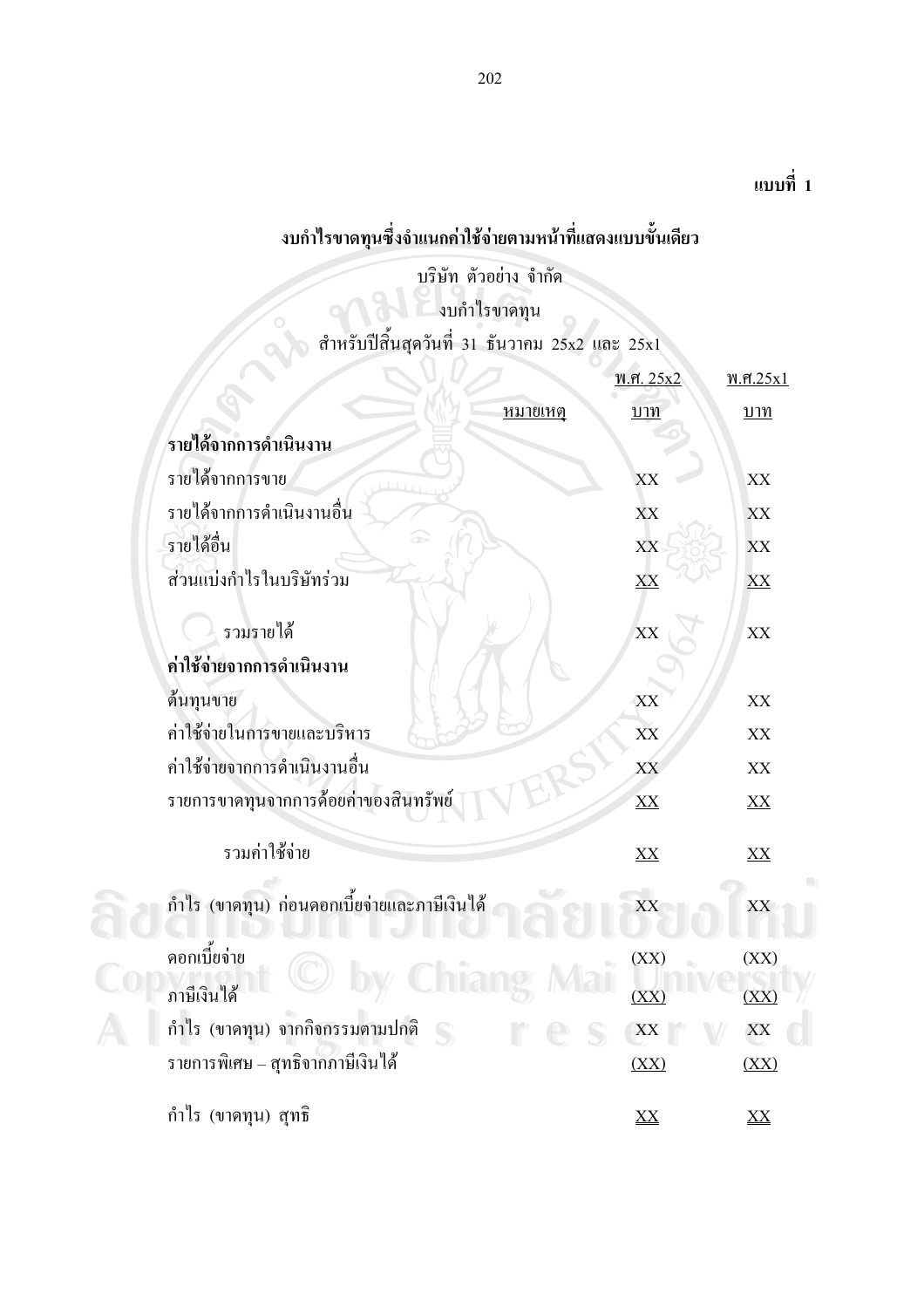**แบบที่ 1**

## งบกำไรขาดทุนซึ่งจำแนกค่าใช้จ่ายตามหน้าที่แสดงแบบขั้นเดียว

บริษัท ตัวอย่าง จำกัด

งบกำไรขาดทุน

สำหรับปีสิ้นสุดวันที่ 31 ธันวาคม 25x2 และ 25x1

| | หมายเหตุ | พ.ศ. 25x2<br>บาท | พ.ศ.25x1<br>บาท |
|---|---|---|---|
| **รายได้จากการดำเนินงาน** | | | |
| รายได้จากการขาย | | XX | XX |
| รายได้จากการดำเนินงานอื่น | | XX | XX |
| รายได้อื่น | | XX | XX |
| ส่วนแบ่งกำไรในบริษัทร่วม | | XX | XX |
| รวมรายได้ | | XX | XX |
| **ค่าใช้จ่ายจากการดำเนินงาน** | | | |
| ต้นทุนขาย | | XX | XX |
| ค่าใช้จ่ายในการขายและบริหาร | | XX | XX |
| ค่าใช้จ่ายจากการดำเนินงานอื่น | | XX | XX |
| รายการขาดทุนจากการด้อยค่าของสินทรัพย์ | | XX | XX |
| รวมค่าใช้จ่าย | | XX | XX |
| กำไร (ขาดทุน) ก่อนดอกเบี้ยจ่ายและภาษีเงินได้ | | XX | XX |
| ดอกเบี้ยจ่าย | | (XX) | (XX) |
| ภาษีเงินได้ | | (XX) | (XX) |
| กำไร (ขาดทุน) จากกิจกรรมตามปกติ | | XX | XX |
| รายการพิเศษ – สุทธิจากภาษีเงินได้ | | (XX) | (XX) |
| กำไร (ขาดทุน) สุทธิ | | XX | XX |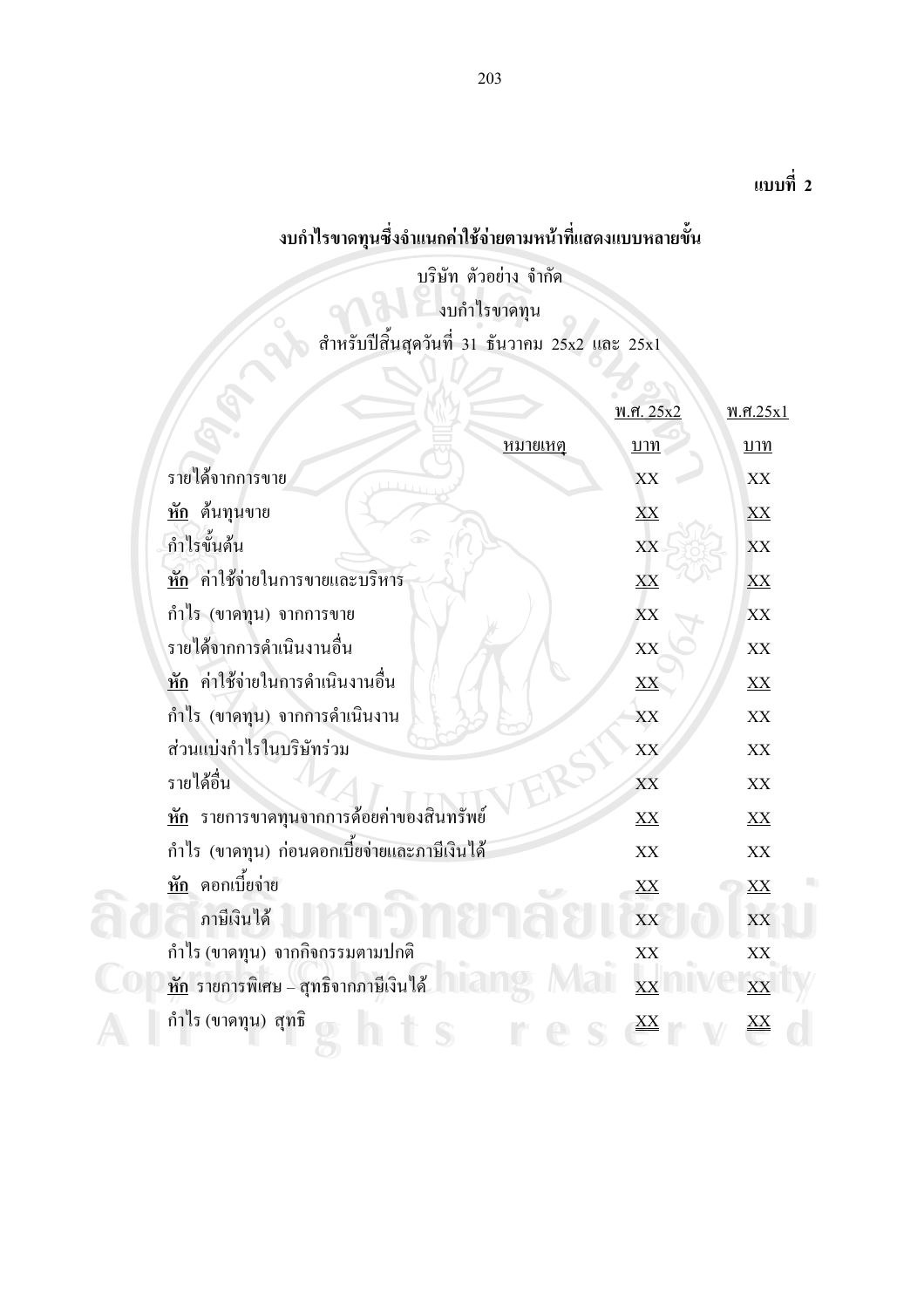**แบบที่ 2**

## งบกำไรขาดทุนซึ่งจำแนกค่าใช้จ่ายตามหน้าที่แสดงแบบหลายขั้น

บริษัท ตัวอย่าง จำกัด

งบกำไรขาดทุน

สำหรับปีสิ้นสุดวันที่ 31 ธันวาคม 25x2 และ 25x1

| | หมายเหตุ | พ.ศ. 25x2 บาท | พ.ศ.25x1 บาท |
|---|---|---|---|
| รายได้จากการขาย | | XX | XX |
| **หัก** ต้นทุนขาย | | XX | XX |
| กำไรขั้นต้น | | XX | XX |
| **หัก** ค่าใช้จ่ายในการขายและบริหาร | | XX | XX |
| กำไร (ขาดทุน) จากการขาย | | XX | XX |
| รายได้จากการดำเนินงานอื่น | | XX | XX |
| **หัก** ค่าใช้จ่ายในการดำเนินงานอื่น | | XX | XX |
| กำไร (ขาดทุน) จากการดำเนินงาน | | XX | XX |
| ส่วนแบ่งกำไรในบริษัทร่วม | | XX | XX |
| รายได้อื่น | | XX | XX |
| **หัก** รายการขาดทุนจากการด้อยค่าของสินทรัพย์ | | XX | XX |
| กำไร (ขาดทุน) ก่อนดอกเบี้ยจ่ายและภาษีเงินได้ | | XX | XX |
| **หัก** ดอกเบี้ยจ่าย | | XX | XX |
| ภาษีเงินได้ | | XX | XX |
| กำไร (ขาดทุน) จากกิจกรรมตามปกติ | | XX | XX |
| **หัก** รายการพิเศษ – สุทธิจากภาษีเงินได้ | | XX | XX |
| กำไร (ขาดทุน) สุทธิ | | XX | XX |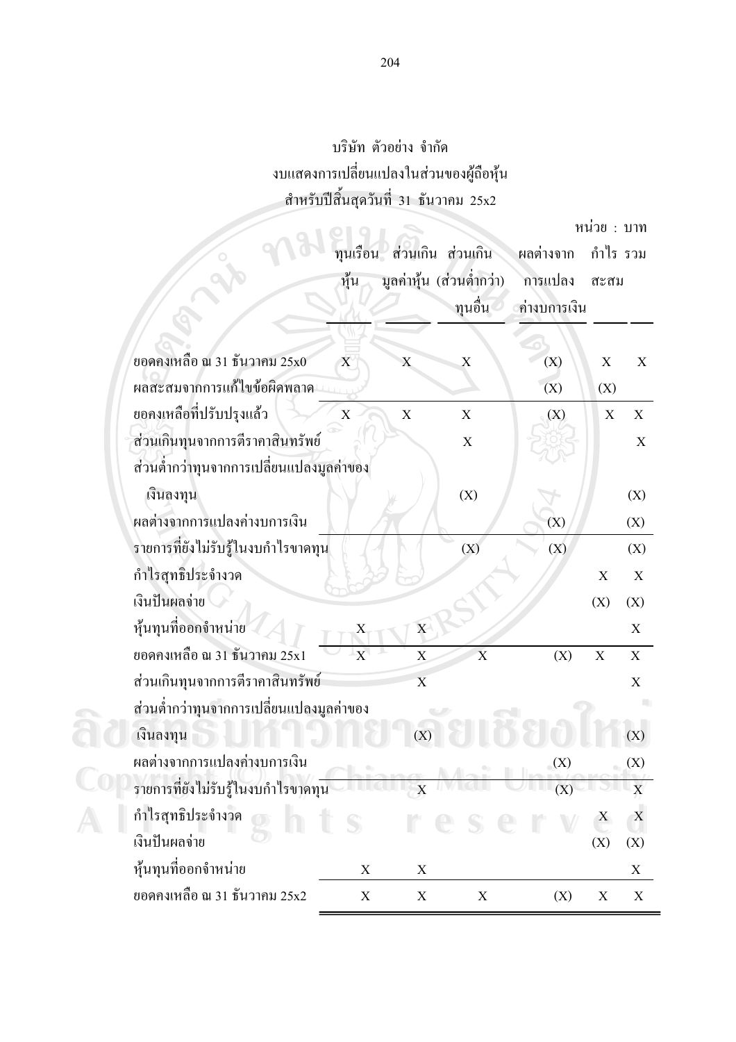บริษัท ตัวอย่าง จำกัด

งบแสดงการเปลี่ยนแปลงในส่วนของผู้ถือหุ้น

สำหรับปีสิ้นสุดวันที่ 31 ธันวาคม 25x2

หน่วย : บาท

| | ทุนเรือนหุ้น | ส่วนเกินมูลค่าหุ้น | ส่วนเกิน (ส่วนต่ำกว่า) ทุนอื่น | ผลต่างจากการแปลงค่างบการเงิน | กำไรสะสม | รวม |
|---|---|---|---|---|---|---|
| ยอดคงเหลือ ณ 31 ธันวาคม 25x0 | X | X | X | (X) | X | X |
| ผลสะสมจากการแก้ไขข้อผิดพลาด | | | | (X) | (X) | |
| ยอดคงเหลือที่ปรับปรุงแล้ว | X | X | X | (X) | X | X |
| ส่วนเกินทุนจากการตีราคาสินทรัพย์ | | | X | | | X |
| ส่วนต่ำกว่าทุนจากการเปลี่ยนแปลงมูลค่าของเงินลงทุน | | | (X) | | | (X) |
| ผลต่างจากการแปลงค่างบการเงิน | | | | (X) | | (X) |
| รายการที่ยังไม่รับรู้ในงบกำไรขาดทุน | | | (X) | (X) | | (X) |
| กำไรสุทธิประจำงวด | | | | | X | X |
| เงินปันผลจ่าย | | | | | (X) | (X) |
| หุ้นทุนที่ออกจำหน่าย | X | X | | | | X |
| ยอดคงเหลือ ณ 31 ธันวาคม 25x1 | X | X | X | (X) | X | X |
| ส่วนเกินทุนจากการตีราคาสินทรัพย์ | | X | | | | X |
| ส่วนต่ำกว่าทุนจากการเปลี่ยนแปลงมูลค่าของเงินลงทุน | | (X) | | | | (X) |
| ผลต่างจากการแปลงค่างบการเงิน | | | | (X) | | (X) |
| รายการที่ยังไม่รับรู้ในงบกำไรขาดทุน | | X | | (X) | | X |
| กำไรสุทธิประจำงวด | | | | | X | X |
| เงินปันผลจ่าย | | | | | (X) | (X) |
| หุ้นทุนที่ออกจำหน่าย | X | X | | | | X |
| ยอดคงเหลือ ณ 31 ธันวาคม 25x2 | X | X | X | (X) | X | X |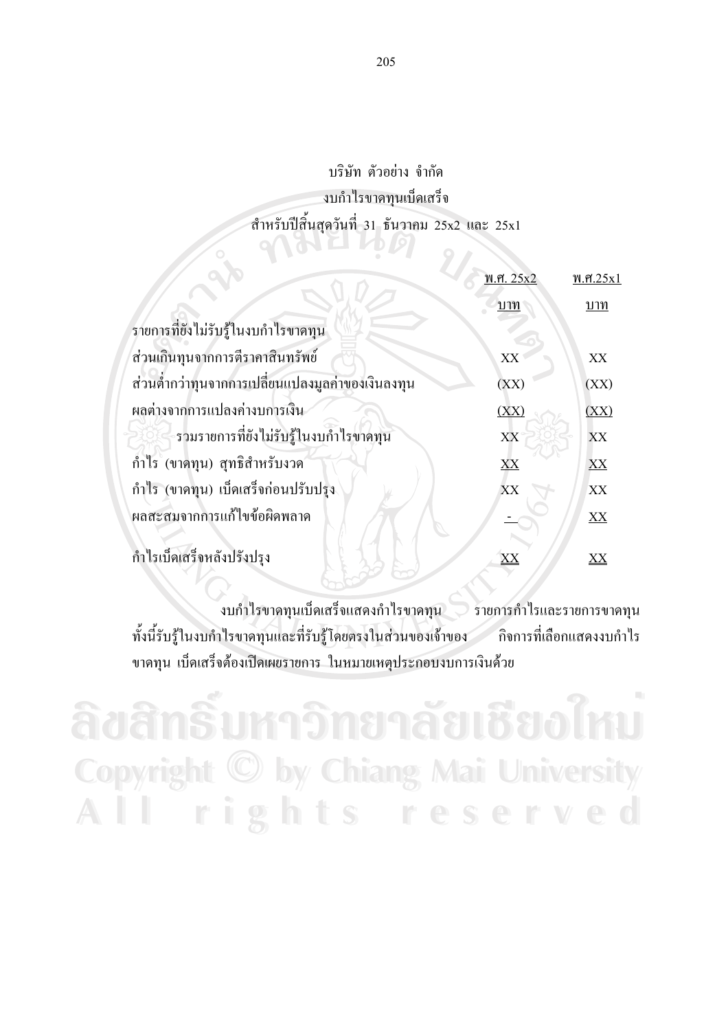บริษัท ตัวอย่าง จำกัด

งบกำไรขาดทุนเบ็ดเสร็จ

สำหรับปีสิ้นสุดวันที่ 31 ธันวาคม 25x2 และ 25x1

| | พ.ศ. 25x2 | พ.ศ.25x1 |
|---|---|---|
| | บาท | บาท |
| รายการที่ยังไม่รับรู้ในงบกำไรขาดทุน | | |
| ส่วนเกินทุนจากการตีราคาสินทรัพย์ | XX | XX |
| ส่วนต่ำกว่าทุนจากการเปลี่ยนแปลงมูลค่าของเงินลงทุน | (XX) | (XX) |
| ผลต่างจากการแปลงค่างบการเงิน | (XX) | (XX) |
| รวมรายการที่ยังไม่รับรู้ในงบกำไรขาดทุน | XX | XX |
| กำไร (ขาดทุน) สุทธิสำหรับงวด | XX | XX |
| กำไร (ขาดทุน) เบ็ดเสร็จก่อนปรับปรุง | XX | XX |
| ผลสะสมจากการแก้ไขข้อผิดพลาด | - | XX |
| กำไรเบ็ดเสร็จหลังปรังปรุง | XX | XX |

งบกำไรขาดทุนเบ็ดเสร็จแสดงกำไรขาดทุน รายการกำไรและรายการขาดทุน ทั้งนี้รับรู้ในงบกำไรขาดทุนและที่รับรู้โดยตรงในส่วนของเจ้าของ กิจการที่เลือกแสดงงบกำไรขาดทุน เบ็ดเสร็จต้องเปิดเผยรายการ ในหมายเหตุประกอบงบการเงินด้วย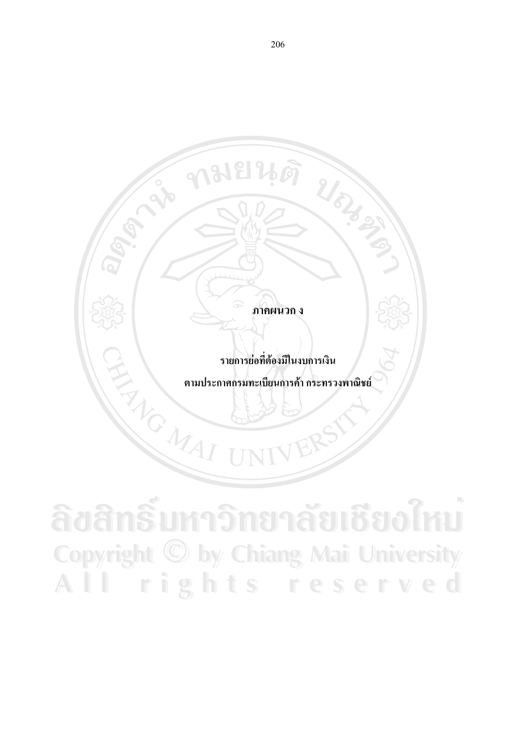# ภาคผนวก ง

## รายการย่อที่ต้องมีในงบการเงิน

## ตามประกาศกรมทะเบียนการค้า กระทรวงพาณิชย์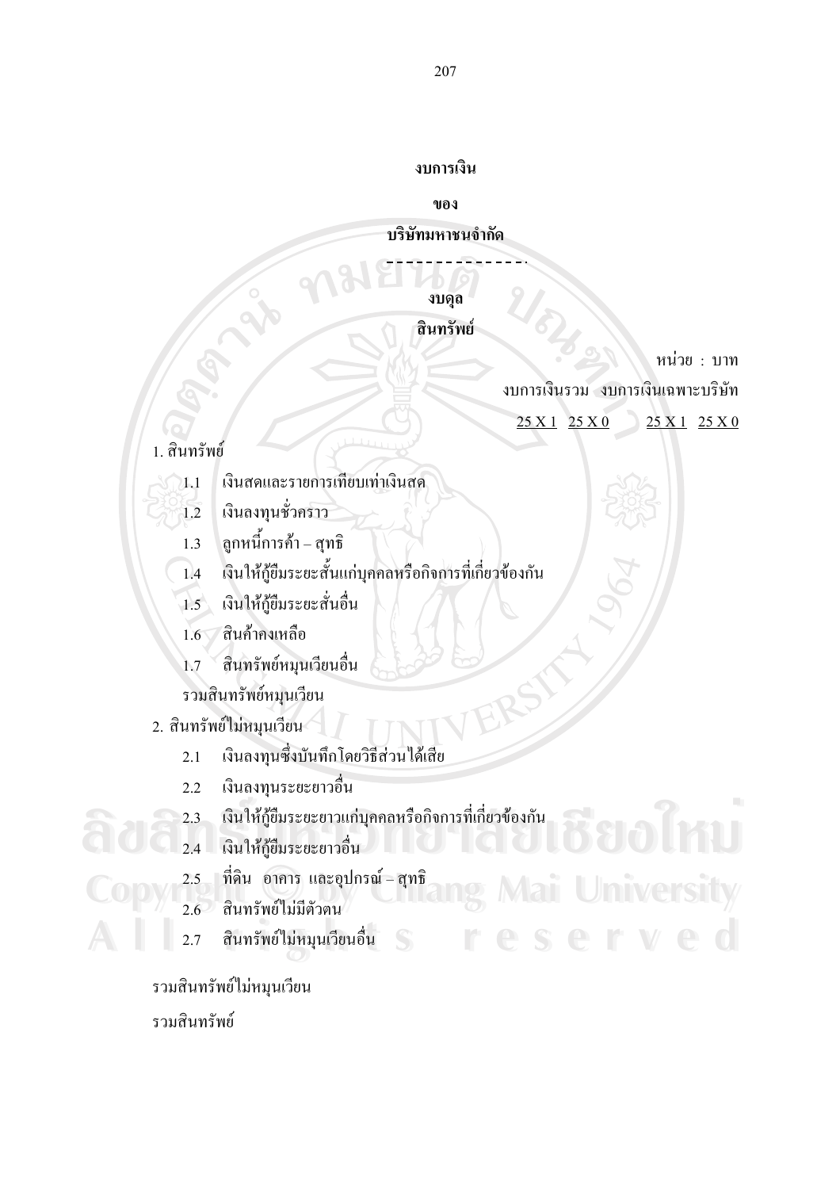**งบการเงิน**

**ของ**

**บริษัทมหาชนจำกัด**

---

**งบดุล**

**สินทรัพย์**

หน่วย : บาท

| | งบการเงินรวม | | งบการเงินเฉพาะบริษัท | |
|---|---|---|---|---|
| | 25 X 1 | 25 X 0 | 25 X 1 | 25 X 0 |
| 1. สินทรัพย์ | | | | |
| 1.1 เงินสดและรายการเทียบเท่าเงินสด | | | | |
| 1.2 เงินลงทุนชั่วคราว | | | | |
| 1.3 ลูกหนี้การค้า – สุทธิ | | | | |
| 1.4 เงินให้กู้ยืมระยะสั้นแก่บุคคลหรือกิจการที่เกี่ยวข้องกัน | | | | |
| 1.5 เงินให้กู้ยืมระยะสั้นอื่น | | | | |
| 1.6 สินค้าคงเหลือ | | | | |
| 1.7 สินทรัพย์หมุนเวียนอื่น | | | | |
| รวมสินทรัพย์หมุนเวียน | | | | |
| 2. สินทรัพย์ไม่หมุนเวียน | | | | |
| 2.1 เงินลงทุนซึ่งบันทึกโดยวิธีส่วนได้เสีย | | | | |
| 2.2 เงินลงทุนระยะยาวอื่น | | | | |
| 2.3 เงินให้กู้ยืมระยะยาวแก่บุคคลหรือกิจการที่เกี่ยวข้องกัน | | | | |
| 2.4 เงินให้กู้ยืมระยะยาวอื่น | | | | |
| 2.5 ที่ดิน อาคาร และอุปกรณ์ – สุทธิ | | | | |
| 2.6 สินทรัพย์ไม่มีตัวตน | | | | |
| 2.7 สินทรัพย์ไม่หมุนเวียนอื่น | | | | |
| รวมสินทรัพย์ไม่หมุนเวียน | | | | |
| รวมสินทรัพย์ | | | | |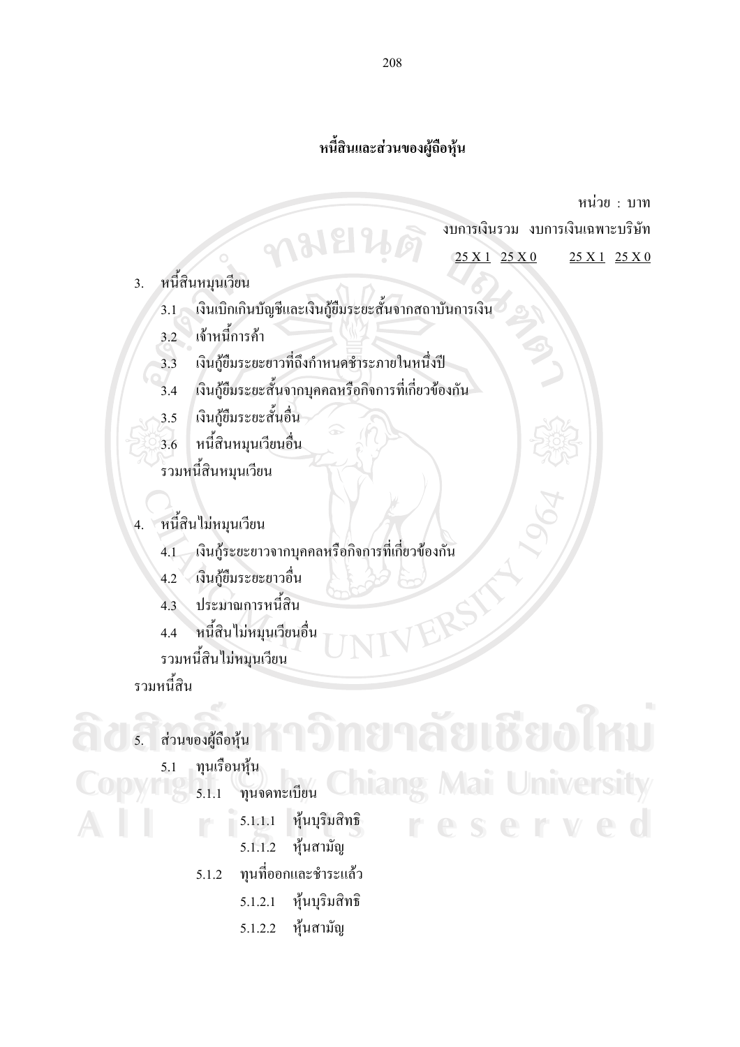## หนี้สินและส่วนของผู้ถือหุ้น

หน่วย : บาท

| | งบการเงินรวม | | งบการเงินเฉพาะบริษัท | |
|---|---|---|---|---|
| | 25 X 1 | 25 X 0 | 25 X 1 | 25 X 0 |
| 3. หนี้สินหมุนเวียน | | | | |
| 3.1 เงินเบิกเกินบัญชีและเงินกู้ยืมระยะสั้นจากสถาบันการเงิน | | | | |
| 3.2 เจ้าหนี้การค้า | | | | |
| 3.3 เงินกู้ยืมระยะยาวที่ถึงกำหนดชำระภายในหนึ่งปี | | | | |
| 3.4 เงินกู้ยืมระยะสั้นจากบุคคลหรือกิจการที่เกี่ยวข้องกัน | | | | |
| 3.5 เงินกู้ยืมระยะสั้นอื่น | | | | |
| 3.6 หนี้สินหมุนเวียนอื่น | | | | |
| รวมหนี้สินหมุนเวียน | | | | |
| 4. หนี้สินไม่หมุนเวียน | | | | |
| 4.1 เงินกู้ระยะยาวจากบุคคลหรือกิจการที่เกี่ยวข้องกัน | | | | |
| 4.2 เงินกู้ยืมระยะยาวอื่น | | | | |
| 4.3 ประมาณการหนี้สิน | | | | |
| 4.4 หนี้สินไม่หมุนเวียนอื่น | | | | |
| รวมหนี้สินไม่หมุนเวียน | | | | |
| รวมหนี้สิน | | | | |
| 5. ส่วนของผู้ถือหุ้น | | | | |
| 5.1 ทุนเรือนหุ้น | | | | |
| 5.1.1 ทุนจดทะเบียน | | | | |
| 5.1.1.1 หุ้นบุริมสิทธิ | | | | |
| 5.1.1.2 หุ้นสามัญ | | | | |
| 5.1.2 ทุนที่ออกและชำระแล้ว | | | | |
| 5.1.2.1 หุ้นบุริมสิทธิ | | | | |
| 5.1.2.2 หุ้นสามัญ | | | | |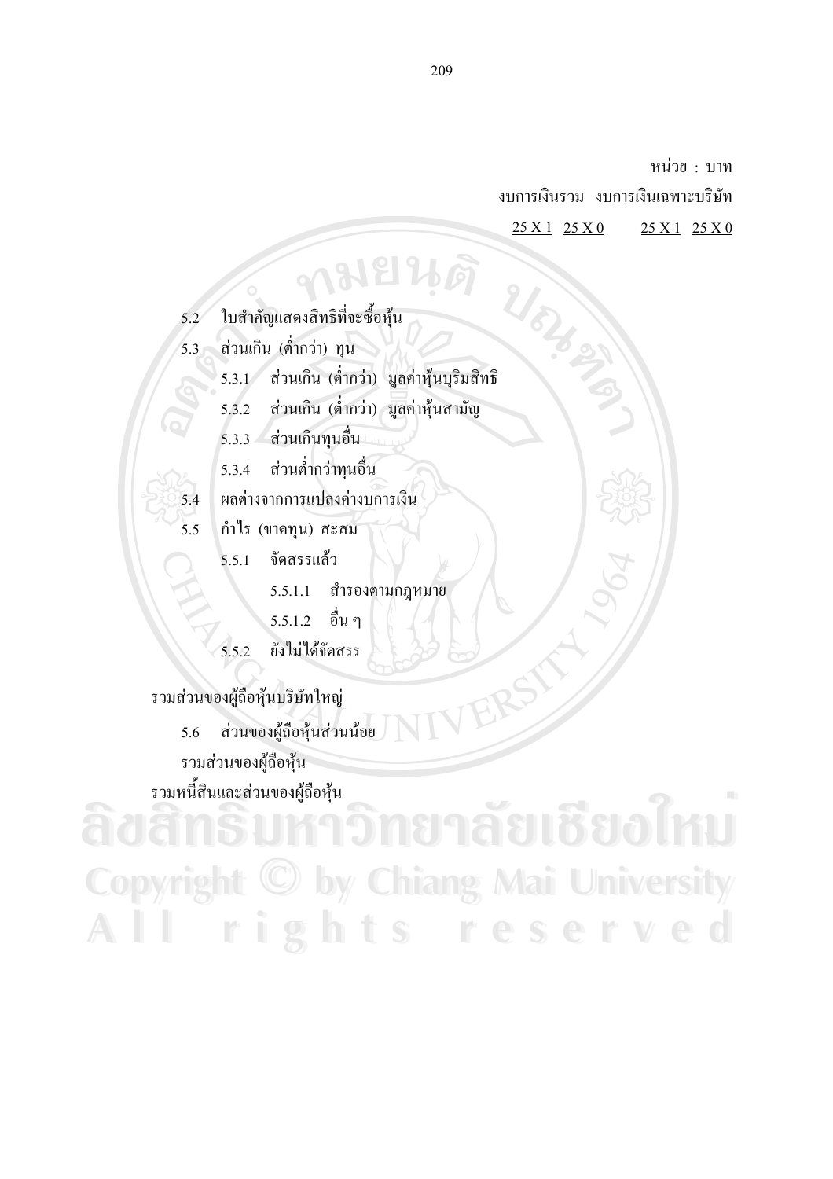| | งบการเงินรวม 25X1 | งบการเงินรวม 25X0 | งบการเงินเฉพาะบริษัท 25X1 | งบการเงินเฉพาะบริษัท 25X0 |
|---|---|---|---|---|
| 5.2 ใบสำคัญแสดงสิทธิที่จะซื้อหุ้น | | | | |
| 5.3 ส่วนเกิน (ต่ำกว่า) ทุน | | | | |
| 5.3.1 ส่วนเกิน (ต่ำกว่า) มูลค่าหุ้นบุริมสิทธิ | | | | |
| 5.3.2 ส่วนเกิน (ต่ำกว่า) มูลค่าหุ้นสามัญ | | | | |
| 5.3.3 ส่วนเกินทุนอื่น | | | | |
| 5.3.4 ส่วนต่ำกว่าทุนอื่น | | | | |
| 5.4 ผลต่างจากการแปลงค่างบการเงิน | | | | |
| 5.5 กำไร (ขาดทุน) สะสม | | | | |
| 5.5.1 จัดสรรแล้ว | | | | |
| 5.5.1.1 สำรองตามกฎหมาย | | | | |
| 5.5.1.2 อื่น ๆ | | | | |
| 5.5.2 ยังไม่ได้จัดสรร | | | | |
| รวมส่วนของผู้ถือหุ้นบริษัทใหญ่ | | | | |
| 5.6 ส่วนของผู้ถือหุ้นส่วนน้อย | | | | |
| รวมส่วนของผู้ถือหุ้น | | | | |
| รวมหนี้สินและส่วนของผู้ถือหุ้น | | | | |

หน่วย : บาท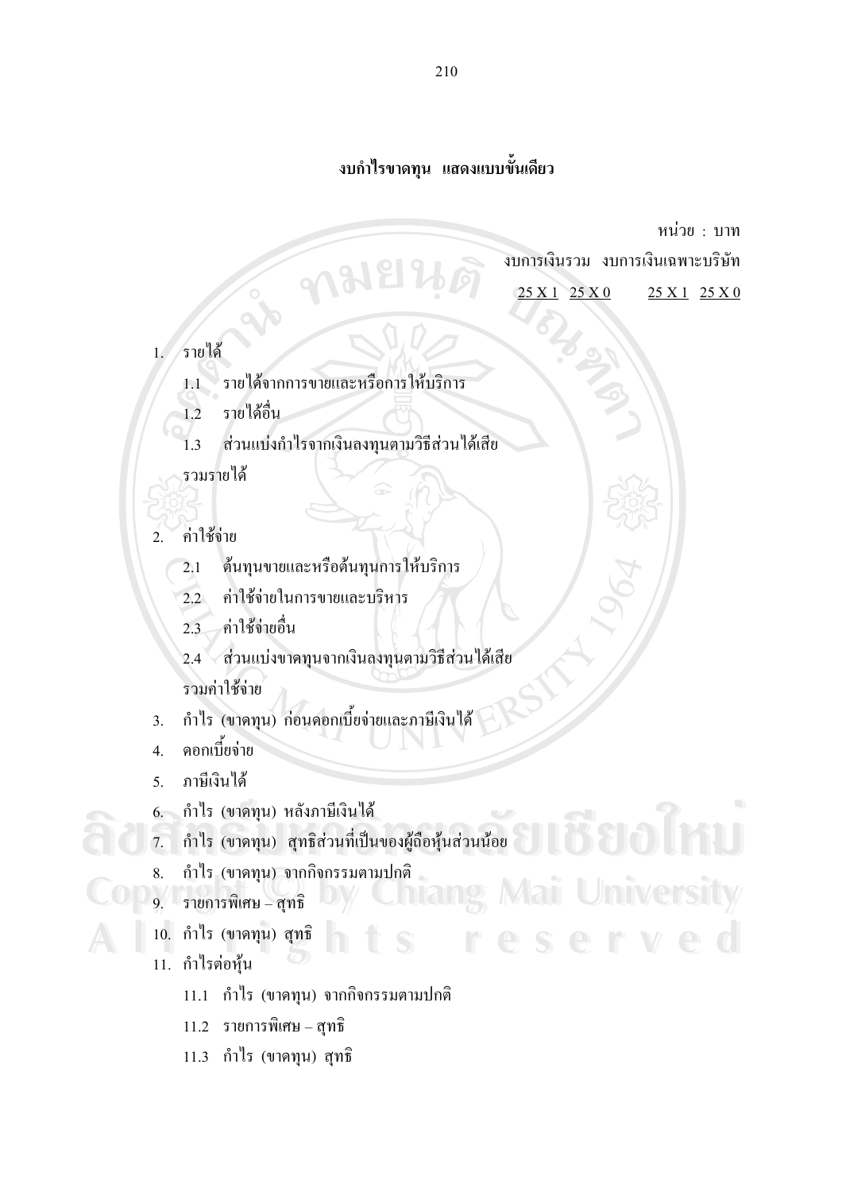## งบกำไรขาดทุน แสดงแบบขั้นเดียว

หน่วย : บาท

| | งบการเงินรวม | | งบการเงินเฉพาะบริษัท | |
|---|---|---|---|---|
| | 25 X 1 | 25 X 0 | 25 X 1 | 25 X 0 |
| 1. รายได้ | | | | |
| 1.1 รายได้จากการขายและหรือการให้บริการ | | | | |
| 1.2 รายได้อื่น | | | | |
| 1.3 ส่วนแบ่งกำไรจากเงินลงทุนตามวิธีส่วนได้เสีย | | | | |
| รวมรายได้ | | | | |
| 2. ค่าใช้จ่าย | | | | |
| 2.1 ต้นทุนขายและหรือต้นทุนการให้บริการ | | | | |
| 2.2 ค่าใช้จ่ายในการขายและบริหาร | | | | |
| 2.3 ค่าใช้จ่ายอื่น | | | | |
| 2.4 ส่วนแบ่งขาดทุนจากเงินลงทุนตามวิธีส่วนได้เสีย | | | | |
| รวมค่าใช้จ่าย | | | | |
| 3. กำไร (ขาดทุน) ก่อนดอกเบี้ยจ่ายและภาษีเงินได้ | | | | |
| 4. ดอกเบี้ยจ่าย | | | | |
| 5. ภาษีเงินได้ | | | | |
| 6. กำไร (ขาดทุน) หลังภาษีเงินได้ | | | | |
| 7. กำไร (ขาดทุน) สุทธิส่วนที่เป็นของผู้ถือหุ้นส่วนน้อย | | | | |
| 8. กำไร (ขาดทุน) จากกิจกรรมตามปกติ | | | | |
| 9. รายการพิเศษ – สุทธิ | | | | |
| 10. กำไร (ขาดทุน) สุทธิ | | | | |
| 11. กำไรต่อหุ้น | | | | |
| 11.1 กำไร (ขาดทุน) จากกิจกรรมตามปกติ | | | | |
| 11.2 รายการพิเศษ – สุทธิ | | | | |
| 11.3 กำไร (ขาดทุน) สุทธิ | | | | |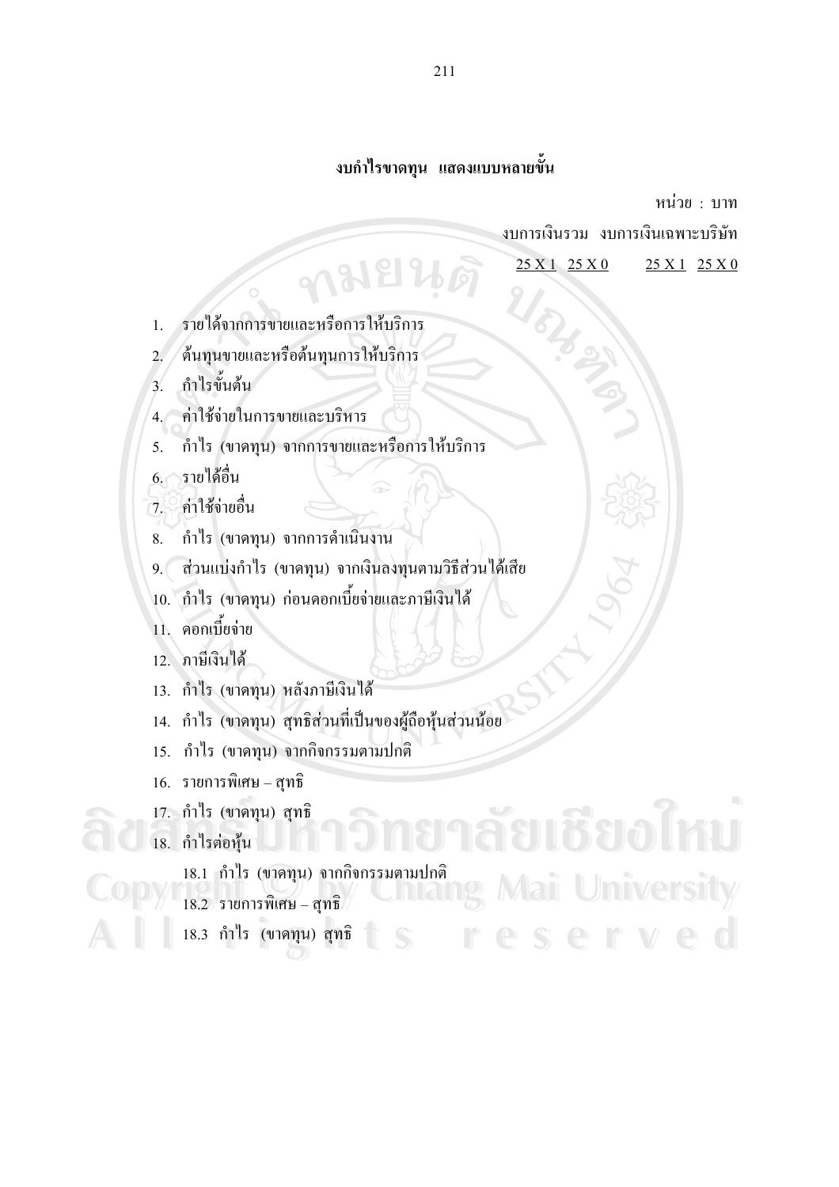**งบกำไรขาดทุน แสดงแบบหลายขั้น**

หน่วย : บาท

| | งบการเงินรวม | | งบการเงินเฉพาะบริษัท | |
|---|---|---|---|---|
| | 25 X 1 | 25 X 0 | 25 X 1 | 25 X 0 |
| 1. รายได้จากการขายและหรือการให้บริการ | | | | |
| 2. ต้นทุนขายและหรือต้นทุนการให้บริการ | | | | |
| 3. กำไรขั้นต้น | | | | |
| 4. ค่าใช้จ่ายในการขายและบริหาร | | | | |
| 5. กำไร (ขาดทุน) จากการขายและหรือการให้บริการ | | | | |
| 6. รายได้อื่น | | | | |
| 7. ค่าใช้จ่ายอื่น | | | | |
| 8. กำไร (ขาดทุน) จากการดำเนินงาน | | | | |
| 9. ส่วนแบ่งกำไร (ขาดทุน) จากเงินลงทุนตามวิธีส่วนได้เสีย | | | | |
| 10. กำไร (ขาดทุน) ก่อนดอกเบี้ยจ่ายและภาษีเงินได้ | | | | |
| 11. ดอกเบี้ยจ่าย | | | | |
| 12. ภาษีเงินได้ | | | | |
| 13. กำไร (ขาดทุน) หลังภาษีเงินได้ | | | | |
| 14. กำไร (ขาดทุน) สุทธิส่วนที่เป็นของผู้ถือหุ้นส่วนน้อย | | | | |
| 15. กำไร (ขาดทุน) จากกิจกรรมตามปกติ | | | | |
| 16. รายการพิเศษ – สุทธิ | | | | |
| 17. กำไร (ขาดทุน) สุทธิ | | | | |
| 18. กำไรต่อหุ้น | | | | |
| 18.1 กำไร (ขาดทุน) จากกิจกรรมตามปกติ | | | | |
| 18.2 รายการพิเศษ – สุทธิ | | | | |
| 18.3 กำไร (ขาดทุน) สุทธิ | | | | |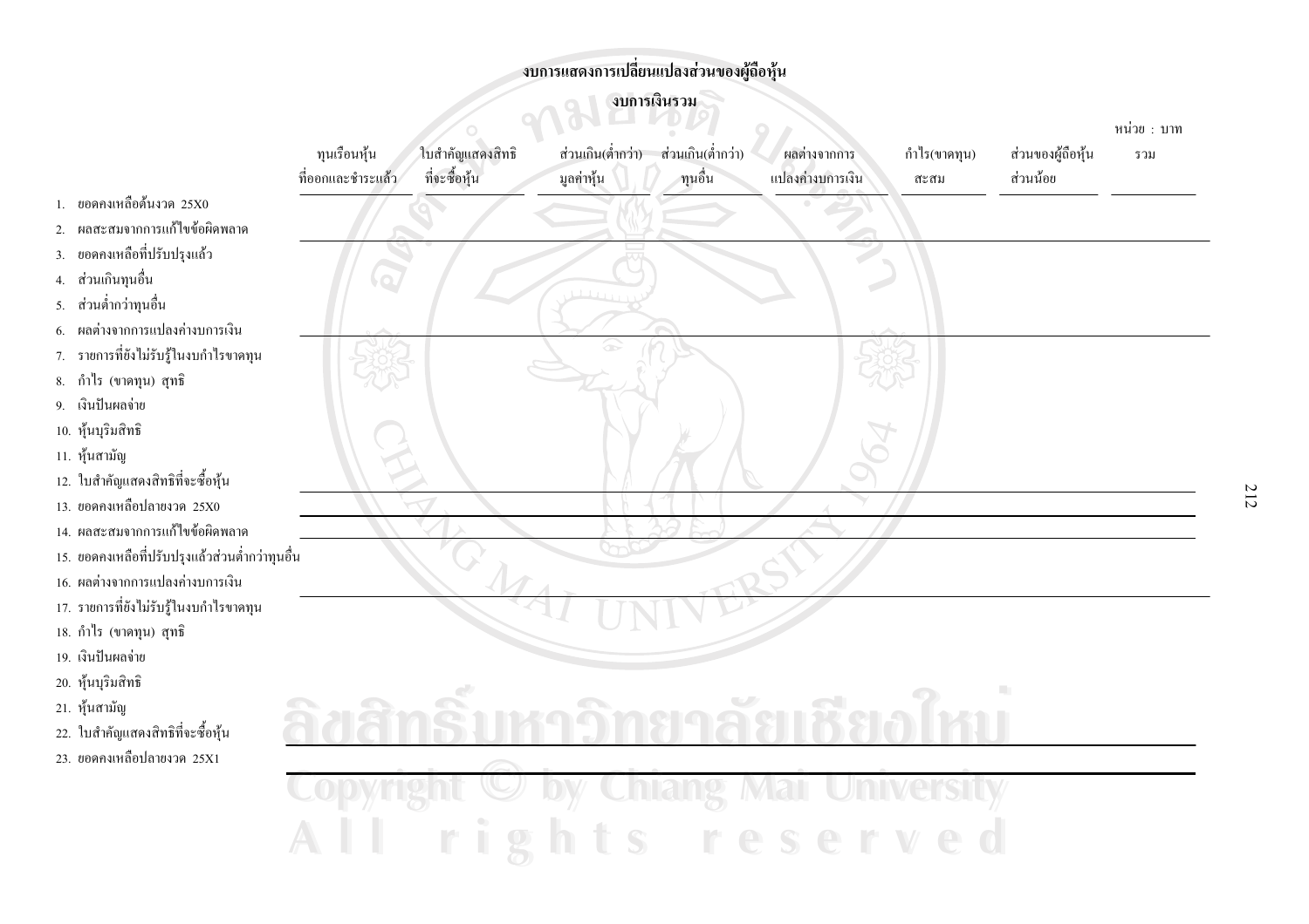**งบการแสดงการเปลี่ยนแปลงส่วนของผู้ถือหุ้น**

**งบการเงินรวม**

หน่วย : บาท

| | ทุนเรือนหุ้นที่ออกและชำระแล้ว | ใบสำคัญแสดงสิทธิที่จะซื้อหุ้น | ส่วนเกิน(ต่ำกว่า)มูลค่าหุ้น | ส่วนเกิน(ต่ำกว่า)ทุนอื่น | ผลต่างจากการแปลงค่างบการเงิน | กำไร(ขาดทุน)สะสม | ส่วนของผู้ถือหุ้นส่วนน้อย | รวม |
|---|---|---|---|---|---|---|---|---|
| 1. ยอดคงเหลือต้นงวด 25X0 | | | | | | | | |
| 2. ผลสะสมจากการแก้ไขข้อผิดพลาด | | | | | | | | |
| 3. ยอดคงเหลือที่ปรับปรุงแล้ว | | | | | | | | |
| 4. ส่วนเกินทุนอื่น | | | | | | | | |
| 5. ส่วนต่ำกว่าทุนอื่น | | | | | | | | |
| 6. ผลต่างจากการแปลงค่างบการเงิน | | | | | | | | |
| 7. รายการที่ยังไม่รับรู้ในงบกำไรขาดทุน | | | | | | | | |
| 8. กำไร (ขาดทุน) สุทธิ | | | | | | | | |
| 9. เงินปันผลจ่าย | | | | | | | | |
| 10. หุ้นบุริมสิทธิ | | | | | | | | |
| 11. หุ้นสามัญ | | | | | | | | |
| 12. ใบสำคัญแสดงสิทธิที่จะซื้อหุ้น | | | | | | | | |
| 13. ยอดคงเหลือปลายงวด 25X0 | | | | | | | | |
| 14. ผลสะสมจากการแก้ไขข้อผิดพลาด | | | | | | | | |
| 15. ยอดคงเหลือที่ปรับปรุงแล้วส่วนต่ำกว่าทุนอื่น | | | | | | | | |
| 16. ผลต่างจากการแปลงค่างบการเงิน | | | | | | | | |
| 17. รายการที่ยังไม่รับรู้ในงบกำไรขาดทุน | | | | | | | | |
| 18. กำไร (ขาดทุน) สุทธิ | | | | | | | | |
| 19. เงินปันผลจ่าย | | | | | | | | |
| 20. หุ้นบุริมสิทธิ | | | | | | | | |
| 21. หุ้นสามัญ | | | | | | | | |
| 22. ใบสำคัญแสดงสิทธิที่จะซื้อหุ้น | | | | | | | | |
| 23. ยอดคงเหลือปลายงวด 25X1 | | | | | | | | |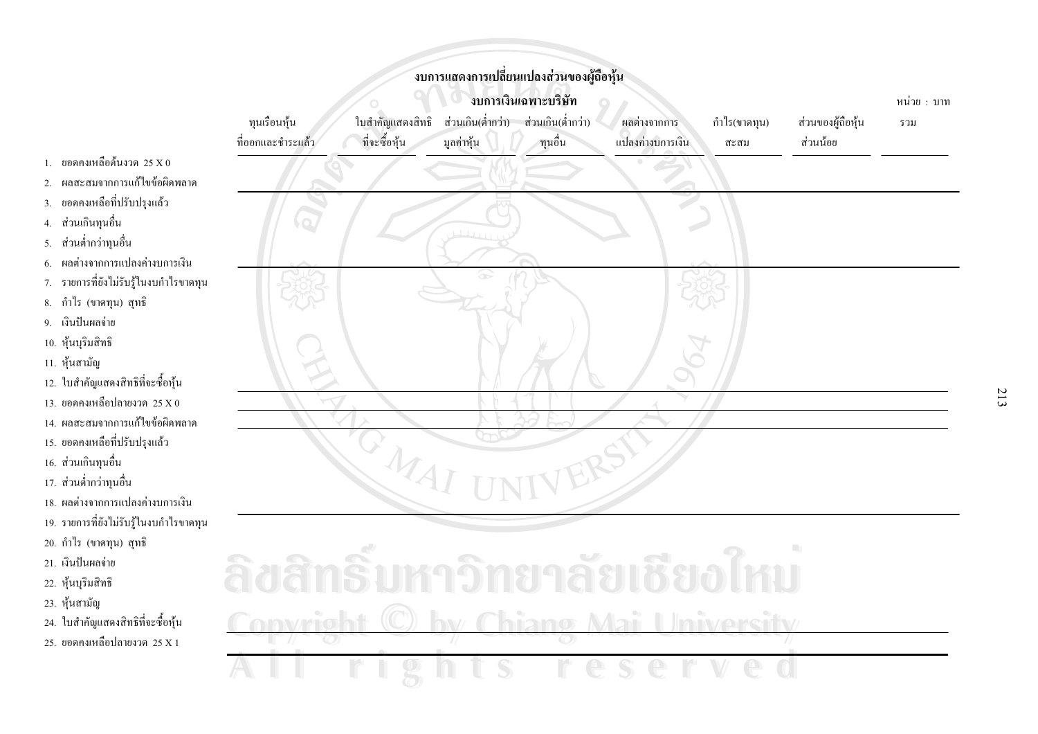# งบการแสดงการเปลี่ยนแปลงส่วนของผู้ถือหุ้น

## งบการเงินเฉพาะบริษัท

หน่วย : บาท

| | ทุนเรือนหุ้นที่ออกและชำระแล้ว | ใบสำคัญแสดงสิทธิที่จะซื้อหุ้น | ส่วนเกิน(ต่ำกว่า)มูลค่าหุ้น | ส่วนเกิน(ต่ำกว่า)ทุนอื่น | ผลต่างจากการแปลงค่างบการเงิน | กำไร(ขาดทุน)สะสม | ส่วนของผู้ถือหุ้นส่วนน้อย | รวม |
|---|---|---|---|---|---|---|---|---|
| 1. ยอดคงเหลือต้นงวด 25 X 0 | | | | | | | | |
| 2. ผลสะสมจากการแก้ไขข้อผิดพลาด | | | | | | | | |
| 3. ยอดคงเหลือที่ปรับปรุงแล้ว | | | | | | | | |
| 4. ส่วนเกินทุนอื่น | | | | | | | | |
| 5. ส่วนต่ำกว่าทุนอื่น | | | | | | | | |
| 6. ผลต่างจากการแปลงค่างบการเงิน | | | | | | | | |
| 7. รายการที่ยังไม่รับรู้ในงบกำไรขาดทุน | | | | | | | | |
| 8. กำไร (ขาดทุน) สุทธิ | | | | | | | | |
| 9. เงินปันผลจ่าย | | | | | | | | |
| 10. หุ้นบุริมสิทธิ | | | | | | | | |
| 11. หุ้นสามัญ | | | | | | | | |
| 12. ใบสำคัญแสดงสิทธิที่จะซื้อหุ้น | | | | | | | | |
| 13. ยอดคงเหลือปลายงวด 25 X 0 | | | | | | | | |
| 14. ผลสะสมจากการแก้ไขข้อผิดพลาด | | | | | | | | |
| 15. ยอดคงเหลือที่ปรับปรุงแล้ว | | | | | | | | |
| 16. ส่วนเกินทุนอื่น | | | | | | | | |
| 17. ส่วนต่ำกว่าทุนอื่น | | | | | | | | |
| 18. ผลต่างจากการแปลงค่างบการเงิน | | | | | | | | |
| 19. รายการที่ยังไม่รับรู้ในงบกำไรขาดทุน | | | | | | | | |
| 20. กำไร (ขาดทุน) สุทธิ | | | | | | | | |
| 21. เงินปันผลจ่าย | | | | | | | | |
| 22. หุ้นบุริมสิทธิ | | | | | | | | |
| 23. หุ้นสามัญ | | | | | | | | |
| 24. ใบสำคัญแสดงสิทธิที่จะซื้อหุ้น | | | | | | | | |
| 25. ยอดคงเหลือปลายงวด 25 X 1 | | | | | | | | |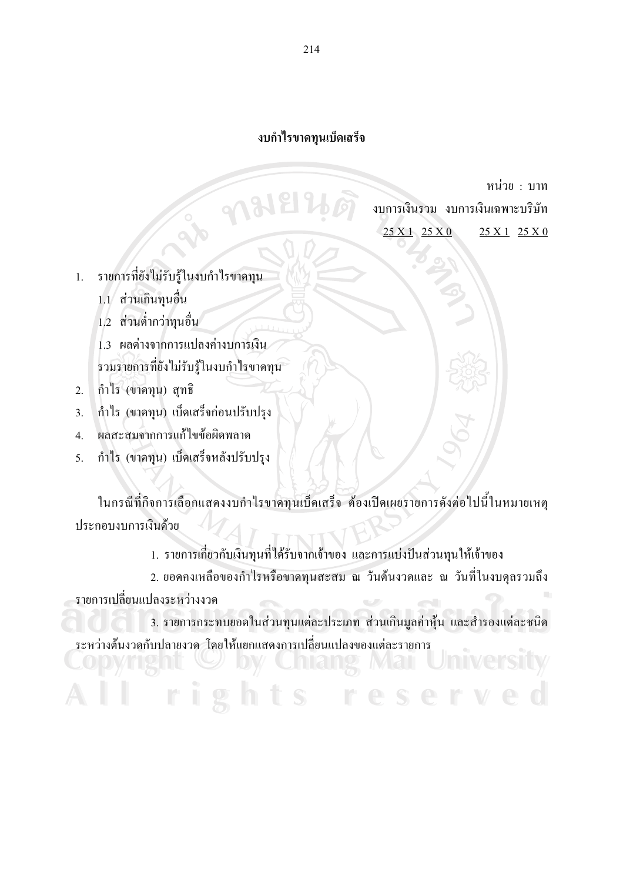## งบกำไรขาดทุนเบ็ดเสร็จ

| | หน่วย : บาท | | | |
|---|---|---|---|---|
| | งบการเงินรวม | | งบการเงินเฉพาะบริษัท | |
| | 25 X 1 | 25 X 0 | 25 X 1 | 25 X 0 |
| 1. รายการที่ยังไม่รับรู้ในงบกำไรขาดทุน | | | | |
| 1.1 ส่วนเกินทุนอื่น | | | | |
| 1.2 ส่วนต่ำกว่าทุนอื่น | | | | |
| 1.3 ผลต่างจากการแปลงค่างบการเงิน | | | | |
| รวมรายการที่ยังไม่รับรู้ในงบกำไรขาดทุน | | | | |
| 2. กำไร (ขาดทุน) สุทธิ | | | | |
| 3. กำไร (ขาดทุน) เบ็ดเสร็จก่อนปรับปรุง | | | | |
| 4. ผลสะสมจากการแก้ไขข้อผิดพลาด | | | | |
| 5. กำไร (ขาดทุน) เบ็ดเสร็จหลังปรับปรุง | | | | |

ในกรณีที่กิจการเลือกแสดงงบกำไรขาดทุนเบ็ดเสร็จ ต้องเปิดเผยรายการดังต่อไปนี้ในหมายเหตุประกอบงบการเงินด้วย

1. รายการเกี่ยวกับเงินทุนที่ได้รับจากเจ้าของ และการแบ่งปันส่วนทุนให้เจ้าของ
2. ยอดคงเหลือของกำไรหรือขาดทุนสะสม ณ วันต้นงวดและ ณ วันที่ในงบดุลรวมถึงรายการเปลี่ยนแปลงระหว่างงวด
3. รายการกระทบยอดในส่วนทุนแต่ละประเภท ส่วนเกินมูลค่าหุ้น และสำรองแต่ละชนิดระหว่างต้นงวดกับปลายงวด โดยให้แยกแสดงการเปลี่ยนแปลงของแต่ละรายการ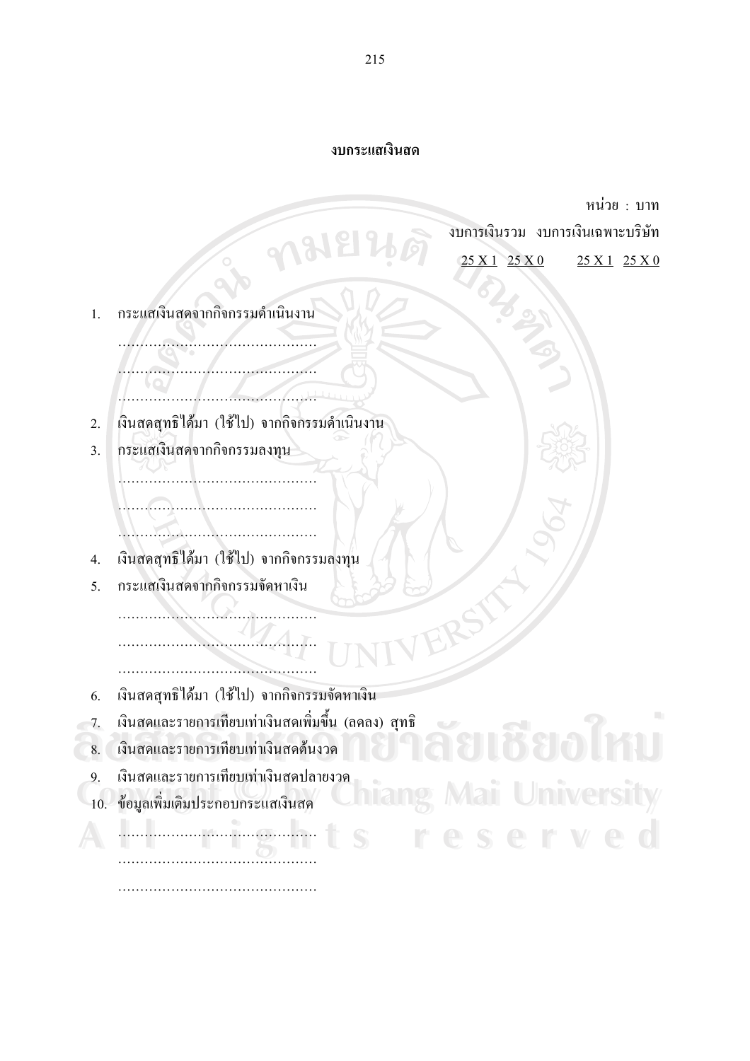**งบกระแสเงินสด**

หน่วย : บาท

| | งบการเงินรวม | | งบการเงินเฉพาะบริษัท | |
|---|---|---|---|---|
| | 25 X 1 | 25 X 0 | 25 X 1 | 25 X 0 |
| 1. กระแสเงินสดจากกิจกรรมดำเนินงาน | | | | |
| ............................................. | | | | |
| ............................................. | | | | |
| ............................................. | | | | |
| 2. เงินสดสุทธิได้มา (ใช้ไป) จากกิจกรรมดำเนินงาน | | | | |
| 3. กระแสเงินสดจากกิจกรรมลงทุน | | | | |
| ............................................. | | | | |
| ............................................. | | | | |
| ............................................. | | | | |
| 4. เงินสดสุทธิได้มา (ใช้ไป) จากกิจกรรมลงทุน | | | | |
| 5. กระแสเงินสดจากกิจกรรมจัดหาเงิน | | | | |
| ............................................. | | | | |
| ............................................. | | | | |
| ............................................. | | | | |
| 6. เงินสดสุทธิได้มา (ใช้ไป) จากกิจกรรมจัดหาเงิน | | | | |
| 7. เงินสดและรายการเทียบเท่าเงินสดเพิ่มขึ้น (ลดลง) สุทธิ | | | | |
| 8. เงินสดและรายการเทียบเท่าเงินสดต้นงวด | | | | |
| 9. เงินสดและรายการเทียบเท่าเงินสดปลายงวด | | | | |
| 10. ข้อมูลเพิ่มเติมประกอบกระแสเงินสด | | | | |
| ............................................. | | | | |
| ............................................. | | | | |
| ............................................. | | | | |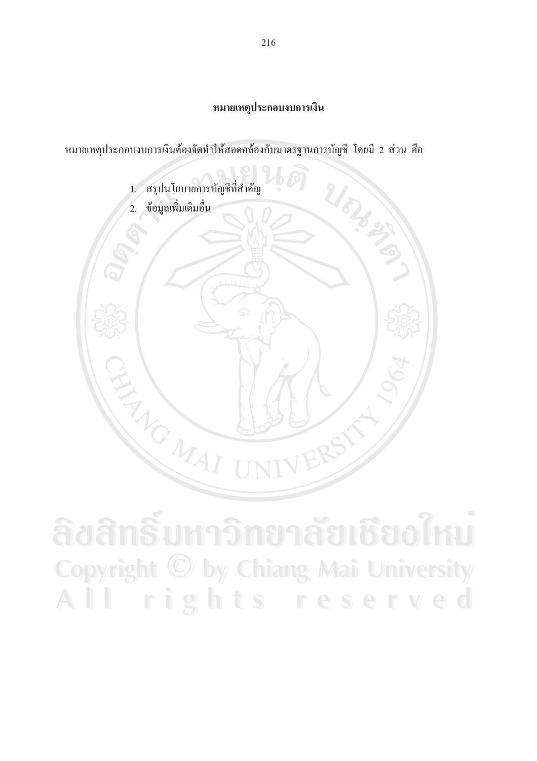## หมายเหตุประกอบงบการเงิน

หมายเหตุประกอบงบการเงินต้องจัดทำให้สอดคล้องกับมาตรฐานการบัญชี โดยมี 2 ส่วน คือ

1. สรุปนโยบายการบัญชีที่สำคัญ
2. ข้อมูลเพิ่มเติมอื่น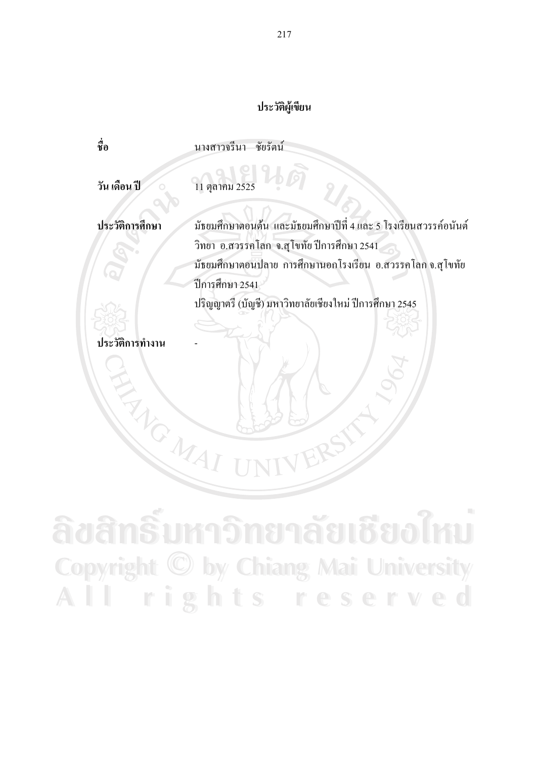## ประวัติผู้เขียน

| | |
|---|---|
| **ชื่อ** | นางสาวจรีนา ชัยรัตน์ |
| **วัน เดือน ปี** | 11 ตุลาคม 2525 |
| **ประวัติการศึกษา** | มัธยมศึกษาตอนต้น และมัธยมศึกษาปีที่ 4 และ 5 โรงเรียนสวรรค์อนันต์วิทยา อ.สวรรคโลก จ.สุโขทัย ปีการศึกษา 2541<br>มัธยมศึกษาตอนปลาย การศึกษานอกโรงเรียน อ.สวรรคโลก จ.สุโขทัย ปีการศึกษา 2541<br>ปริญญาตรี (บัญชี) มหาวิทยาลัยเชียงใหม่ ปีการศึกษา 2545 |
| **ประวัติการทำงาน** | - |

ลิขสิทธิ์มหาวิทยาลัยเชียงใหม่
Copyright © by Chiang Mai University
All rights reserved